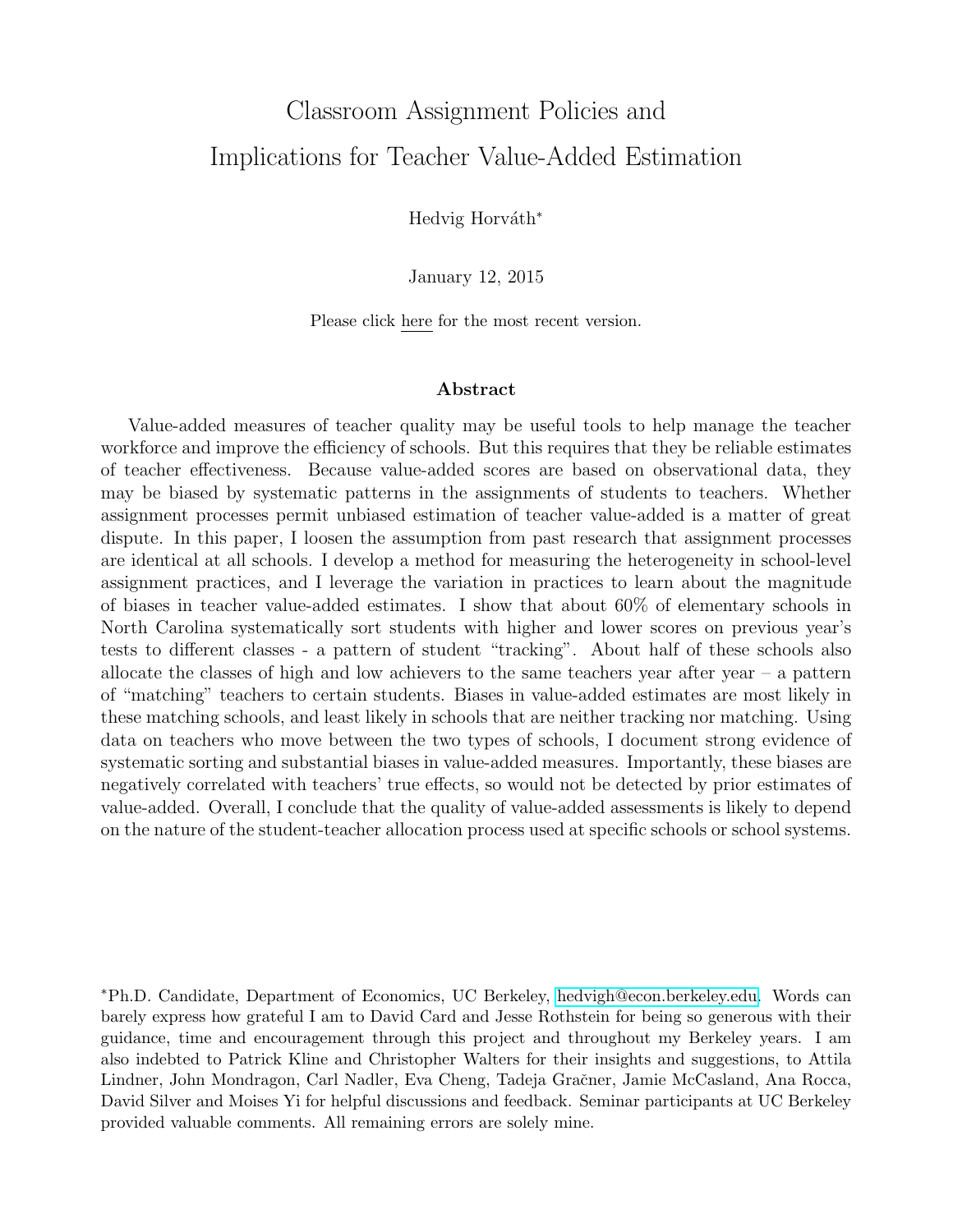# Classroom Assignment Policies and Implications for Teacher Value-Added Estimation

Hedvig Horváth*

January 12, 2015

Please click here for the most recent version.

## Abstract

Value-added measures of teacher quality may be useful tools to help manage the teacher workforce and improve the efficiency of schools. But this requires that they be reliable estimates of teacher effectiveness. Because value-added scores are based on observational data, they may be biased by systematic patterns in the assignments of students to teachers. Whether assignment processes permit unbiased estimation of teacher value-added is a matter of great dispute. In this paper, I loosen the assumption from past research that assignment processes are identical at all schools. I develop a method for measuring the heterogeneity in school-level assignment practices, and I leverage the variation in practices to learn about the magnitude of biases in teacher value-added estimates. I show that about 60% of elementary schools in North Carolina systematically sort students with higher and lower scores on previous year's tests to different classes - a pattern of student "tracking". About half of these schools also allocate the classes of high and low achievers to the same teachers year after year – a pattern of "matching" teachers to certain students. Biases in value-added estimates are most likely in these matching schools, and least likely in schools that are neither tracking nor matching. Using data on teachers who move between the two types of schools, I document strong evidence of systematic sorting and substantial biases in value-added measures. Importantly, these biases are negatively correlated with teachers' true effects, so would not be detected by prior estimates of value-added. Overall, I conclude that the quality of value-added assessments is likely to depend on the nature of the student-teacher allocation process used at specific schools or school systems.

*Ph.D. Candidate, Department of Economics, UC Berkeley, hedvigh@econ.berkeley.edu. Words can barely express how grateful I am to David Card and Jesse Rothstein for being so generous with their guidance, time and encouragement through this project and throughout my Berkeley years. I am also indebted to Patrick Kline and Christopher Walters for their insights and suggestions, to Attila Lindner, John Mondragon, Carl Nadler, Eva Cheng, Tadeja Gračner, Jamie McCasland, Ana Rocca, David Silver and Moises Yi for helpful discussions and feedback. Seminar participants at UC Berkeley provided valuable comments. All remaining errors are solely mine.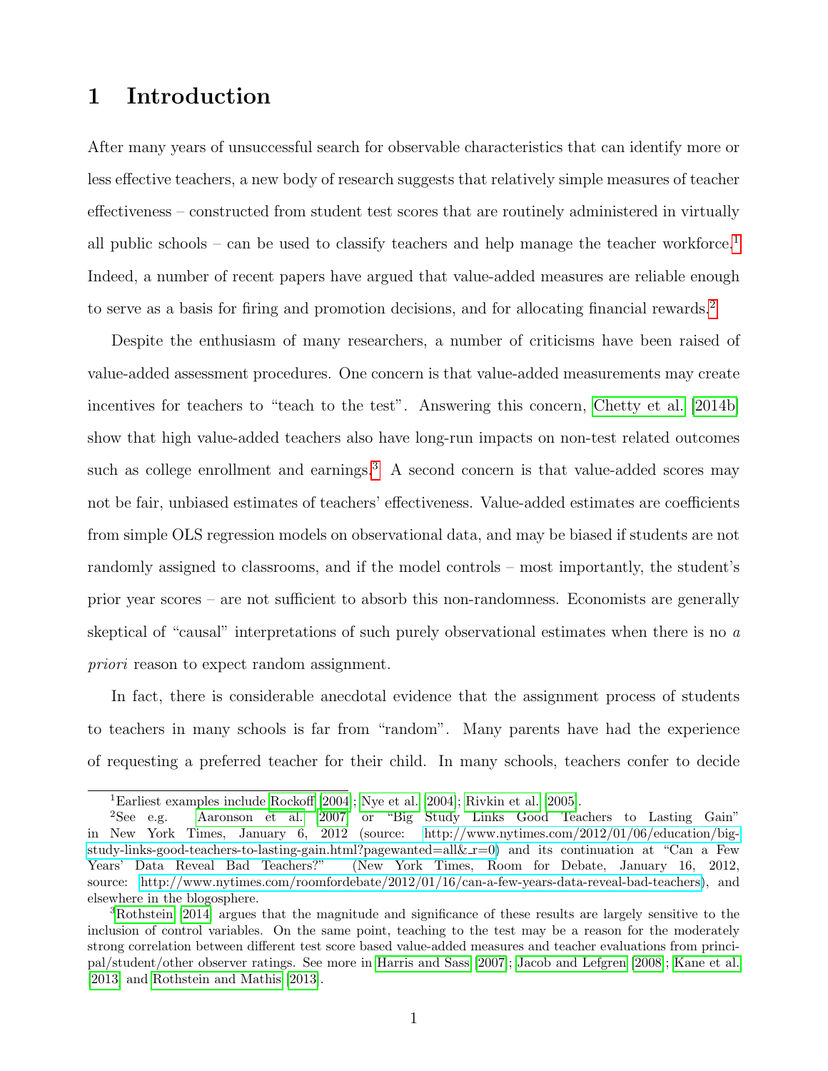# 1 Introduction

After many years of unsuccessful search for observable characteristics that can identify more or less effective teachers, a new body of research suggests that relatively simple measures of teacher effectiveness – constructed from student test scores that are routinely administered in virtually all public schools – can be used to classify teachers and help manage the teacher workforce.[1] Indeed, a number of recent papers have argued that value-added measures are reliable enough to serve as a basis for firing and promotion decisions, and for allocating financial rewards.[2]

Despite the enthusiasm of many researchers, a number of criticisms have been raised of value-added assessment procedures. One concern is that value-added measurements may create incentives for teachers to "teach to the test". Answering this concern, Chetty et al. [2014b] show that high value-added teachers also have long-run impacts on non-test related outcomes such as college enrollment and earnings.[3] A second concern is that value-added scores may not be fair, unbiased estimates of teachers' effectiveness. Value-added estimates are coefficients from simple OLS regression models on observational data, and may be biased if students are not randomly assigned to classrooms, and if the model controls – most importantly, the student's prior year scores – are not sufficient to absorb this non-randomness. Economists are generally skeptical of "causal" interpretations of such purely observational estimates when there is no *a priori* reason to expect random assignment.

In fact, there is considerable anecdotal evidence that the assignment process of students to teachers in many schools is far from "random". Many parents have had the experience of requesting a preferred teacher for their child. In many schools, teachers confer to decide

---

[1] Earliest examples include Rockoff [2004]; Nye et al. [2004]; Rivkin et al. [2005].

[2] See e.g. Aaronson et al. [2007] or "Big Study Links Good Teachers to Lasting Gain" in New York Times, January 6, 2012 (source: http://www.nytimes.com/2012/01/06/education/big-study-links-good-teachers-to-lasting-gain.html?pagewanted=all&_r=0) and its continuation at "Can a Few Years' Data Reveal Bad Teachers?" (New York Times, Room for Debate, January 16, 2012, source: http://www.nytimes.com/roomfordebate/2012/01/16/can-a-few-years-data-reveal-bad-teachers), and elsewhere in the blogosphere.

[3] Rothstein [2014] argues that the magnitude and significance of these results are largely sensitive to the inclusion of control variables. On the same point, teaching to the test may be a reason for the moderately strong correlation between different test score based value-added measures and teacher evaluations from principal/student/other observer ratings. See more in Harris and Sass [2007]; Jacob and Lefgren [2008]; Kane et al. [2013] and Rothstein and Mathis [2013].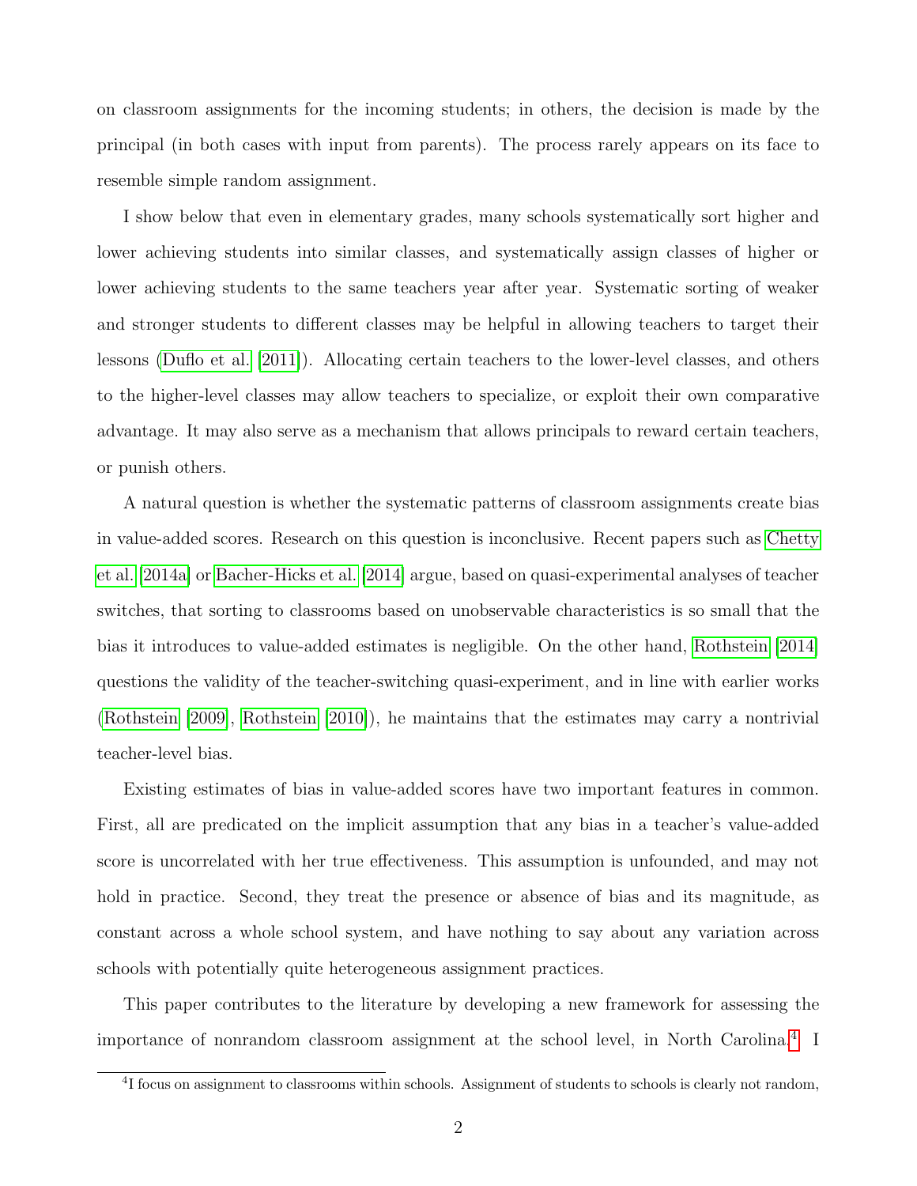on classroom assignments for the incoming students; in others, the decision is made by the principal (in both cases with input from parents). The process rarely appears on its face to resemble simple random assignment.

I show below that even in elementary grades, many schools systematically sort higher and lower achieving students into similar classes, and systematically assign classes of higher or lower achieving students to the same teachers year after year. Systematic sorting of weaker and stronger students to different classes may be helpful in allowing teachers to target their lessons (Duflo et al. [2011]). Allocating certain teachers to the lower-level classes, and others to the higher-level classes may allow teachers to specialize, or exploit their own comparative advantage. It may also serve as a mechanism that allows principals to reward certain teachers, or punish others.

A natural question is whether the systematic patterns of classroom assignments create bias in value-added scores. Research on this question is inconclusive. Recent papers such as Chetty et al. [2014a] or Bacher-Hicks et al. [2014] argue, based on quasi-experimental analyses of teacher switches, that sorting to classrooms based on unobservable characteristics is so small that the bias it introduces to value-added estimates is negligible. On the other hand, Rothstein [2014] questions the validity of the teacher-switching quasi-experiment, and in line with earlier works (Rothstein [2009], Rothstein [2010]), he maintains that the estimates may carry a nontrivial teacher-level bias.

Existing estimates of bias in value-added scores have two important features in common. First, all are predicated on the implicit assumption that any bias in a teacher's value-added score is uncorrelated with her true effectiveness. This assumption is unfounded, and may not hold in practice. Second, they treat the presence or absence of bias and its magnitude, as constant across a whole school system, and have nothing to say about any variation across schools with potentially quite heterogeneous assignment practices.

This paper contributes to the literature by developing a new framework for assessing the importance of nonrandom classroom assignment at the school level, in North Carolina.[4] I

[4] I focus on assignment to classrooms within schools. Assignment of students to schools is clearly not random,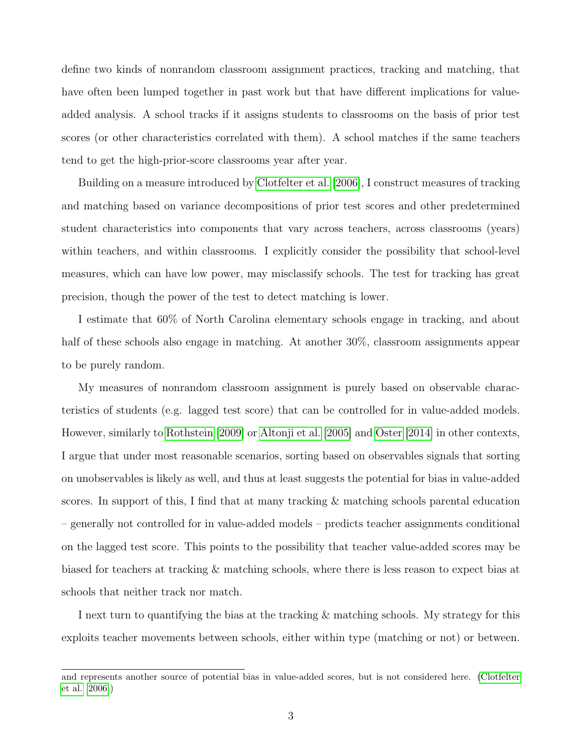define two kinds of nonrandom classroom assignment practices, tracking and matching, that have often been lumped together in past work but that have different implications for value-added analysis. A school tracks if it assigns students to classrooms on the basis of prior test scores (or other characteristics correlated with them). A school matches if the same teachers tend to get the high-prior-score classrooms year after year.

Building on a measure introduced by Clotfelter et al. [2006], I construct measures of tracking and matching based on variance decompositions of prior test scores and other predetermined student characteristics into components that vary across teachers, across classrooms (years) within teachers, and within classrooms. I explicitly consider the possibility that school-level measures, which can have low power, may misclassify schools. The test for tracking has great precision, though the power of the test to detect matching is lower.

I estimate that 60% of North Carolina elementary schools engage in tracking, and about half of these schools also engage in matching. At another 30%, classroom assignments appear to be purely random.

My measures of nonrandom classroom assignment is purely based on observable characteristics of students (e.g. lagged test score) that can be controlled for in value-added models. However, similarly to Rothstein [2009] or Altonji et al. [2005] and Oster [2014] in other contexts, I argue that under most reasonable scenarios, sorting based on observables signals that sorting on unobservables is likely as well, and thus at least suggests the potential for bias in value-added scores. In support of this, I find that at many tracking & matching schools parental education – generally not controlled for in value-added models – predicts teacher assignments conditional on the lagged test score. This points to the possibility that teacher value-added scores may be biased for teachers at tracking & matching schools, where there is less reason to expect bias at schools that neither track nor match.

I next turn to quantifying the bias at the tracking & matching schools. My strategy for this exploits teacher movements between schools, either within type (matching or not) or between.

and represents another source of potential bias in value-added scores, but is not considered here. (Clotfelter et al. [2006])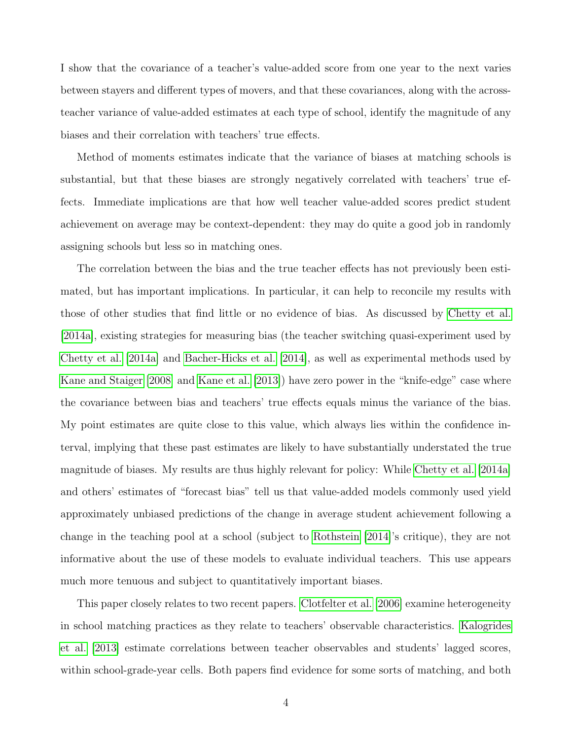I show that the covariance of a teacher's value-added score from one year to the next varies between stayers and different types of movers, and that these covariances, along with the across-teacher variance of value-added estimates at each type of school, identify the magnitude of any biases and their correlation with teachers' true effects.

Method of moments estimates indicate that the variance of biases at matching schools is substantial, but that these biases are strongly negatively correlated with teachers' true effects. Immediate implications are that how well teacher value-added scores predict student achievement on average may be context-dependent: they may do quite a good job in randomly assigning schools but less so in matching ones.

The correlation between the bias and the true teacher effects has not previously been estimated, but has important implications. In particular, it can help to reconcile my results with those of other studies that find little or no evidence of bias. As discussed by Chetty et al. [2014a], existing strategies for measuring bias (the teacher switching quasi-experiment used by Chetty et al. [2014a] and Bacher-Hicks et al. [2014], as well as experimental methods used by Kane and Staiger [2008] and Kane et al. [2013]) have zero power in the "knife-edge" case where the covariance between bias and teachers' true effects equals minus the variance of the bias. My point estimates are quite close to this value, which always lies within the confidence interval, implying that these past estimates are likely to have substantially understated the true magnitude of biases. My results are thus highly relevant for policy: While Chetty et al. [2014a] and others' estimates of "forecast bias" tell us that value-added models commonly used yield approximately unbiased predictions of the change in average student achievement following a change in the teaching pool at a school (subject to Rothstein [2014]'s critique), they are not informative about the use of these models to evaluate individual teachers. This use appears much more tenuous and subject to quantitatively important biases.

This paper closely relates to two recent papers. Clotfelter et al. [2006] examine heterogeneity in school matching practices as they relate to teachers' observable characteristics. Kalogrides et al. [2013] estimate correlations between teacher observables and students' lagged scores, within school-grade-year cells. Both papers find evidence for some sorts of matching, and both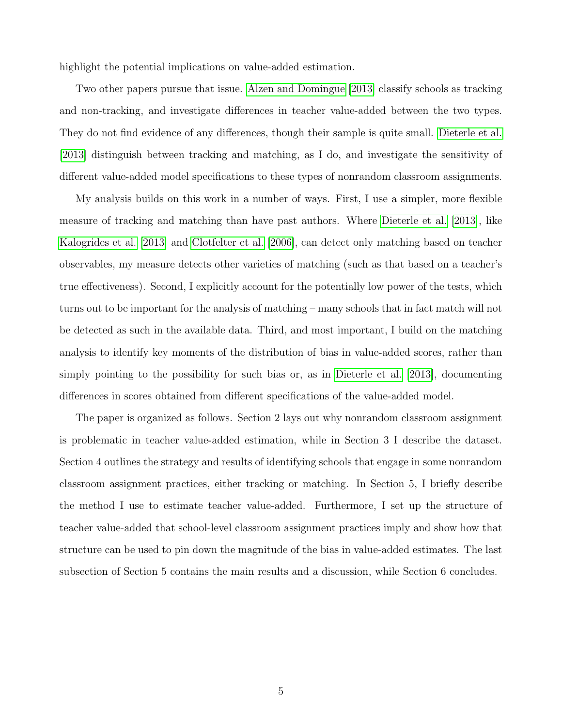highlight the potential implications on value-added estimation.

Two other papers pursue that issue. Alzen and Domingue [2013] classify schools as tracking and non-tracking, and investigate differences in teacher value-added between the two types. They do not find evidence of any differences, though their sample is quite small. Dieterle et al. [2013] distinguish between tracking and matching, as I do, and investigate the sensitivity of different value-added model specifications to these types of nonrandom classroom assignments.

My analysis builds on this work in a number of ways. First, I use a simpler, more flexible measure of tracking and matching than have past authors. Where Dieterle et al. [2013], like Kalogrides et al. [2013] and Clotfelter et al. [2006], can detect only matching based on teacher observables, my measure detects other varieties of matching (such as that based on a teacher's true effectiveness). Second, I explicitly account for the potentially low power of the tests, which turns out to be important for the analysis of matching – many schools that in fact match will not be detected as such in the available data. Third, and most important, I build on the matching analysis to identify key moments of the distribution of bias in value-added scores, rather than simply pointing to the possibility for such bias or, as in Dieterle et al. [2013], documenting differences in scores obtained from different specifications of the value-added model.

The paper is organized as follows. Section 2 lays out why nonrandom classroom assignment is problematic in teacher value-added estimation, while in Section 3 I describe the dataset. Section 4 outlines the strategy and results of identifying schools that engage in some nonrandom classroom assignment practices, either tracking or matching. In Section 5, I briefly describe the method I use to estimate teacher value-added. Furthermore, I set up the structure of teacher value-added that school-level classroom assignment practices imply and show how that structure can be used to pin down the magnitude of the bias in value-added estimates. The last subsection of Section 5 contains the main results and a discussion, while Section 6 concludes.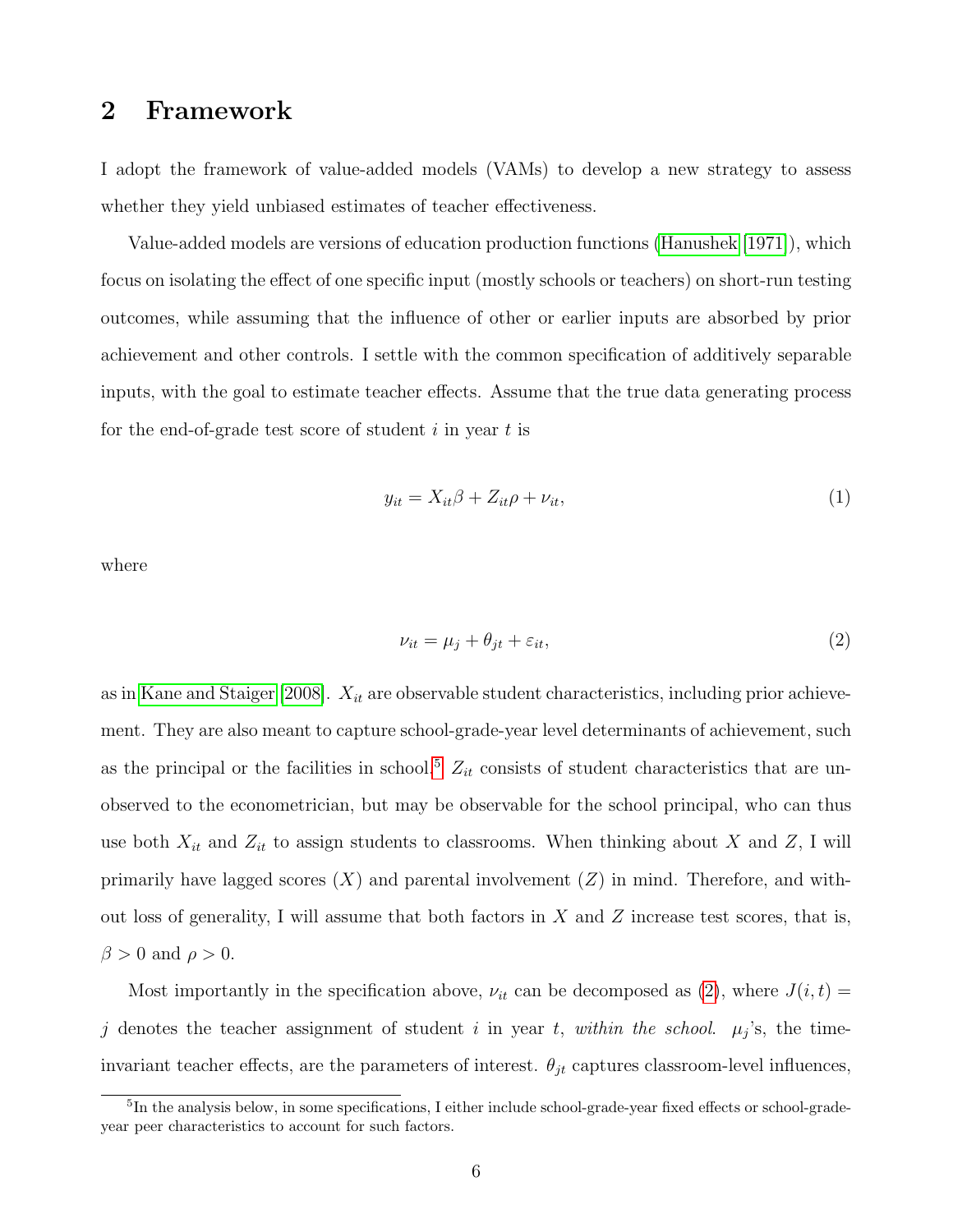## 2 Framework

I adopt the framework of value-added models (VAMs) to develop a new strategy to assess whether they yield unbiased estimates of teacher effectiveness.

Value-added models are versions of education production functions (Hanushek [1971]), which focus on isolating the effect of one specific input (mostly schools or teachers) on short-run testing outcomes, while assuming that the influence of other or earlier inputs are absorbed by prior achievement and other controls. I settle with the common specification of additively separable inputs, with the goal to estimate teacher effects. Assume that the true data generating process for the end-of-grade test score of student $i$ in year $t$ is

$$y_{it} = X_{it}\beta + Z_{it}\rho + \nu_{it}, \tag{1}$$

where

$$\nu_{it} = \mu_j + \theta_{jt} + \varepsilon_{it}, \tag{2}$$

as in Kane and Staiger [2008]. $X_{it}$ are observable student characteristics, including prior achievement. They are also meant to capture school-grade-year level determinants of achievement, such as the principal or the facilities in school.[5] $Z_{it}$ consists of student characteristics that are unobserved to the econometrician, but may be observable for the school principal, who can thus use both $X_{it}$ and $Z_{it}$ to assign students to classrooms. When thinking about $X$ and $Z$, I will primarily have lagged scores ($X$) and parental involvement ($Z$) in mind. Therefore, and without loss of generality, I will assume that both factors in $X$ and $Z$ increase test scores, that is, $\beta > 0$ and $\rho > 0$.

Most importantly in the specification above, $\nu_{it}$ can be decomposed as (2), where $J(i,t) = j$ denotes the teacher assignment of student $i$ in year $t$, *within the school*. $\mu_j$'s, the time-invariant teacher effects, are the parameters of interest. $\theta_{jt}$ captures classroom-level influences,

[5] In the analysis below, in some specifications, I either include school-grade-year fixed effects or school-grade-year peer characteristics to account for such factors.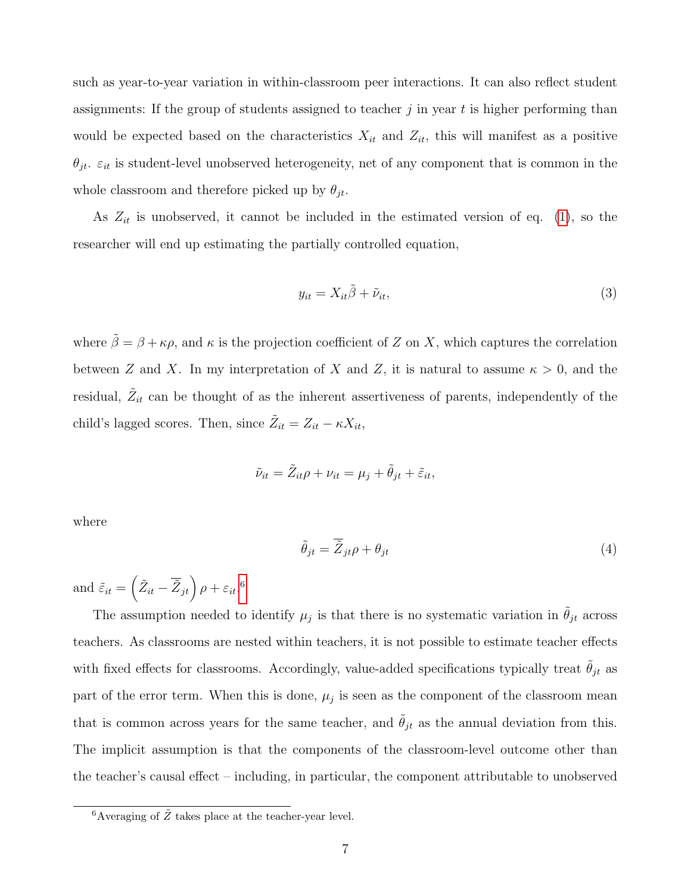such as year-to-year variation in within-classroom peer interactions. It can also reflect student assignments: If the group of students assigned to teacher $j$ in year $t$ is higher performing than would be expected based on the characteristics $X_{it}$ and $Z_{it}$, this will manifest as a positive $\theta_{jt}$. $\varepsilon_{it}$ is student-level unobserved heterogeneity, net of any component that is common in the whole classroom and therefore picked up by $\theta_{jt}$.

As $Z_{it}$ is unobserved, it cannot be included in the estimated version of eq. (1), so the researcher will end up estimating the partially controlled equation,

$$y_{it} = X_{it}\tilde{\beta} + \tilde{\nu}_{it}, \tag{3}$$

where $\tilde{\beta} = \beta + \kappa\rho$, and $\kappa$ is the projection coefficient of $Z$ on $X$, which captures the correlation between $Z$ and $X$. In my interpretation of $X$ and $Z$, it is natural to assume $\kappa > 0$, and the residual, $\tilde{Z}_{it}$ can be thought of as the inherent assertiveness of parents, independently of the child's lagged scores. Then, since $\tilde{Z}_{it} = Z_{it} - \kappa X_{it}$,

$$\tilde{\nu}_{it} = \tilde{Z}_{it}\rho + \nu_{it} = \mu_j + \tilde{\theta}_{jt} + \tilde{\varepsilon}_{it},$$

where

$$\tilde{\theta}_{jt} = \overline{\tilde{Z}}_{jt}\rho + \theta_{jt} \tag{4}$$

and $\tilde{\varepsilon}_{it} = \left(\tilde{Z}_{it} - \overline{\tilde{Z}}_{jt}\right)\rho + \varepsilon_{it}$.[6]

The assumption needed to identify $\mu_j$ is that there is no systematic variation in $\tilde{\theta}_{jt}$ across teachers. As classrooms are nested within teachers, it is not possible to estimate teacher effects with fixed effects for classrooms. Accordingly, value-added specifications typically treat $\tilde{\theta}_{jt}$ as part of the error term. When this is done, $\mu_j$ is seen as the component of the classroom mean that is common across years for the same teacher, and $\tilde{\theta}_{jt}$ as the annual deviation from this. The implicit assumption is that the components of the classroom-level outcome other than the teacher's causal effect – including, in particular, the component attributable to unobserved

[6] Averaging of $\tilde{Z}$ takes place at the teacher-year level.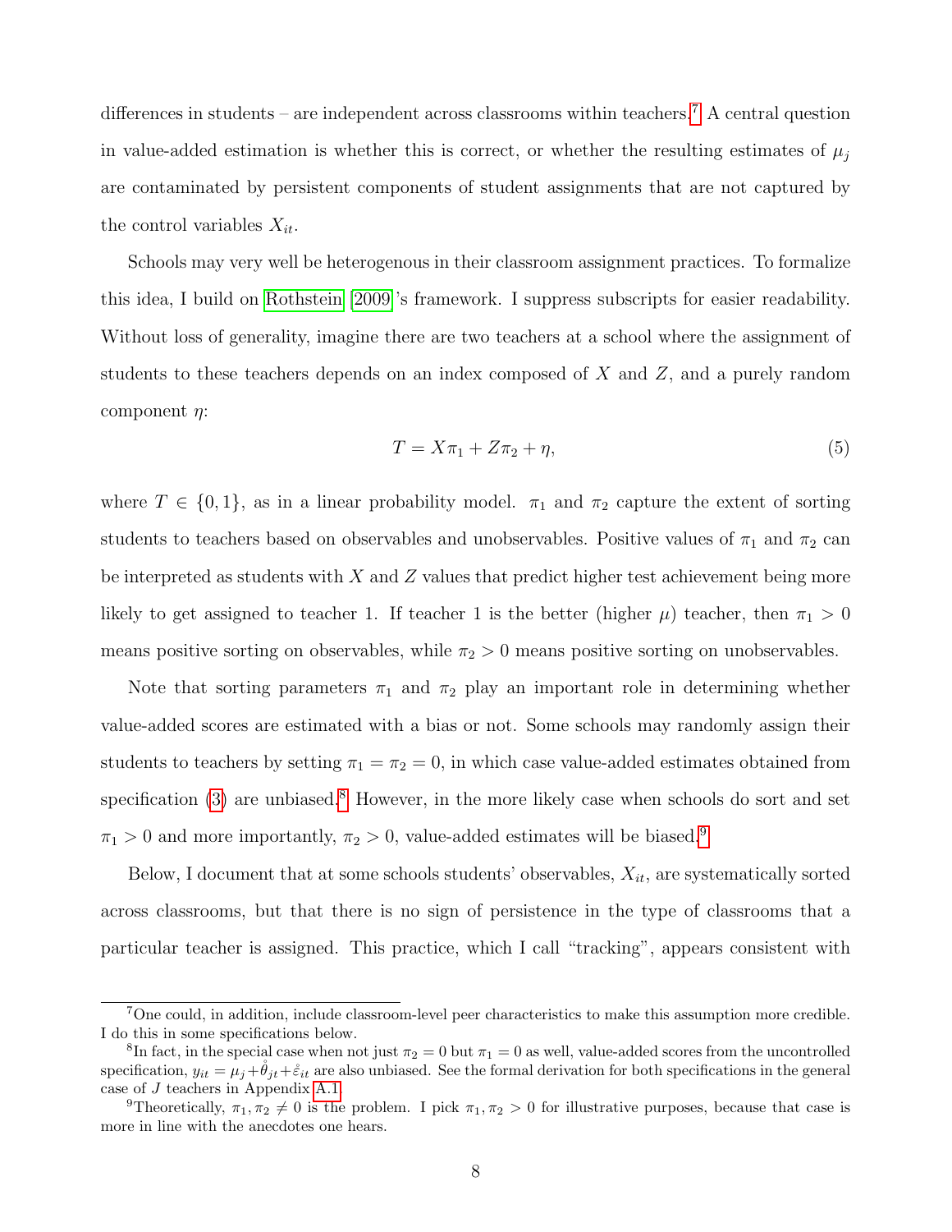differences in students – are independent across classrooms within teachers.[7] A central question in value-added estimation is whether this is correct, or whether the resulting estimates of $\mu_j$ are contaminated by persistent components of student assignments that are not captured by the control variables $X_{it}$.

Schools may very well be heterogenous in their classroom assignment practices. To formalize this idea, I build on Rothstein [2009]'s framework. I suppress subscripts for easier readability. Without loss of generality, imagine there are two teachers at a school where the assignment of students to these teachers depends on an index composed of $X$ and $Z$, and a purely random component $\eta$:

$$T = X\pi_1 + Z\pi_2 + \eta, \tag{5}$$

where $T \in \{0, 1\}$, as in a linear probability model. $\pi_1$ and $\pi_2$ capture the extent of sorting students to teachers based on observables and unobservables. Positive values of $\pi_1$ and $\pi_2$ can be interpreted as students with $X$ and $Z$ values that predict higher test achievement being more likely to get assigned to teacher 1. If teacher 1 is the better (higher $\mu$) teacher, then $\pi_1 > 0$ means positive sorting on observables, while $\pi_2 > 0$ means positive sorting on unobservables.

Note that sorting parameters $\pi_1$ and $\pi_2$ play an important role in determining whether value-added scores are estimated with a bias or not. Some schools may randomly assign their students to teachers by setting $\pi_1 = \pi_2 = 0$, in which case value-added estimates obtained from specification (3) are unbiased.[8] However, in the more likely case when schools do sort and set $\pi_1 > 0$ and more importantly, $\pi_2 > 0$, value-added estimates will be biased.[9]

Below, I document that at some schools students' observables, $X_{it}$, are systematically sorted across classrooms, but that there is no sign of persistence in the type of classrooms that a particular teacher is assigned. This practice, which I call "tracking", appears consistent with

---

[7] One could, in addition, include classroom-level peer characteristics to make this assumption more credible. I do this in some specifications below.

[8] In fact, in the special case when not just $\pi_2 = 0$ but $\pi_1 = 0$ as well, value-added scores from the uncontrolled specification, $y_{it} = \mu_j + \mathring{\theta}_{jt} + \mathring{\varepsilon}_{it}$ are also unbiased. See the formal derivation for both specifications in the general case of $J$ teachers in Appendix A.1.

[9] Theoretically, $\pi_1, \pi_2 \neq 0$ is the problem. I pick $\pi_1, \pi_2 > 0$ for illustrative purposes, because that case is more in line with the anecdotes one hears.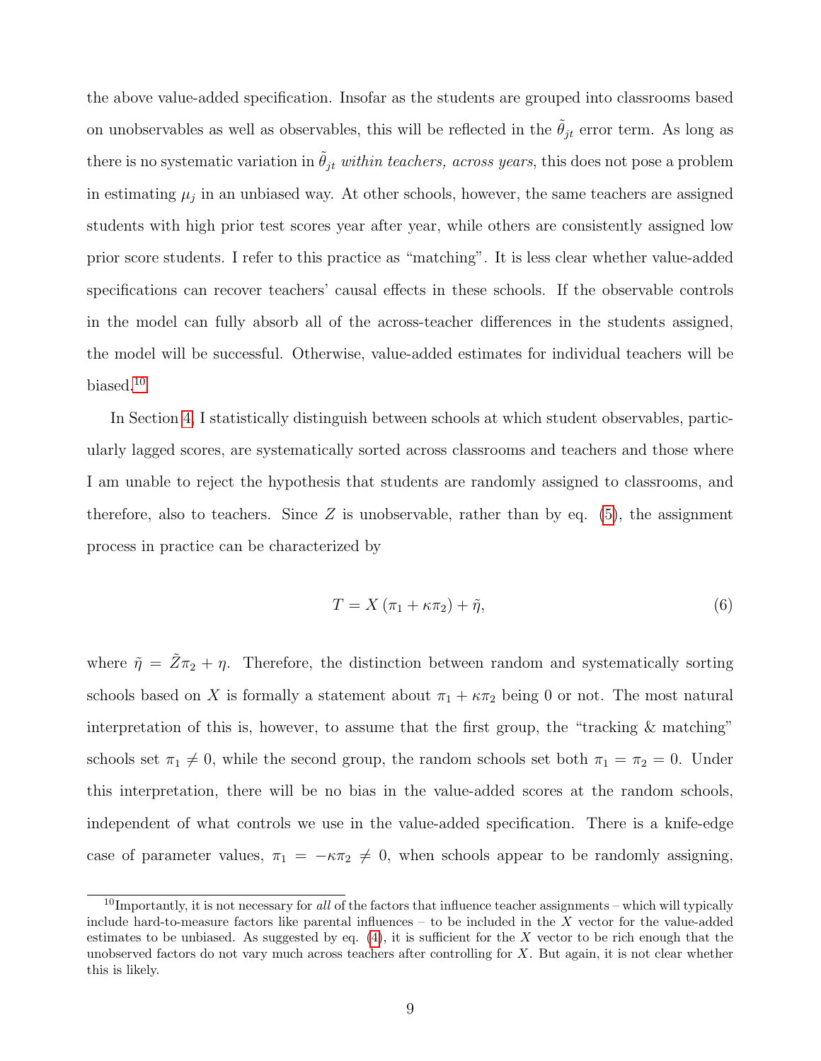the above value-added specification. Insofar as the students are grouped into classrooms based on unobservables as well as observables, this will be reflected in the $\tilde{\theta}_{jt}$ error term. As long as there is no systematic variation in $\tilde{\theta}_{jt}$ *within teachers, across years*, this does not pose a problem in estimating $\mu_j$ in an unbiased way. At other schools, however, the same teachers are assigned students with high prior test scores year after year, while others are consistently assigned low prior score students. I refer to this practice as "matching". It is less clear whether value-added specifications can recover teachers' causal effects in these schools. If the observable controls in the model can fully absorb all of the across-teacher differences in the students assigned, the model will be successful. Otherwise, value-added estimates for individual teachers will be biased.[10]

In Section 4, I statistically distinguish between schools at which student observables, particularly lagged scores, are systematically sorted across classrooms and teachers and those where I am unable to reject the hypothesis that students are randomly assigned to classrooms, and therefore, also to teachers. Since $Z$ is unobservable, rather than by eq. (5), the assignment process in practice can be characterized by

$$T = X\left(\pi_1 + \kappa\pi_2\right) + \tilde{\eta}, \tag{6}$$

where $\tilde{\eta} = \tilde{Z}\pi_2 + \eta$. Therefore, the distinction between random and systematically sorting schools based on $X$ is formally a statement about $\pi_1 + \kappa\pi_2$ being 0 or not. The most natural interpretation of this is, however, to assume that the first group, the "tracking & matching" schools set $\pi_1 \neq 0$, while the second group, the random schools set both $\pi_1 = \pi_2 = 0$. Under this interpretation, there will be no bias in the value-added scores at the random schools, independent of what controls we use in the value-added specification. There is a knife-edge case of parameter values, $\pi_1 = -\kappa\pi_2 \neq 0$, when schools appear to be randomly assigning,

[10] Importantly, it is not necessary for *all* of the factors that influence teacher assignments – which will typically include hard-to-measure factors like parental influences – to be included in the $X$ vector for the value-added estimates to be unbiased. As suggested by eq. (4), it is sufficient for the $X$ vector to be rich enough that the unobserved factors do not vary much across teachers after controlling for $X$. But again, it is not clear whether this is likely.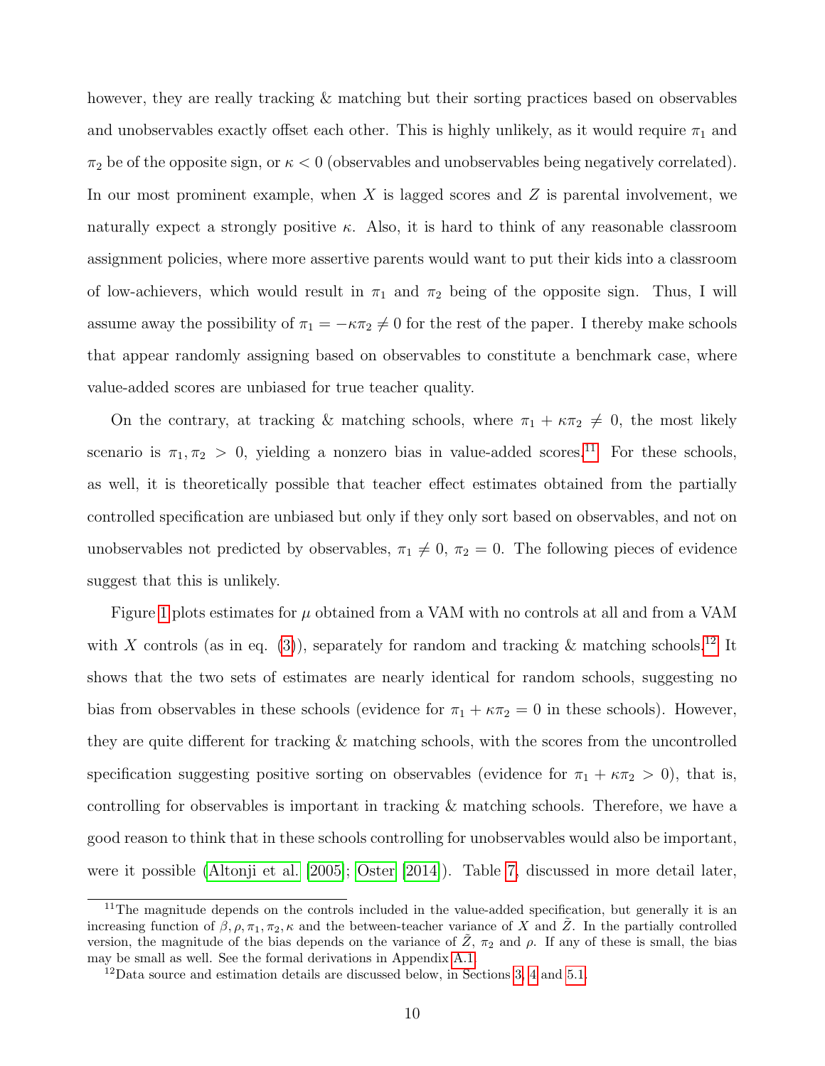however, they are really tracking & matching but their sorting practices based on observables and unobservables exactly offset each other. This is highly unlikely, as it would require $\pi_1$ and $\pi_2$ be of the opposite sign, or $\kappa < 0$ (observables and unobservables being negatively correlated). In our most prominent example, when $X$ is lagged scores and $Z$ is parental involvement, we naturally expect a strongly positive $\kappa$. Also, it is hard to think of any reasonable classroom assignment policies, where more assertive parents would want to put their kids into a classroom of low-achievers, which would result in $\pi_1$ and $\pi_2$ being of the opposite sign. Thus, I will assume away the possibility of $\pi_1 = -\kappa\pi_2 \neq 0$ for the rest of the paper. I thereby make schools that appear randomly assigning based on observables to constitute a benchmark case, where value-added scores are unbiased for true teacher quality.

On the contrary, at tracking & matching schools, where $\pi_1 + \kappa\pi_2 \neq 0$, the most likely scenario is $\pi_1, \pi_2 > 0$, yielding a nonzero bias in value-added scores.[11] For these schools, as well, it is theoretically possible that teacher effect estimates obtained from the partially controlled specification are unbiased but only if they only sort based on observables, and not on unobservables not predicted by observables, $\pi_1 \neq 0$, $\pi_2 = 0$. The following pieces of evidence suggest that this is unlikely.

Figure 1 plots estimates for $\mu$ obtained from a VAM with no controls at all and from a VAM with $X$ controls (as in eq. (3)), separately for random and tracking & matching schools.[12] It shows that the two sets of estimates are nearly identical for random schools, suggesting no bias from observables in these schools (evidence for $\pi_1 + \kappa\pi_2 = 0$ in these schools). However, they are quite different for tracking & matching schools, with the scores from the uncontrolled specification suggesting positive sorting on observables (evidence for $\pi_1 + \kappa\pi_2 > 0$), that is, controlling for observables is important in tracking & matching schools. Therefore, we have a good reason to think that in these schools controlling for unobservables would also be important, were it possible (Altonji et al. [2005]; Oster [2014]). Table 7, discussed in more detail later,

[11] The magnitude depends on the controls included in the value-added specification, but generally it is an increasing function of $\beta, \rho, \pi_1, \pi_2, \kappa$ and the between-teacher variance of $X$ and $\tilde{Z}$. In the partially controlled version, the magnitude of the bias depends on the variance of $\tilde{Z}$, $\pi_2$ and $\rho$. If any of these is small, the bias may be small as well. See the formal derivations in Appendix A.1.

[12] Data source and estimation details are discussed below, in Sections 3, 4 and 5.1.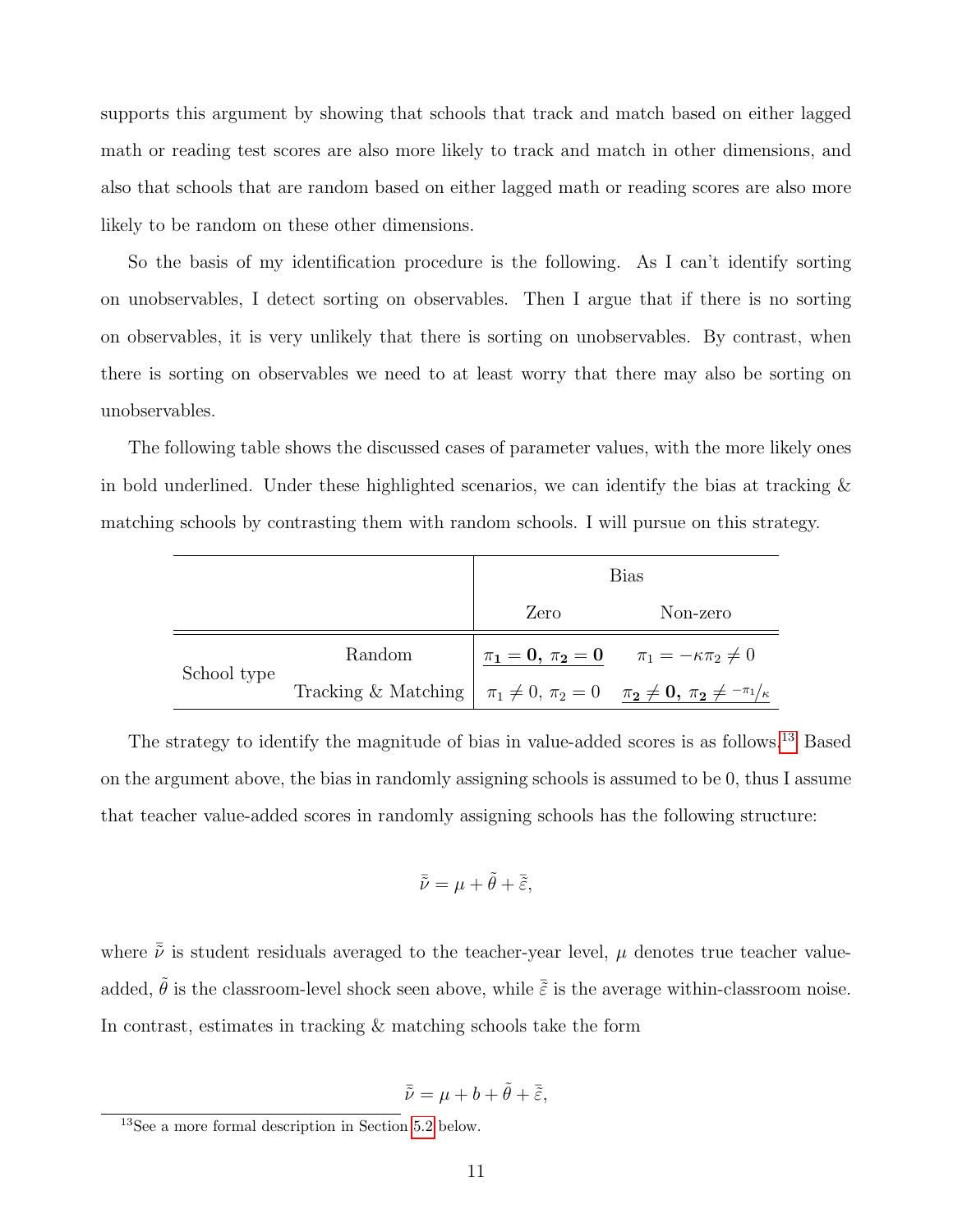supports this argument by showing that schools that track and match based on either lagged math or reading test scores are also more likely to track and match in other dimensions, and also that schools that are random based on either lagged math or reading scores are also more likely to be random on these other dimensions.

So the basis of my identification procedure is the following. As I can't identify sorting on unobservables, I detect sorting on observables. Then I argue that if there is no sorting on observables, it is very unlikely that there is sorting on unobservables. By contrast, when there is sorting on observables we need to at least worry that there may also be sorting on unobservables.

The following table shows the discussed cases of parameter values, with the more likely ones in bold underlined. Under these highlighted scenarios, we can identify the bias at tracking & matching schools by contrasting them with random schools. I will pursue on this strategy.

| | | Bias | |
|---|---|---|---|
| | | Zero | Non-zero |
| School type | Random | <u>$\boldsymbol{\pi_1 = 0,\ \pi_2 = 0}$</u> | $\pi_1 = -\kappa\pi_2 \neq 0$ |
| | Tracking & Matching | $\pi_1 \neq 0,\ \pi_2 = 0$ | <u>$\boldsymbol{\pi_2 \neq 0,\ \pi_2 \neq -\pi_1/\kappa}$</u> |

The strategy to identify the magnitude of bias in value-added scores is as follows.[13] Based on the argument above, the bias in randomly assigning schools is assumed to be 0, thus I assume that teacher value-added scores in randomly assigning schools has the following structure:

$$\bar{\tilde{\nu}} = \mu + \tilde{\theta} + \bar{\tilde{\varepsilon}},$$

where $\bar{\tilde{\nu}}$ is student residuals averaged to the teacher-year level, $\mu$ denotes true teacher value-added, $\tilde{\theta}$ is the classroom-level shock seen above, while $\bar{\tilde{\varepsilon}}$ is the average within-classroom noise. In contrast, estimates in tracking & matching schools take the form

$$\bar{\tilde{\nu}} = \mu + b + \tilde{\theta} + \bar{\tilde{\varepsilon}},$$

[13] See a more formal description in Section 5.2 below.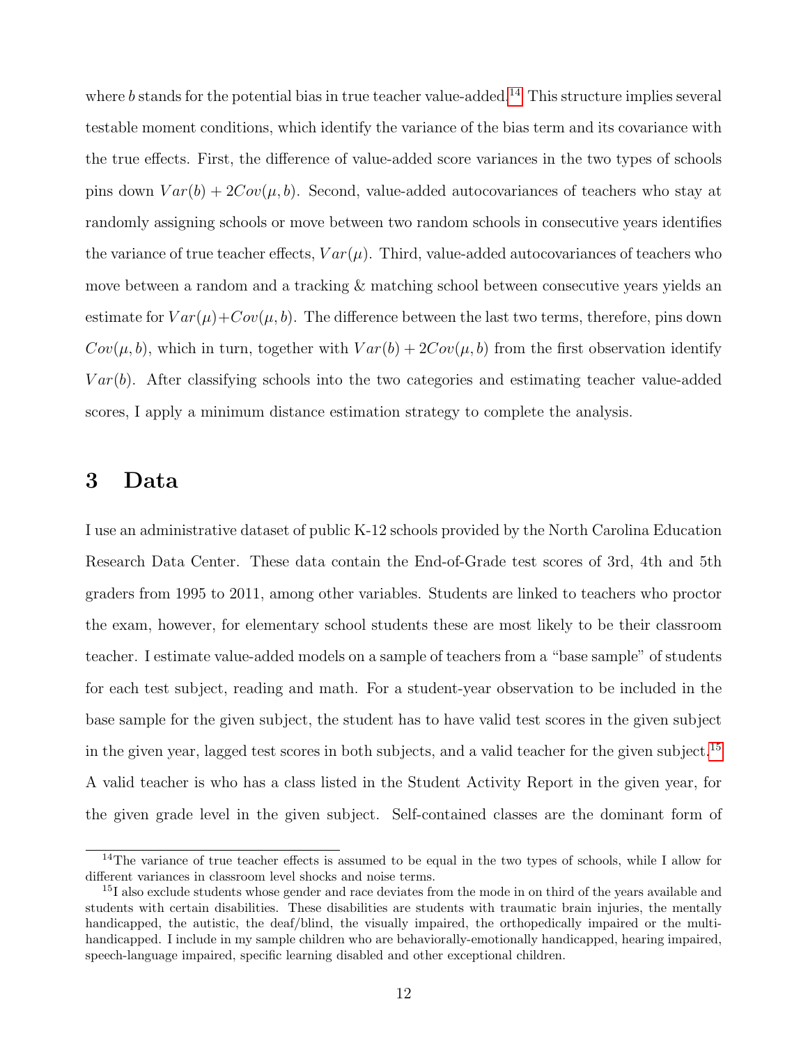where $b$ stands for the potential bias in true teacher value-added.[14] This structure implies several testable moment conditions, which identify the variance of the bias term and its covariance with the true effects. First, the difference of value-added score variances in the two types of schools pins down $Var(b) + 2Cov(\mu, b)$. Second, value-added autocovariances of teachers who stay at randomly assigning schools or move between two random schools in consecutive years identifies the variance of true teacher effects, $Var(\mu)$. Third, value-added autocovariances of teachers who move between a random and a tracking & matching school between consecutive years yields an estimate for $Var(\mu)+Cov(\mu, b)$. The difference between the last two terms, therefore, pins down $Cov(\mu, b)$, which in turn, together with $Var(b) + 2Cov(\mu, b)$ from the first observation identify $Var(b)$. After classifying schools into the two categories and estimating teacher value-added scores, I apply a minimum distance estimation strategy to complete the analysis.

# 3 Data

I use an administrative dataset of public K-12 schools provided by the North Carolina Education Research Data Center. These data contain the End-of-Grade test scores of 3rd, 4th and 5th graders from 1995 to 2011, among other variables. Students are linked to teachers who proctor the exam, however, for elementary school students these are most likely to be their classroom teacher. I estimate value-added models on a sample of teachers from a "base sample" of students for each test subject, reading and math. For a student-year observation to be included in the base sample for the given subject, the student has to have valid test scores in the given subject in the given year, lagged test scores in both subjects, and a valid teacher for the given subject.[15] A valid teacher is who has a class listed in the Student Activity Report in the given year, for the given grade level in the given subject. Self-contained classes are the dominant form of

[14] The variance of true teacher effects is assumed to be equal in the two types of schools, while I allow for different variances in classroom level shocks and noise terms.

[15] I also exclude students whose gender and race deviates from the mode in on third of the years available and students with certain disabilities. These disabilities are students with traumatic brain injuries, the mentally handicapped, the autistic, the deaf/blind, the visually impaired, the orthopedically impaired or the multi-handicapped. I include in my sample children who are behaviorally-emotionally handicapped, hearing impaired, speech-language impaired, specific learning disabled and other exceptional children.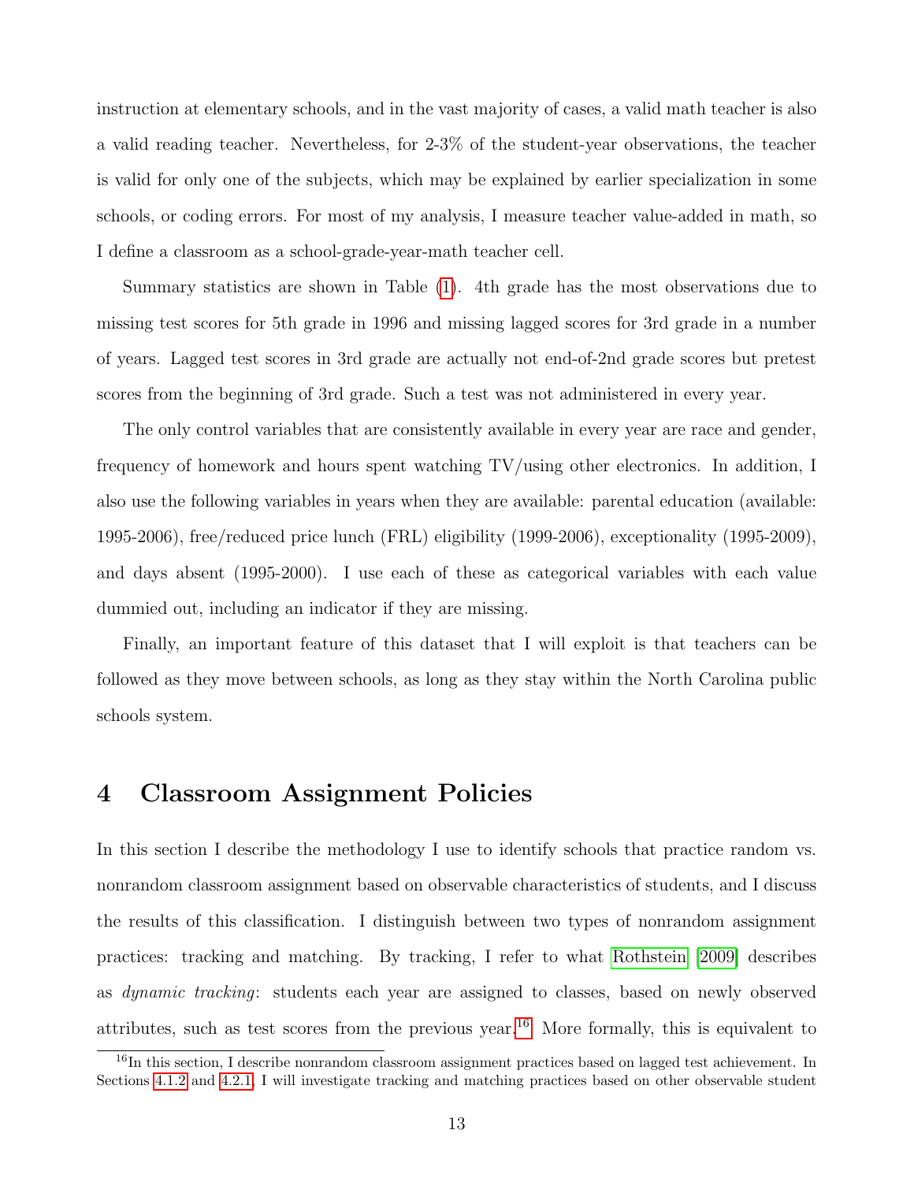instruction at elementary schools, and in the vast majority of cases, a valid math teacher is also a valid reading teacher. Nevertheless, for 2-3% of the student-year observations, the teacher is valid for only one of the subjects, which may be explained by earlier specialization in some schools, or coding errors. For most of my analysis, I measure teacher value-added in math, so I define a classroom as a school-grade-year-math teacher cell.

Summary statistics are shown in Table (1). 4th grade has the most observations due to missing test scores for 5th grade in 1996 and missing lagged scores for 3rd grade in a number of years. Lagged test scores in 3rd grade are actually not end-of-2nd grade scores but pretest scores from the beginning of 3rd grade. Such a test was not administered in every year.

The only control variables that are consistently available in every year are race and gender, frequency of homework and hours spent watching TV/using other electronics. In addition, I also use the following variables in years when they are available: parental education (available: 1995-2006), free/reduced price lunch (FRL) eligibility (1999-2006), exceptionality (1995-2009), and days absent (1995-2000). I use each of these as categorical variables with each value dummied out, including an indicator if they are missing.

Finally, an important feature of this dataset that I will exploit is that teachers can be followed as they move between schools, as long as they stay within the North Carolina public schools system.

# 4 Classroom Assignment Policies

In this section I describe the methodology I use to identify schools that practice random vs. nonrandom classroom assignment based on observable characteristics of students, and I discuss the results of this classification. I distinguish between two types of nonrandom assignment practices: tracking and matching. By tracking, I refer to what Rothstein [2009] describes as *dynamic tracking*: students each year are assigned to classes, based on newly observed attributes, such as test scores from the previous year.[16] More formally, this is equivalent to

[16] In this section, I describe nonrandom classroom assignment practices based on lagged test achievement. In Sections 4.1.2 and 4.2.1, I will investigate tracking and matching practices based on other observable student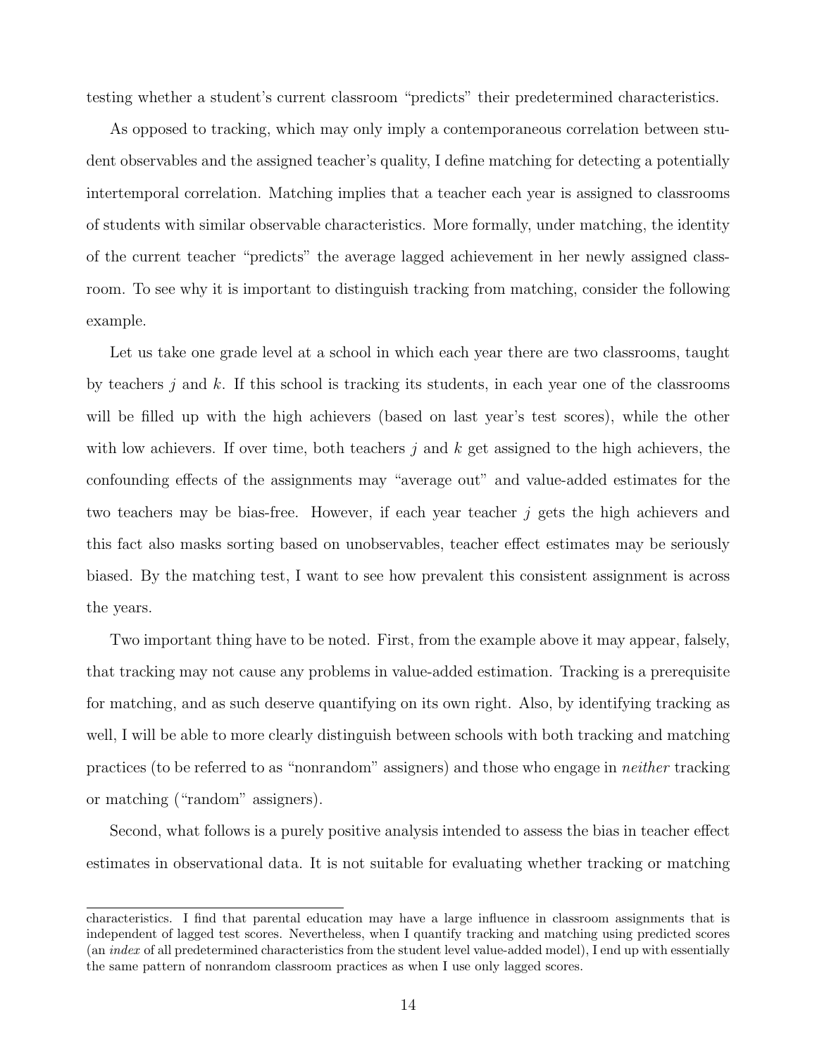testing whether a student's current classroom "predicts" their predetermined characteristics.

As opposed to tracking, which may only imply a contemporaneous correlation between student observables and the assigned teacher's quality, I define matching for detecting a potentially intertemporal correlation. Matching implies that a teacher each year is assigned to classrooms of students with similar observable characteristics. More formally, under matching, the identity of the current teacher "predicts" the average lagged achievement in her newly assigned classroom. To see why it is important to distinguish tracking from matching, consider the following example.

Let us take one grade level at a school in which each year there are two classrooms, taught by teachers $j$ and $k$. If this school is tracking its students, in each year one of the classrooms will be filled up with the high achievers (based on last year's test scores), while the other with low achievers. If over time, both teachers $j$ and $k$ get assigned to the high achievers, the confounding effects of the assignments may "average out" and value-added estimates for the two teachers may be bias-free. However, if each year teacher $j$ gets the high achievers and this fact also masks sorting based on unobservables, teacher effect estimates may be seriously biased. By the matching test, I want to see how prevalent this consistent assignment is across the years.

Two important thing have to be noted. First, from the example above it may appear, falsely, that tracking may not cause any problems in value-added estimation. Tracking is a prerequisite for matching, and as such deserve quantifying on its own right. Also, by identifying tracking as well, I will be able to more clearly distinguish between schools with both tracking and matching practices (to be referred to as "nonrandom" assigners) and those who engage in *neither* tracking or matching ("random" assigners).

Second, what follows is a purely positive analysis intended to assess the bias in teacher effect estimates in observational data. It is not suitable for evaluating whether tracking or matching

characteristics. I find that parental education may have a large influence in classroom assignments that is independent of lagged test scores. Nevertheless, when I quantify tracking and matching using predicted scores (an *index* of all predetermined characteristics from the student level value-added model), I end up with essentially the same pattern of nonrandom classroom practices as when I use only lagged scores.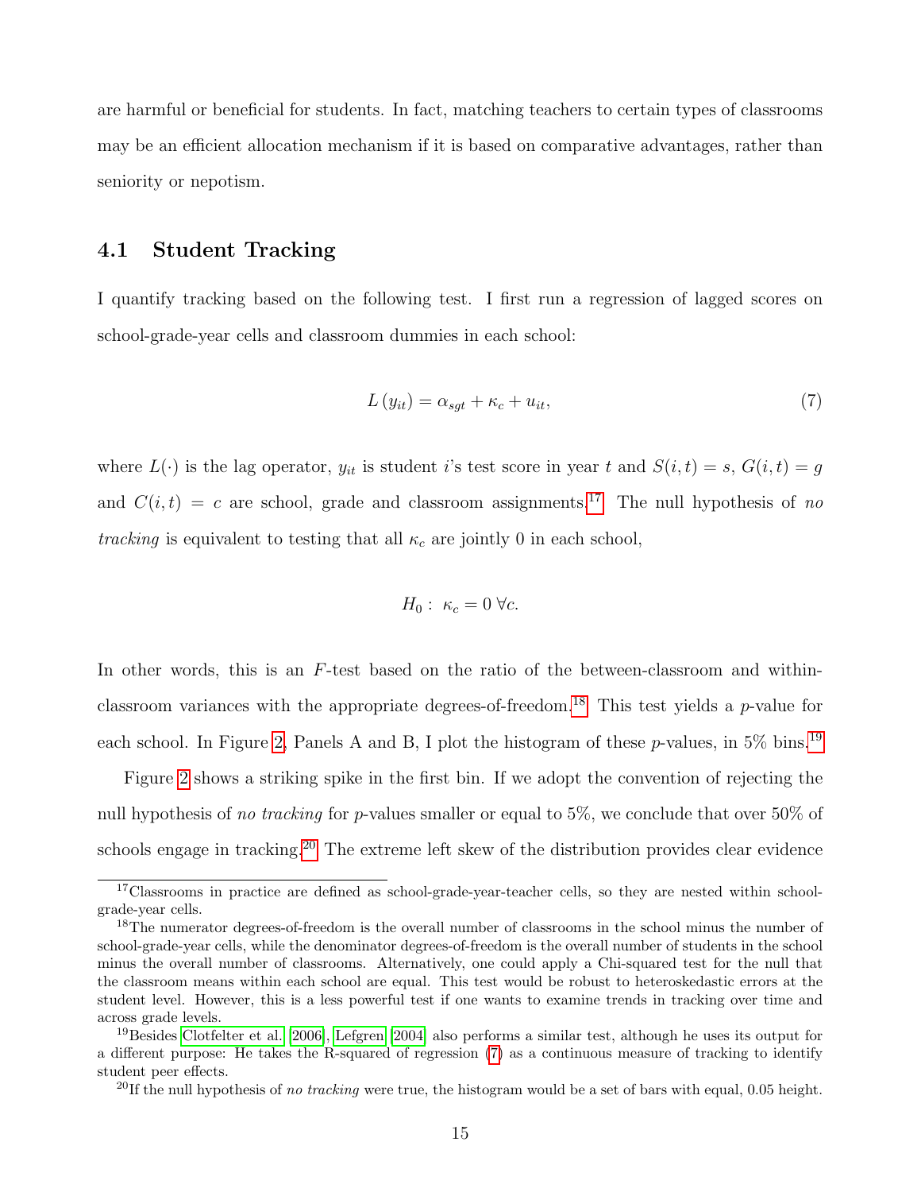are harmful or beneficial for students. In fact, matching teachers to certain types of classrooms may be an efficient allocation mechanism if it is based on comparative advantages, rather than seniority or nepotism.

## 4.1 Student Tracking

I quantify tracking based on the following test. I first run a regression of lagged scores on school-grade-year cells and classroom dummies in each school:

$$L(y_{it}) = \alpha_{sgt} + \kappa_c + u_{it}, \tag{7}$$

where $L(\cdot)$ is the lag operator, $y_{it}$ is student $i$'s test score in year $t$ and $S(i,t) = s$, $G(i,t) = g$ and $C(i,t) = c$ are school, grade and classroom assignments.[17] The null hypothesis of *no tracking* is equivalent to testing that all $\kappa_c$ are jointly 0 in each school,

$$H_0: \ \kappa_c = 0 \ \forall c.$$

In other words, this is an $F$-test based on the ratio of the between-classroom and within-classroom variances with the appropriate degrees-of-freedom.[18] This test yields a $p$-value for each school. In Figure 2, Panels A and B, I plot the histogram of these $p$-values, in 5% bins.[19]

Figure 2 shows a striking spike in the first bin. If we adopt the convention of rejecting the null hypothesis of *no tracking* for $p$-values smaller or equal to 5%, we conclude that over 50% of schools engage in tracking.[20] The extreme left skew of the distribution provides clear evidence

[17]Classrooms in practice are defined as school-grade-year-teacher cells, so they are nested within school-grade-year cells.

[18]The numerator degrees-of-freedom is the overall number of classrooms in the school minus the number of school-grade-year cells, while the denominator degrees-of-freedom is the overall number of students in the school minus the overall number of classrooms. Alternatively, one could apply a Chi-squared test for the null that the classroom means within each school are equal. This test would be robust to heteroskedastic errors at the student level. However, this is a less powerful test if one wants to examine trends in tracking over time and across grade levels.

[19]Besides Clotfelter et al. [2006], Lefgren [2004] also performs a similar test, although he uses its output for a different purpose: He takes the R-squared of regression (7) as a continuous measure of tracking to identify student peer effects.

[20]If the null hypothesis of *no tracking* were true, the histogram would be a set of bars with equal, 0.05 height.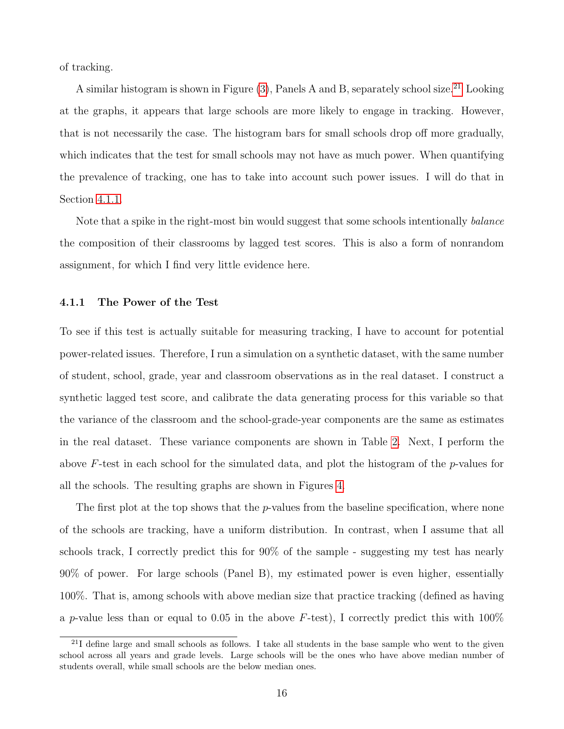of tracking.

A similar histogram is shown in Figure (3), Panels A and B, separately school size.[21] Looking at the graphs, it appears that large schools are more likely to engage in tracking. However, that is not necessarily the case. The histogram bars for small schools drop off more gradually, which indicates that the test for small schools may not have as much power. When quantifying the prevalence of tracking, one has to take into account such power issues. I will do that in Section 4.1.1.

Note that a spike in the right-most bin would suggest that some schools intentionally *balance* the composition of their classrooms by lagged test scores. This is also a form of nonrandom assignment, for which I find very little evidence here.

#### 4.1.1 The Power of the Test

To see if this test is actually suitable for measuring tracking, I have to account for potential power-related issues. Therefore, I run a simulation on a synthetic dataset, with the same number of student, school, grade, year and classroom observations as in the real dataset. I construct a synthetic lagged test score, and calibrate the data generating process for this variable so that the variance of the classroom and the school-grade-year components are the same as estimates in the real dataset. These variance components are shown in Table 2. Next, I perform the above $F$-test in each school for the simulated data, and plot the histogram of the $p$-values for all the schools. The resulting graphs are shown in Figures 4.

The first plot at the top shows that the $p$-values from the baseline specification, where none of the schools are tracking, have a uniform distribution. In contrast, when I assume that all schools track, I correctly predict this for 90% of the sample - suggesting my test has nearly 90% of power. For large schools (Panel B), my estimated power is even higher, essentially 100%. That is, among schools with above median size that practice tracking (defined as having a $p$-value less than or equal to 0.05 in the above $F$-test), I correctly predict this with 100%

[21] I define large and small schools as follows. I take all students in the base sample who went to the given school across all years and grade levels. Large schools will be the ones who have above median number of students overall, while small schools are the below median ones.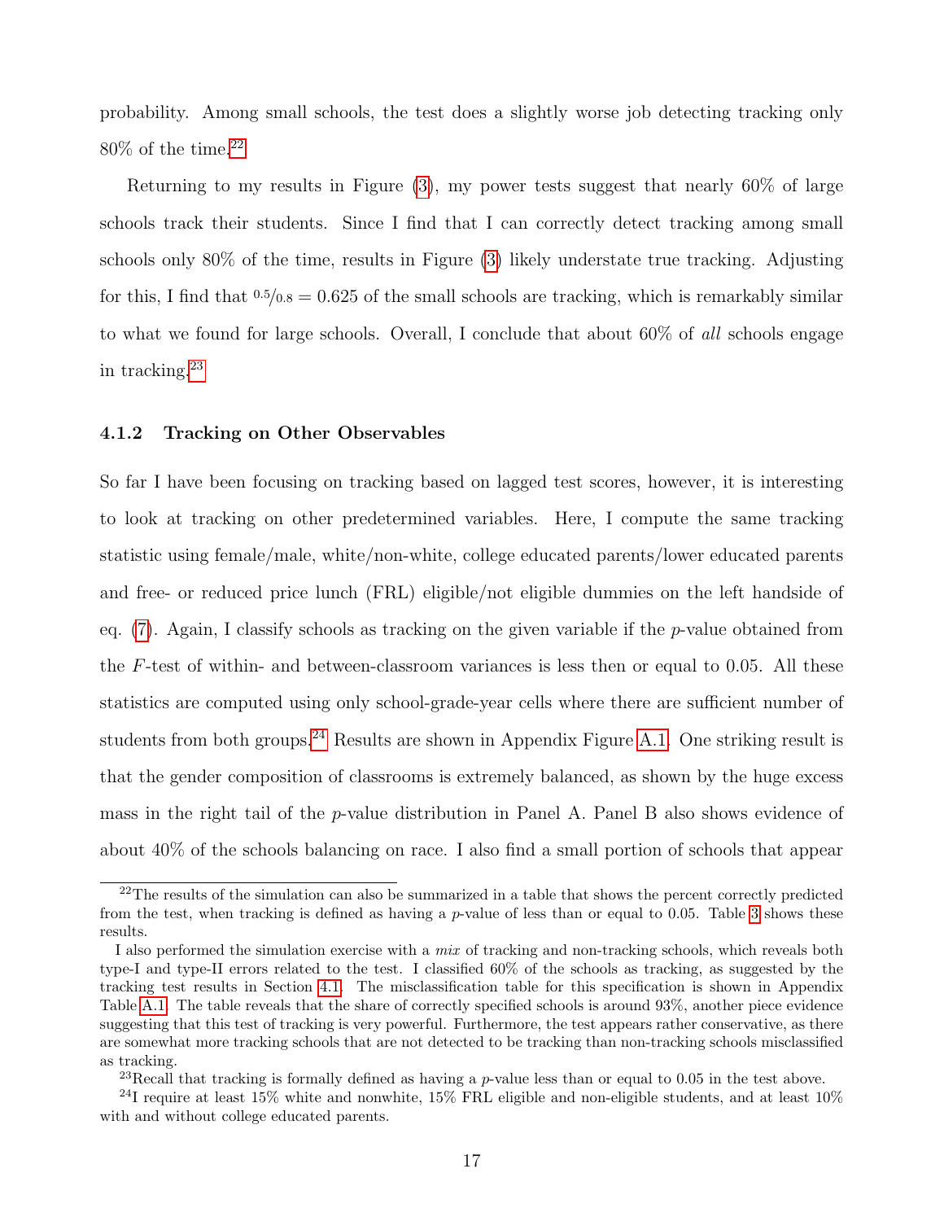probability. Among small schools, the test does a slightly worse job detecting tracking only 80% of the time.[22]

Returning to my results in Figure (3), my power tests suggest that nearly 60% of large schools track their students. Since I find that I can correctly detect tracking among small schools only 80% of the time, results in Figure (3) likely understate true tracking. Adjusting for this, I find that $^{0.5}/_{0.8} = 0.625$ of the small schools are tracking, which is remarkably similar to what we found for large schools. Overall, I conclude that about 60% of *all* schools engage in tracking.[23]

### 4.1.2 Tracking on Other Observables

So far I have been focusing on tracking based on lagged test scores, however, it is interesting to look at tracking on other predetermined variables. Here, I compute the same tracking statistic using female/male, white/non-white, college educated parents/lower educated parents and free- or reduced price lunch (FRL) eligible/not eligible dummies on the left handside of eq. (7). Again, I classify schools as tracking on the given variable if the $p$-value obtained from the $F$-test of within- and between-classroom variances is less then or equal to 0.05. All these statistics are computed using only school-grade-year cells where there are sufficient number of students from both groups.[24] Results are shown in Appendix Figure A.1. One striking result is that the gender composition of classrooms is extremely balanced, as shown by the huge excess mass in the right tail of the $p$-value distribution in Panel A. Panel B also shows evidence of about 40% of the schools balancing on race. I also find a small portion of schools that appear

[22] The results of the simulation can also be summarized in a table that shows the percent correctly predicted from the test, when tracking is defined as having a $p$-value of less than or equal to 0.05. Table 3 shows these results.

I also performed the simulation exercise with a *mix* of tracking and non-tracking schools, which reveals both type-I and type-II errors related to the test. I classified 60% of the schools as tracking, as suggested by the tracking test results in Section 4.1. The misclassification table for this specification is shown in Appendix Table A.1. The table reveals that the share of correctly specified schools is around 93%, another piece evidence suggesting that this test of tracking is very powerful. Furthermore, the test appears rather conservative, as there are somewhat more tracking schools that are not detected to be tracking than non-tracking schools misclassified as tracking.

[23] Recall that tracking is formally defined as having a $p$-value less than or equal to 0.05 in the test above.

[24] I require at least 15% white and nonwhite, 15% FRL eligible and non-eligible students, and at least 10% with and without college educated parents.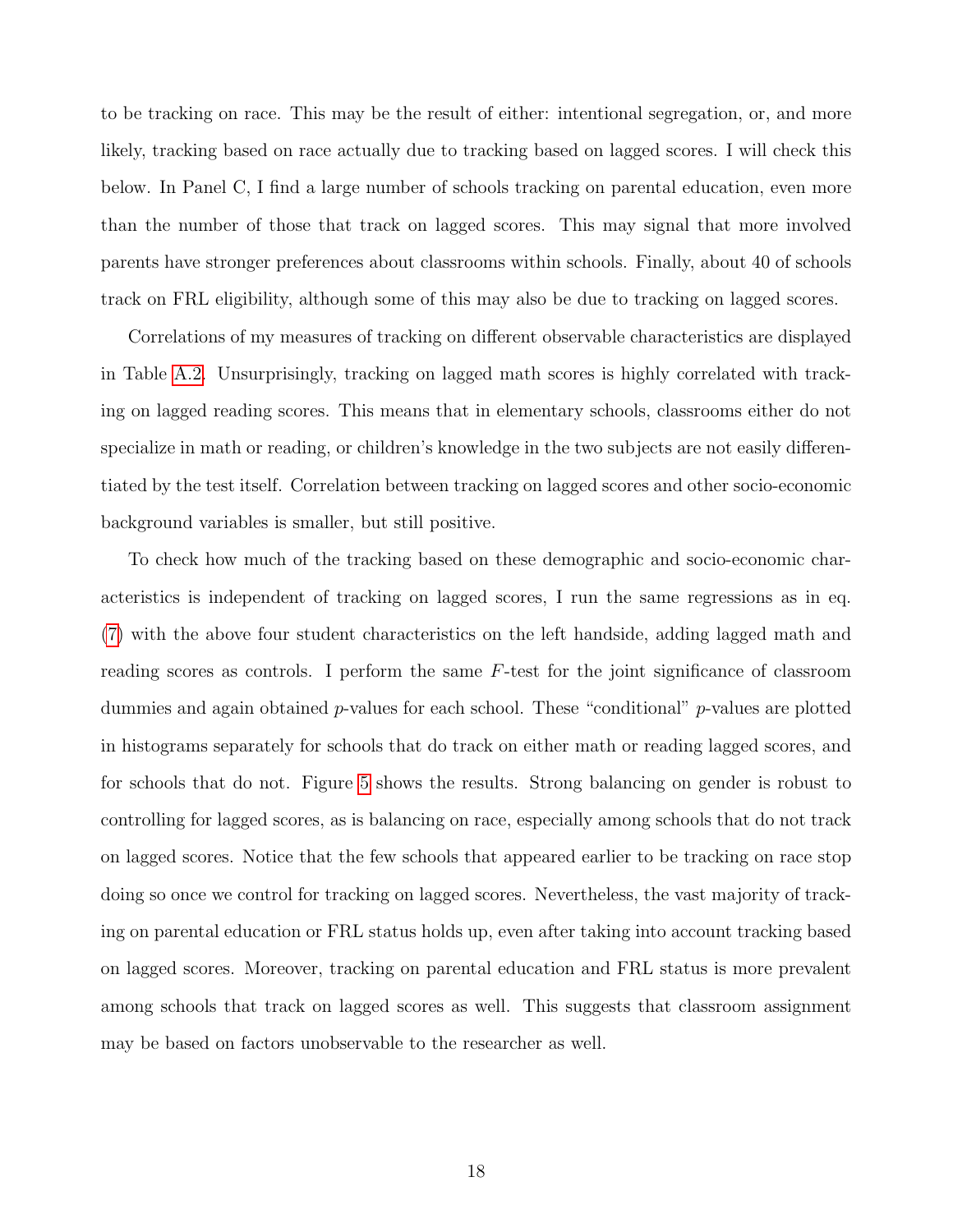to be tracking on race. This may be the result of either: intentional segregation, or, and more likely, tracking based on race actually due to tracking based on lagged scores. I will check this below. In Panel C, I find a large number of schools tracking on parental education, even more than the number of those that track on lagged scores. This may signal that more involved parents have stronger preferences about classrooms within schools. Finally, about 40 of schools track on FRL eligibility, although some of this may also be due to tracking on lagged scores.

Correlations of my measures of tracking on different observable characteristics are displayed in Table A.2. Unsurprisingly, tracking on lagged math scores is highly correlated with tracking on lagged reading scores. This means that in elementary schools, classrooms either do not specialize in math or reading, or children's knowledge in the two subjects are not easily differentiated by the test itself. Correlation between tracking on lagged scores and other socio-economic background variables is smaller, but still positive.

To check how much of the tracking based on these demographic and socio-economic characteristics is independent of tracking on lagged scores, I run the same regressions as in eq. (7) with the above four student characteristics on the left handside, adding lagged math and reading scores as controls. I perform the same $F$-test for the joint significance of classroom dummies and again obtained $p$-values for each school. These "conditional" $p$-values are plotted in histograms separately for schools that do track on either math or reading lagged scores, and for schools that do not. Figure 5 shows the results. Strong balancing on gender is robust to controlling for lagged scores, as is balancing on race, especially among schools that do not track on lagged scores. Notice that the few schools that appeared earlier to be tracking on race stop doing so once we control for tracking on lagged scores. Nevertheless, the vast majority of tracking on parental education or FRL status holds up, even after taking into account tracking based on lagged scores. Moreover, tracking on parental education and FRL status is more prevalent among schools that track on lagged scores as well. This suggests that classroom assignment may be based on factors unobservable to the researcher as well.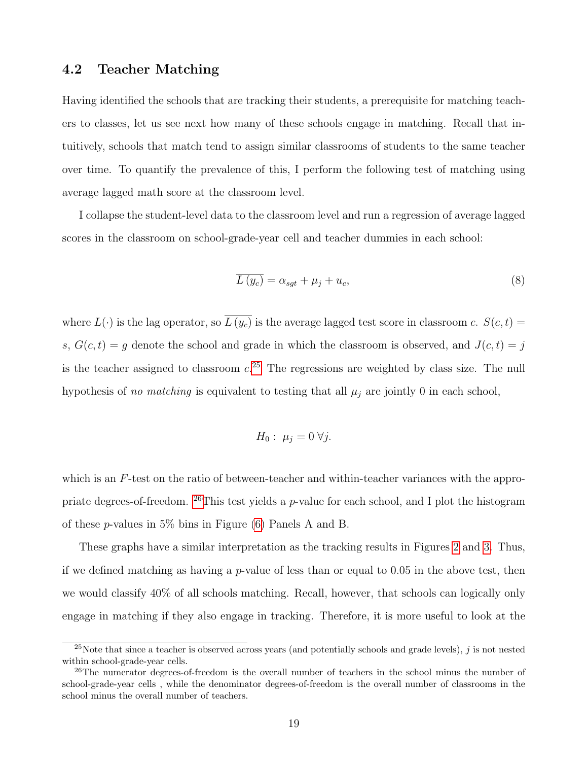### 4.2 Teacher Matching

Having identified the schools that are tracking their students, a prerequisite for matching teachers to classes, let us see next how many of these schools engage in matching. Recall that intuitively, schools that match tend to assign similar classrooms of students to the same teacher over time. To quantify the prevalence of this, I perform the following test of matching using average lagged math score at the classroom level.

I collapse the student-level data to the classroom level and run a regression of average lagged scores in the classroom on school-grade-year cell and teacher dummies in each school:

$$\overline{L(y_c)} = \alpha_{sgt} + \mu_j + u_c, \tag{8}$$

where $L(\cdot)$ is the lag operator, so $\overline{L(y_c)}$ is the average lagged test score in classroom $c$. $S(c,t) = s$, $G(c,t) = g$ denote the school and grade in which the classroom is observed, and $J(c,t) = j$ is the teacher assigned to classroom $c$.[25] The regressions are weighted by class size. The null hypothesis of *no matching* is equivalent to testing that all $\mu_j$ are jointly 0 in each school,

$$H_0: \ \mu_j = 0 \ \forall j.$$

which is an $F$-test on the ratio of between-teacher and within-teacher variances with the appropriate degrees-of-freedom. [26]This test yields a $p$-value for each school, and I plot the histogram of these $p$-values in 5% bins in Figure (6) Panels A and B.

These graphs have a similar interpretation as the tracking results in Figures 2 and 3. Thus, if we defined matching as having a $p$-value of less than or equal to 0.05 in the above test, then we would classify 40% of all schools matching. Recall, however, that schools can logically only engage in matching if they also engage in tracking. Therefore, it is more useful to look at the

[25] Note that since a teacher is observed across years (and potentially schools and grade levels), $j$ is not nested within school-grade-year cells.

[26] The numerator degrees-of-freedom is the overall number of teachers in the school minus the number of school-grade-year cells , while the denominator degrees-of-freedom is the overall number of classrooms in the school minus the overall number of teachers.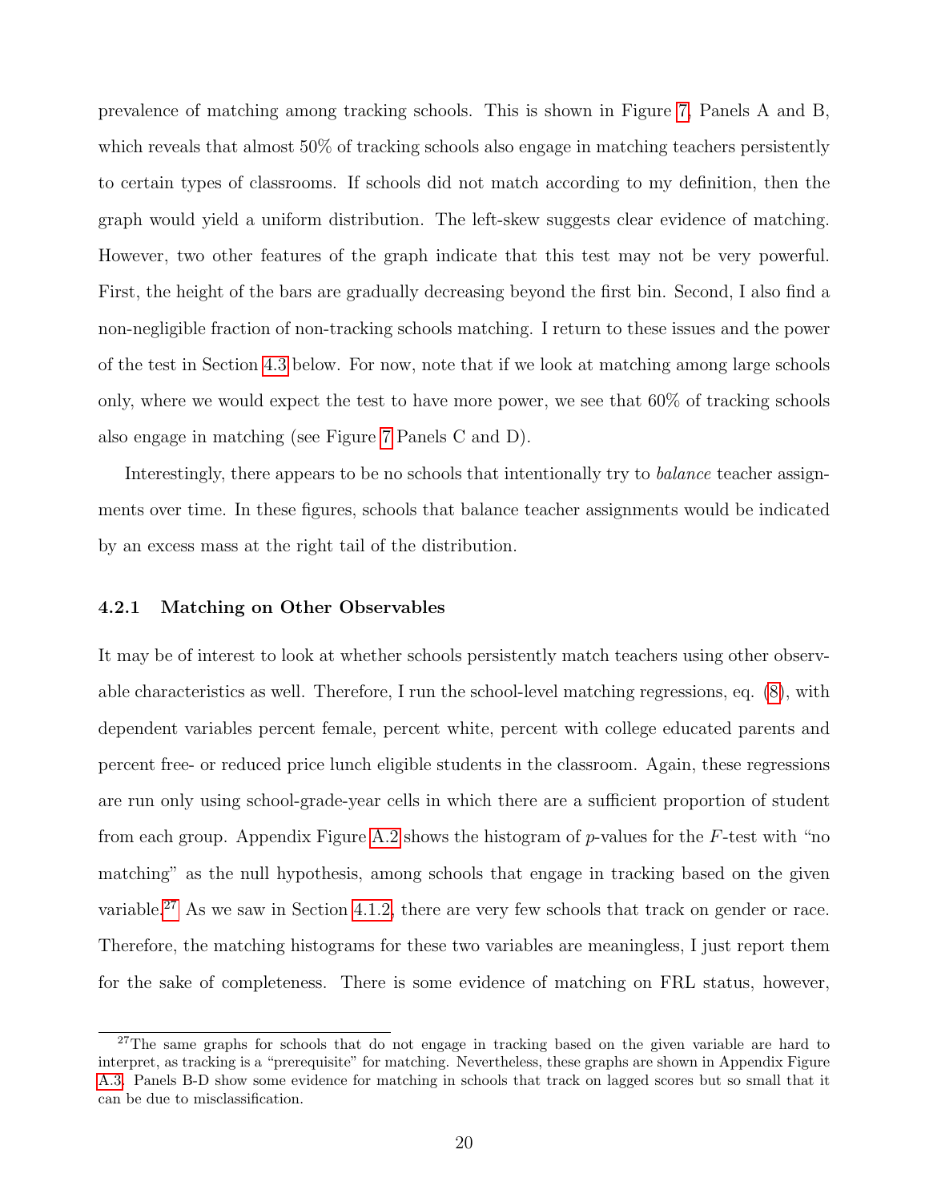prevalence of matching among tracking schools. This is shown in Figure 7, Panels A and B, which reveals that almost 50% of tracking schools also engage in matching teachers persistently to certain types of classrooms. If schools did not match according to my definition, then the graph would yield a uniform distribution. The left-skew suggests clear evidence of matching. However, two other features of the graph indicate that this test may not be very powerful. First, the height of the bars are gradually decreasing beyond the first bin. Second, I also find a non-negligible fraction of non-tracking schools matching. I return to these issues and the power of the test in Section 4.3 below. For now, note that if we look at matching among large schools only, where we would expect the test to have more power, we see that 60% of tracking schools also engage in matching (see Figure 7 Panels C and D).

Interestingly, there appears to be no schools that intentionally try to *balance* teacher assignments over time. In these figures, schools that balance teacher assignments would be indicated by an excess mass at the right tail of the distribution.

### 4.2.1 Matching on Other Observables

It may be of interest to look at whether schools persistently match teachers using other observable characteristics as well. Therefore, I run the school-level matching regressions, eq. (8), with dependent variables percent female, percent white, percent with college educated parents and percent free- or reduced price lunch eligible students in the classroom. Again, these regressions are run only using school-grade-year cells in which there are a sufficient proportion of student from each group. Appendix Figure A.2 shows the histogram of $p$-values for the $F$-test with "no matching" as the null hypothesis, among schools that engage in tracking based on the given variable.[27] As we saw in Section 4.1.2, there are very few schools that track on gender or race. Therefore, the matching histograms for these two variables are meaningless, I just report them for the sake of completeness. There is some evidence of matching on FRL status, however,

[27] The same graphs for schools that do not engage in tracking based on the given variable are hard to interpret, as tracking is a "prerequisite" for matching. Nevertheless, these graphs are shown in Appendix Figure A.3. Panels B-D show some evidence for matching in schools that track on lagged scores but so small that it can be due to misclassification.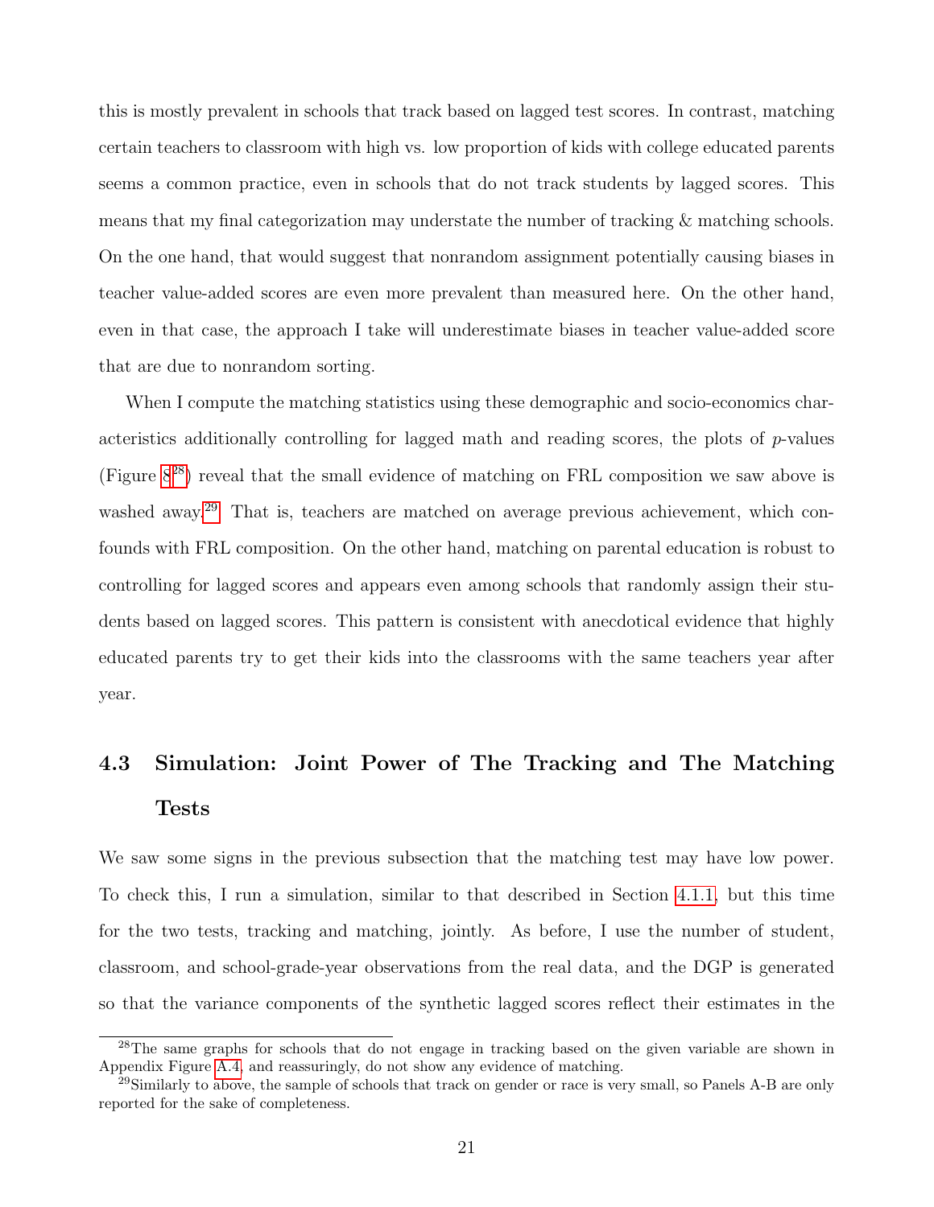this is mostly prevalent in schools that track based on lagged test scores. In contrast, matching certain teachers to classroom with high vs. low proportion of kids with college educated parents seems a common practice, even in schools that do not track students by lagged scores. This means that my final categorization may understate the number of tracking & matching schools. On the one hand, that would suggest that nonrandom assignment potentially causing biases in teacher value-added scores are even more prevalent than measured here. On the other hand, even in that case, the approach I take will underestimate biases in teacher value-added score that are due to nonrandom sorting.

When I compute the matching statistics using these demographic and socio-economics characteristics additionally controlling for lagged math and reading scores, the plots of $p$-values (Figure 8[28]) reveal that the small evidence of matching on FRL composition we saw above is washed away.[29] That is, teachers are matched on average previous achievement, which confounds with FRL composition. On the other hand, matching on parental education is robust to controlling for lagged scores and appears even among schools that randomly assign their students based on lagged scores. This pattern is consistent with anecdotical evidence that highly educated parents try to get their kids into the classrooms with the same teachers year after year.

## 4.3 Simulation: Joint Power of The Tracking and The Matching Tests

We saw some signs in the previous subsection that the matching test may have low power. To check this, I run a simulation, similar to that described in Section 4.1.1, but this time for the two tests, tracking and matching, jointly. As before, I use the number of student, classroom, and school-grade-year observations from the real data, and the DGP is generated so that the variance components of the synthetic lagged scores reflect their estimates in the

[28] The same graphs for schools that do not engage in tracking based on the given variable are shown in Appendix Figure A.4, and reassuringly, do not show any evidence of matching.

[29] Similarly to above, the sample of schools that track on gender or race is very small, so Panels A-B are only reported for the sake of completeness.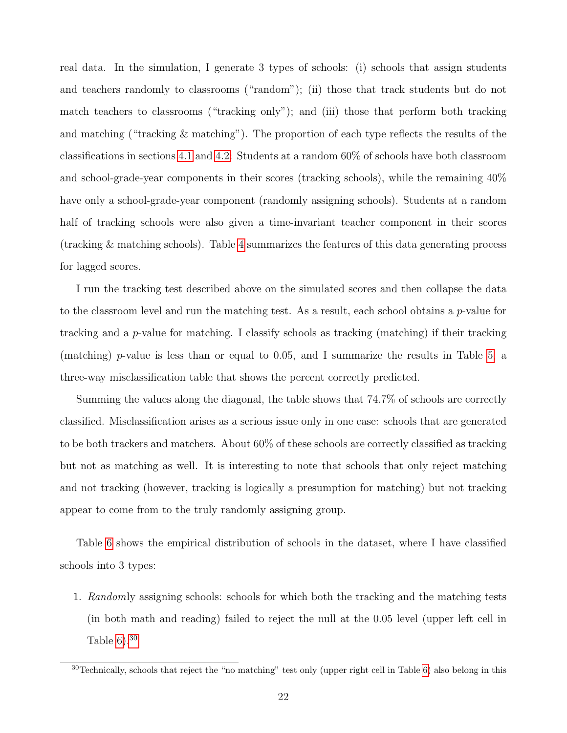real data. In the simulation, I generate 3 types of schools: (i) schools that assign students and teachers randomly to classrooms ("random"); (ii) those that track students but do not match teachers to classrooms ("tracking only"); and (iii) those that perform both tracking and matching ("tracking & matching"). The proportion of each type reflects the results of the classifications in sections 4.1 and 4.2: Students at a random 60% of schools have both classroom and school-grade-year components in their scores (tracking schools), while the remaining 40% have only a school-grade-year component (randomly assigning schools). Students at a random half of tracking schools were also given a time-invariant teacher component in their scores (tracking & matching schools). Table 4 summarizes the features of this data generating process for lagged scores.

I run the tracking test described above on the simulated scores and then collapse the data to the classroom level and run the matching test. As a result, each school obtains a $p$-value for tracking and a $p$-value for matching. I classify schools as tracking (matching) if their tracking (matching) $p$-value is less than or equal to 0.05, and I summarize the results in Table 5, a three-way misclassification table that shows the percent correctly predicted.

Summing the values along the diagonal, the table shows that 74.7% of schools are correctly classified. Misclassification arises as a serious issue only in one case: schools that are generated to be both trackers and matchers. About 60% of these schools are correctly classified as tracking but not as matching as well. It is interesting to note that schools that only reject matching and not tracking (however, tracking is logically a presumption for matching) but not tracking appear to come from to the truly randomly assigning group.

Table 6 shows the empirical distribution of schools in the dataset, where I have classified schools into 3 types:

1. *Random*ly assigning schools: schools for which both the tracking and the matching tests (in both math and reading) failed to reject the null at the 0.05 level (upper left cell in Table 6).[30]

[30]Technically, schools that reject the "no matching" test only (upper right cell in Table 6) also belong in this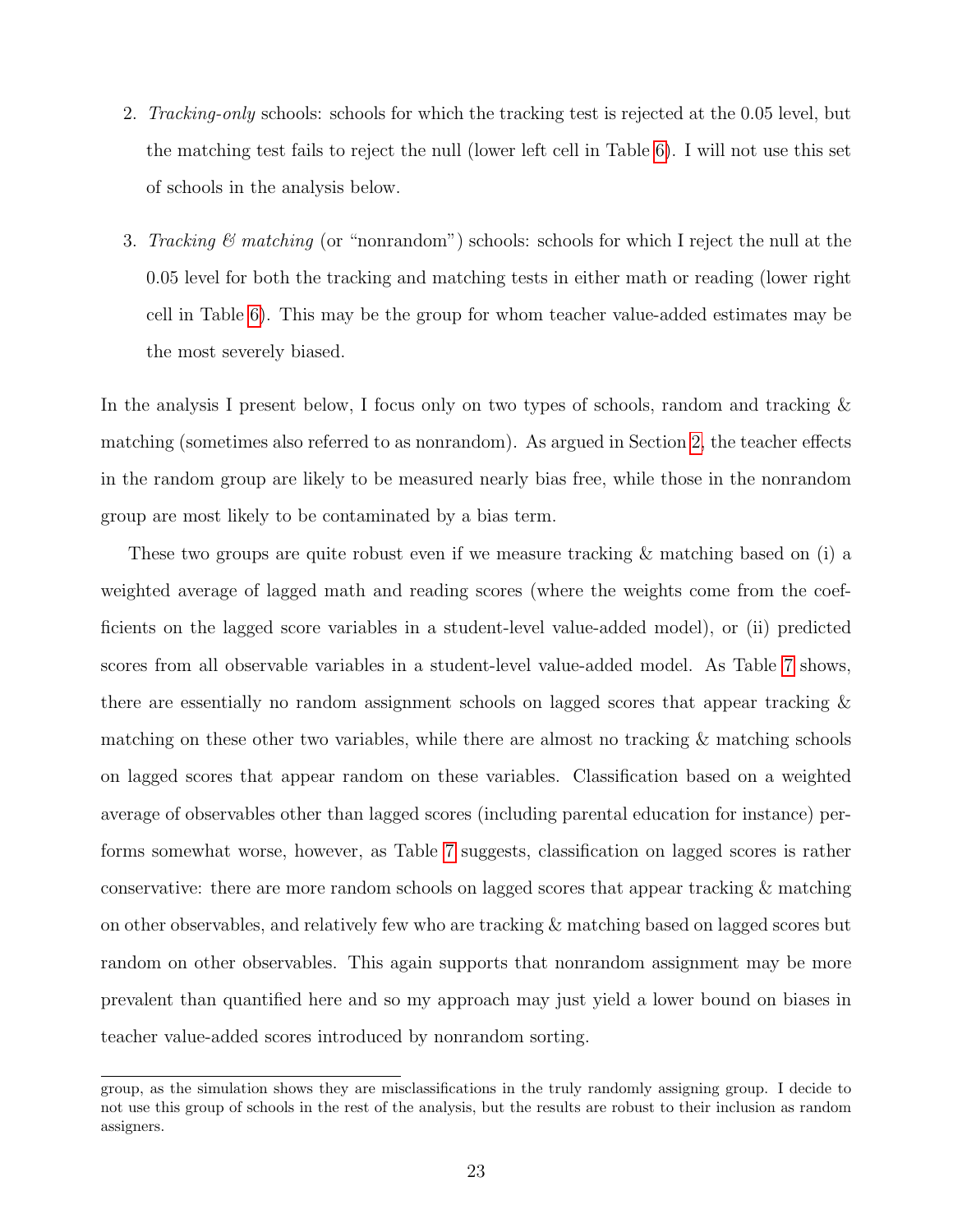2. *Tracking-only* schools: schools for which the tracking test is rejected at the 0.05 level, but the matching test fails to reject the null (lower left cell in Table 6). I will not use this set of schools in the analysis below.

3. *Tracking & matching* (or "nonrandom") schools: schools for which I reject the null at the 0.05 level for both the tracking and matching tests in either math or reading (lower right cell in Table 6). This may be the group for whom teacher value-added estimates may be the most severely biased.

In the analysis I present below, I focus only on two types of schools, random and tracking & matching (sometimes also referred to as nonrandom). As argued in Section 2, the teacher effects in the random group are likely to be measured nearly bias free, while those in the nonrandom group are most likely to be contaminated by a bias term.

These two groups are quite robust even if we measure tracking & matching based on (i) a weighted average of lagged math and reading scores (where the weights come from the coefficients on the lagged score variables in a student-level value-added model), or (ii) predicted scores from all observable variables in a student-level value-added model. As Table 7 shows, there are essentially no random assignment schools on lagged scores that appear tracking & matching on these other two variables, while there are almost no tracking & matching schools on lagged scores that appear random on these variables. Classification based on a weighted average of observables other than lagged scores (including parental education for instance) performs somewhat worse, however, as Table 7 suggests, classification on lagged scores is rather conservative: there are more random schools on lagged scores that appear tracking & matching on other observables, and relatively few who are tracking & matching based on lagged scores but random on other observables. This again supports that nonrandom assignment may be more prevalent than quantified here and so my approach may just yield a lower bound on biases in teacher value-added scores introduced by nonrandom sorting.

group, as the simulation shows they are misclassifications in the truly randomly assigning group. I decide to not use this group of schools in the rest of the analysis, but the results are robust to their inclusion as random assigners.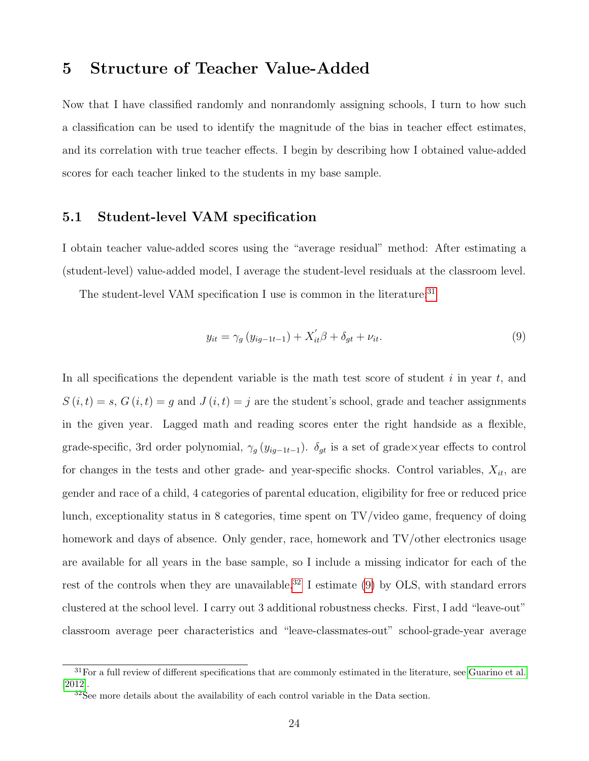# 5 Structure of Teacher Value-Added

Now that I have classified randomly and nonrandomly assigning schools, I turn to how such a classification can be used to identify the magnitude of the bias in teacher effect estimates, and its correlation with true teacher effects. I begin by describing how I obtained value-added scores for each teacher linked to the students in my base sample.

## 5.1 Student-level VAM specification

I obtain teacher value-added scores using the "average residual" method: After estimating a (student-level) value-added model, I average the student-level residuals at the classroom level.

The student-level VAM specification I use is common in the literature:[31]

$$y_{it} = \gamma_g \left( y_{ig-1t-1} \right) + X_{it}^{'} \beta + \delta_{gt} + \nu_{it}. \tag{9}$$

In all specifications the dependent variable is the math test score of student $i$ in year $t$, and $S(i,t) = s$, $G(i,t) = g$ and $J(i,t) = j$ are the student's school, grade and teacher assignments in the given year. Lagged math and reading scores enter the right handside as a flexible, grade-specific, 3rd order polynomial, $\gamma_g \left( y_{ig-1t-1} \right)$. $\delta_{gt}$ is a set of grade×year effects to control for changes in the tests and other grade- and year-specific shocks. Control variables, $X_{it}$, are gender and race of a child, 4 categories of parental education, eligibility for free or reduced price lunch, exceptionality status in 8 categories, time spent on TV/video game, frequency of doing homework and days of absence. Only gender, race, homework and TV/other electronics usage are available for all years in the base sample, so I include a missing indicator for each of the rest of the controls when they are unavailable.[32] I estimate (9) by OLS, with standard errors clustered at the school level. I carry out 3 additional robustness checks. First, I add "leave-out" classroom average peer characteristics and "leave-classmates-out" school-grade-year average

[31] For a full review of different specifications that are commonly estimated in the literature, see Guarino et al. [2012].

[32] See more details about the availability of each control variable in the Data section.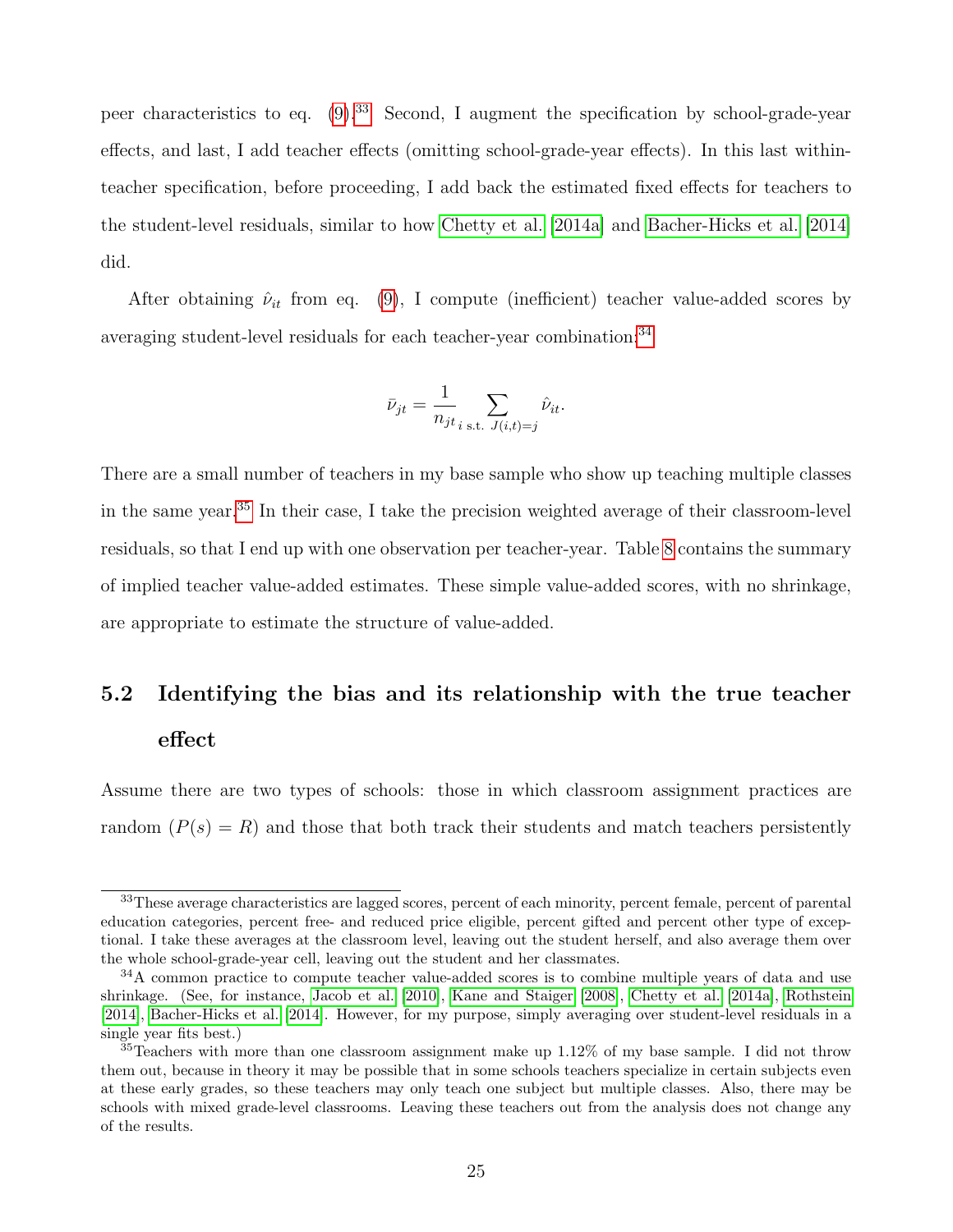peer characteristics to eq. (9).[33] Second, I augment the specification by school-grade-year effects, and last, I add teacher effects (omitting school-grade-year effects). In this last within-teacher specification, before proceeding, I add back the estimated fixed effects for teachers to the student-level residuals, similar to how Chetty et al. [2014a] and Bacher-Hicks et al. [2014] did.

After obtaining $\hat{\nu}_{it}$ from eq. (9), I compute (inefficient) teacher value-added scores by averaging student-level residuals for each teacher-year combination:[34]

$$\bar{\nu}_{jt} = \frac{1}{n_{jt}} \sum_{i \text{ s.t. } J(i,t)=j} \hat{\nu}_{it}.$$

There are a small number of teachers in my base sample who show up teaching multiple classes in the same year.[35] In their case, I take the precision weighted average of their classroom-level residuals, so that I end up with one observation per teacher-year. Table 8 contains the summary of implied teacher value-added estimates. These simple value-added scores, with no shrinkage, are appropriate to estimate the structure of value-added.

## 5.2 Identifying the bias and its relationship with the true teacher effect

Assume there are two types of schools: those in which classroom assignment practices are random ($P(s) = R$) and those that both track their students and match teachers persistently

[33] These average characteristics are lagged scores, percent of each minority, percent female, percent of parental education categories, percent free- and reduced price eligible, percent gifted and percent other type of exceptional. I take these averages at the classroom level, leaving out the student herself, and also average them over the whole school-grade-year cell, leaving out the student and her classmates.

[34] A common practice to compute teacher value-added scores is to combine multiple years of data and use shrinkage. (See, for instance, Jacob et al. [2010], Kane and Staiger [2008], Chetty et al. [2014a], Rothstein [2014], Bacher-Hicks et al. [2014]. However, for my purpose, simply averaging over student-level residuals in a single year fits best.)

[35] Teachers with more than one classroom assignment make up 1.12% of my base sample. I did not throw them out, because in theory it may be possible that in some schools teachers specialize in certain subjects even at these early grades, so these teachers may only teach one subject but multiple classes. Also, there may be schools with mixed grade-level classrooms. Leaving these teachers out from the analysis does not change any of the results.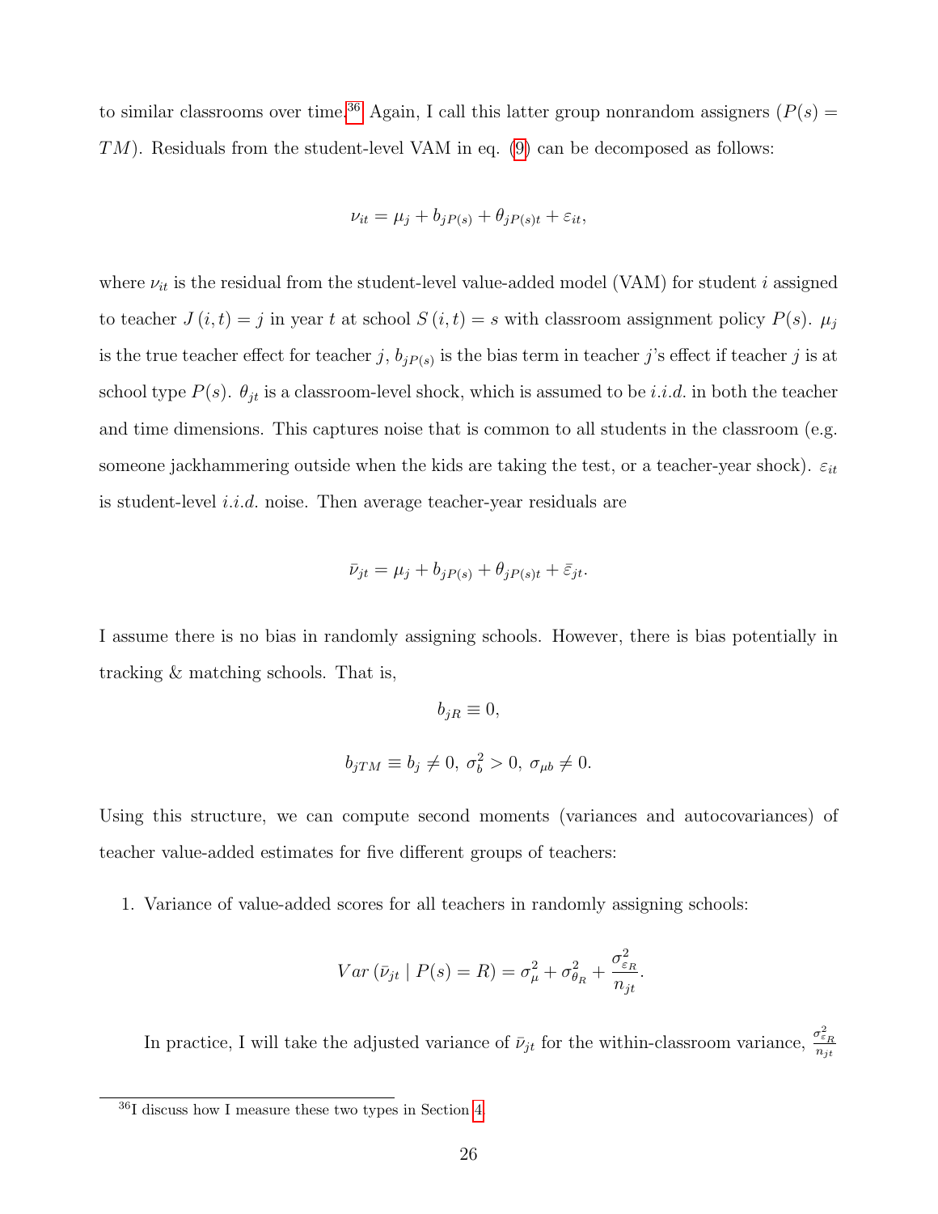to similar classrooms over time.[36] Again, I call this latter group nonrandom assigners ($P(s) = TM$). Residuals from the student-level VAM in eq. (9) can be decomposed as follows:

$$\nu_{it} = \mu_j + b_{jP(s)} + \theta_{jP(s)t} + \varepsilon_{it},$$

where $\nu_{it}$ is the residual from the student-level value-added model (VAM) for student $i$ assigned to teacher $J(i,t) = j$ in year $t$ at school $S(i,t) = s$ with classroom assignment policy $P(s)$. $\mu_j$ is the true teacher effect for teacher $j$, $b_{jP(s)}$ is the bias term in teacher $j$'s effect if teacher $j$ is at school type $P(s)$. $\theta_{jt}$ is a classroom-level shock, which is assumed to be *i.i.d.* in both the teacher and time dimensions. This captures noise that is common to all students in the classroom (e.g. someone jackhammering outside when the kids are taking the test, or a teacher-year shock). $\varepsilon_{it}$ is student-level *i.i.d.* noise. Then average teacher-year residuals are

$$\bar{\nu}_{jt} = \mu_j + b_{jP(s)} + \theta_{jP(s)t} + \bar{\varepsilon}_{jt}.$$

I assume there is no bias in randomly assigning schools. However, there is bias potentially in tracking & matching schools. That is,

$$b_{jR} \equiv 0,$$

$$b_{jTM} \equiv b_j \neq 0,\ \sigma_b^2 > 0,\ \sigma_{\mu b} \neq 0.$$

Using this structure, we can compute second moments (variances and autocovariances) of teacher value-added estimates for five different groups of teachers:

1. Variance of value-added scores for all teachers in randomly assigning schools:

$$Var\left(\bar{\nu}_{jt} \mid P(s) = R\right) = \sigma_\mu^2 + \sigma_{\theta_R}^2 + \frac{\sigma_{\varepsilon_R}^2}{n_{jt}}.$$

In practice, I will take the adjusted variance of $\bar{\nu}_{jt}$ for the within-classroom variance, $\frac{\sigma_{\varepsilon_R}^2}{n_{jt}}$

[36] I discuss how I measure these two types in Section 4.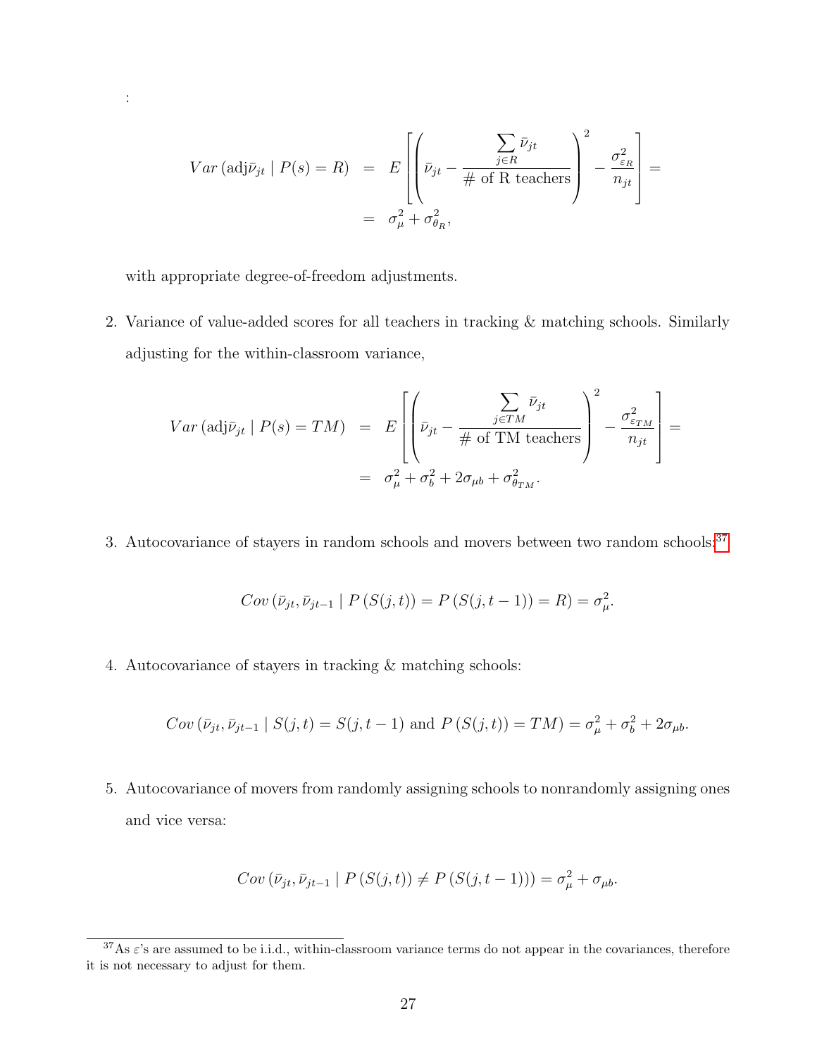:

$$
\begin{aligned}
Var\left(\text{adj}\bar{\nu}_{jt} \mid P(s) = R\right) &= E\left[\left(\bar{\nu}_{jt} - \frac{\sum\limits_{j \in R} \bar{\nu}_{jt}}{\#\text{ of R teachers}}\right)^2 - \frac{\sigma^2_{\varepsilon_R}}{n_{jt}}\right] = \\
&= \sigma^2_{\mu} + \sigma^2_{\theta_R},
\end{aligned}
$$

with appropriate degree-of-freedom adjustments.

2. Variance of value-added scores for all teachers in tracking & matching schools. Similarly adjusting for the within-classroom variance,

$$
\begin{aligned}
Var\left(\text{adj}\bar{\nu}_{jt} \mid P(s) = TM\right) &= E\left[\left(\bar{\nu}_{jt} - \frac{\sum\limits_{j \in TM} \bar{\nu}_{jt}}{\#\text{ of TM teachers}}\right)^2 - \frac{\sigma^2_{\varepsilon_{TM}}}{n_{jt}}\right] = \\
&= \sigma^2_{\mu} + \sigma^2_{b} + 2\sigma_{\mu b} + \sigma^2_{\theta_{TM}}.
\end{aligned}
$$

3. Autocovariance of stayers in random schools and movers between two random schools:[37]

$$
Cov\left(\bar{\nu}_{jt}, \bar{\nu}_{jt-1} \mid P\left(S(j,t)\right) = P\left(S(j,t-1)\right) = R\right) = \sigma^2_{\mu}.
$$

4. Autocovariance of stayers in tracking & matching schools:

$$
Cov\left(\bar{\nu}_{jt}, \bar{\nu}_{jt-1} \mid S(j,t) = S(j,t-1) \text{ and } P\left(S(j,t)\right) = TM\right) = \sigma^2_{\mu} + \sigma^2_{b} + 2\sigma_{\mu b}.
$$

5. Autocovariance of movers from randomly assigning schools to nonrandomly assigning ones and vice versa:

$$
Cov\left(\bar{\nu}_{jt}, \bar{\nu}_{jt-1} \mid P\left(S(j,t)\right) \neq P\left(S(j,t-1)\right)\right) = \sigma^2_{\mu} + \sigma_{\mu b}.
$$

[37] As $\varepsilon$'s are assumed to be i.i.d., within-classroom variance terms do not appear in the covariances, therefore it is not necessary to adjust for them.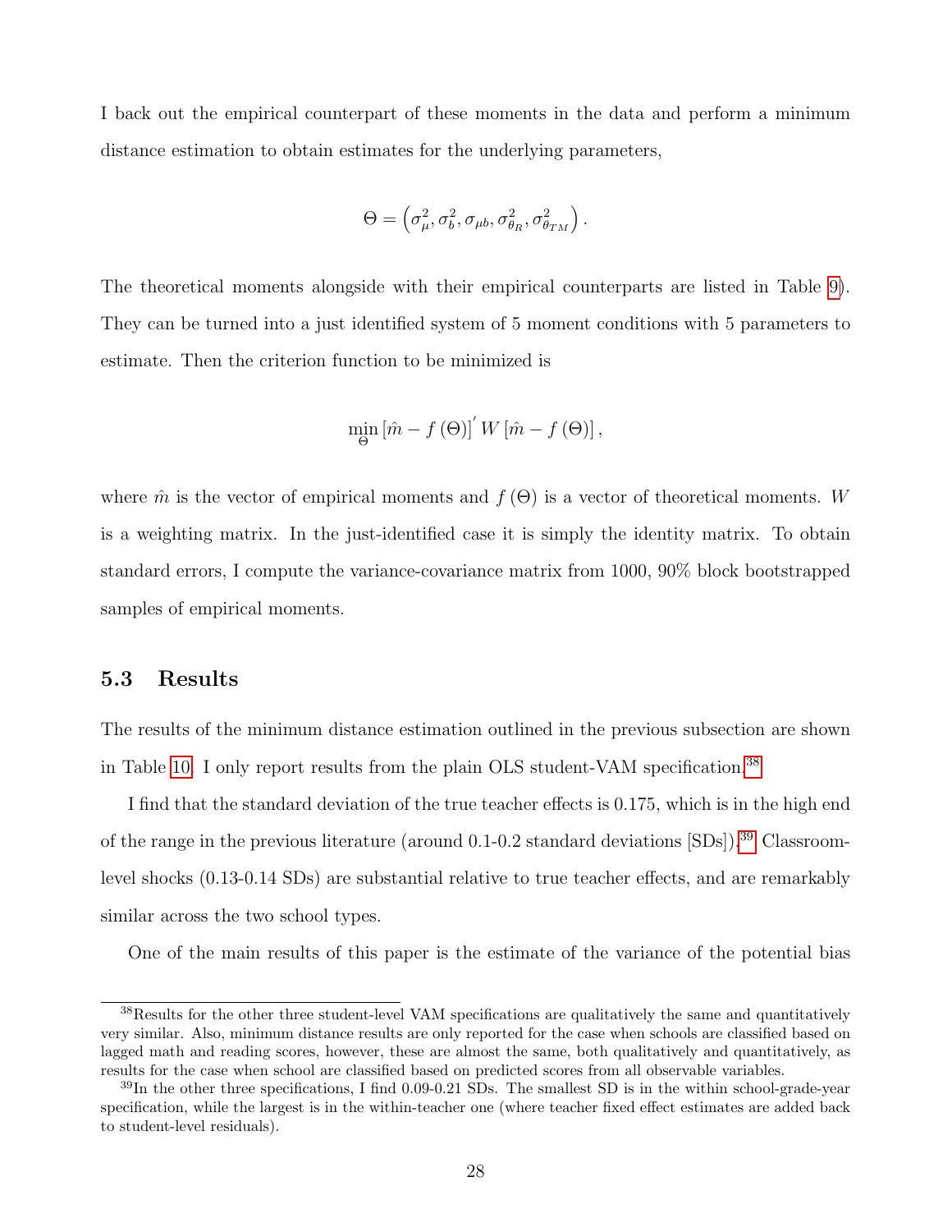I back out the empirical counterpart of these moments in the data and perform a minimum distance estimation to obtain estimates for the underlying parameters,

$$\Theta = \left(\sigma_{\mu}^{2}, \sigma_{b}^{2}, \sigma_{\mu b}, \sigma_{\theta_{R}}^{2}, \sigma_{\theta_{TM}}^{2}\right).$$

The theoretical moments alongside with their empirical counterparts are listed in Table 9). They can be turned into a just identified system of 5 moment conditions with 5 parameters to estimate. Then the criterion function to be minimized is

$$\min_{\Theta} \left[\hat{m} - f\left(\Theta\right)\right]^{'} W \left[\hat{m} - f\left(\Theta\right)\right],$$

where $\hat{m}$ is the vector of empirical moments and $f\left(\Theta\right)$ is a vector of theoretical moments. $W$ is a weighting matrix. In the just-identified case it is simply the identity matrix. To obtain standard errors, I compute the variance-covariance matrix from 1000, 90% block bootstrapped samples of empirical moments.

## 5.3 Results

The results of the minimum distance estimation outlined in the previous subsection are shown in Table 10. I only report results from the plain OLS student-VAM specification.[38]

I find that the standard deviation of the true teacher effects is 0.175, which is in the high end of the range in the previous literature (around 0.1-0.2 standard deviations [SDs]).[39] Classroom-level shocks (0.13-0.14 SDs) are substantial relative to true teacher effects, and are remarkably similar across the two school types.

One of the main results of this paper is the estimate of the variance of the potential bias

[38]Results for the other three student-level VAM specifications are qualitatively the same and quantitatively very similar. Also, minimum distance results are only reported for the case when schools are classified based on lagged math and reading scores, however, these are almost the same, both qualitatively and quantitatively, as results for the case when school are classified based on predicted scores from all observable variables.

[39]In the other three specifications, I find 0.09-0.21 SDs. The smallest SD is in the within school-grade-year specification, while the largest is in the within-teacher one (where teacher fixed effect estimates are added back to student-level residuals).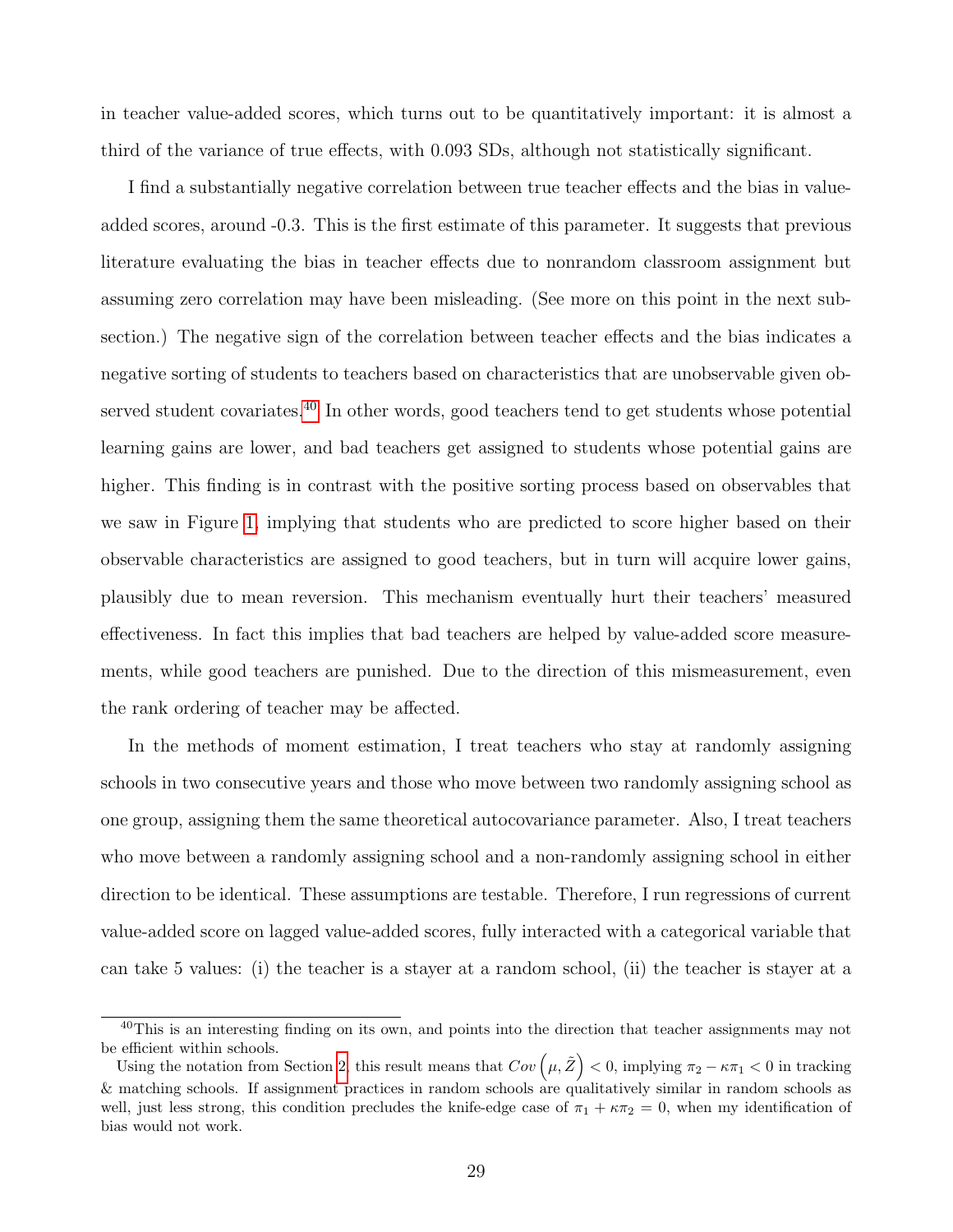in teacher value-added scores, which turns out to be quantitatively important: it is almost a third of the variance of true effects, with 0.093 SDs, although not statistically significant.

I find a substantially negative correlation between true teacher effects and the bias in value-added scores, around -0.3. This is the first estimate of this parameter. It suggests that previous literature evaluating the bias in teacher effects due to nonrandom classroom assignment but assuming zero correlation may have been misleading. (See more on this point in the next subsection.) The negative sign of the correlation between teacher effects and the bias indicates a negative sorting of students to teachers based on characteristics that are unobservable given observed student covariates.[40] In other words, good teachers tend to get students whose potential learning gains are lower, and bad teachers get assigned to students whose potential gains are higher. This finding is in contrast with the positive sorting process based on observables that we saw in Figure 1, implying that students who are predicted to score higher based on their observable characteristics are assigned to good teachers, but in turn will acquire lower gains, plausibly due to mean reversion. This mechanism eventually hurt their teachers' measured effectiveness. In fact this implies that bad teachers are helped by value-added score measurements, while good teachers are punished. Due to the direction of this mismeasurement, even the rank ordering of teacher may be affected.

In the methods of moment estimation, I treat teachers who stay at randomly assigning schools in two consecutive years and those who move between two randomly assigning school as one group, assigning them the same theoretical autocovariance parameter. Also, I treat teachers who move between a randomly assigning school and a non-randomly assigning school in either direction to be identical. These assumptions are testable. Therefore, I run regressions of current value-added score on lagged value-added scores, fully interacted with a categorical variable that can take 5 values: (i) the teacher is a stayer at a random school, (ii) the teacher is stayer at a

---

[40] This is an interesting finding on its own, and points into the direction that teacher assignments may not be efficient within schools.

Using the notation from Section 2, this result means that $Cov\left(\mu, \tilde{Z}\right) < 0$, implying $\pi_2 - \kappa\pi_1 < 0$ in tracking & matching schools. If assignment practices in random schools are qualitatively similar in random schools as well, just less strong, this condition precludes the knife-edge case of $\pi_1 + \kappa\pi_2 = 0$, when my identification of bias would not work.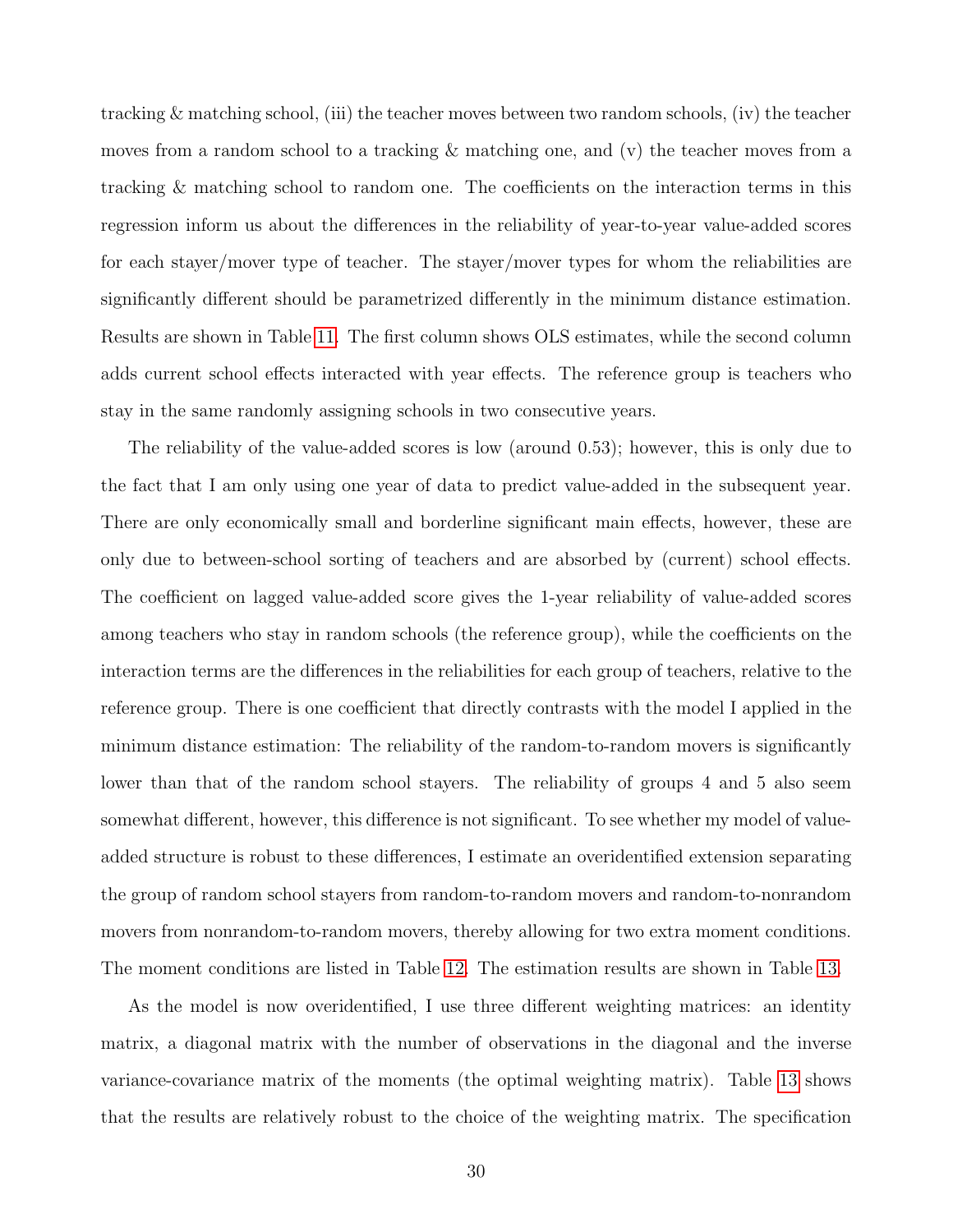tracking & matching school, (iii) the teacher moves between two random schools, (iv) the teacher moves from a random school to a tracking & matching one, and (v) the teacher moves from a tracking & matching school to random one. The coefficients on the interaction terms in this regression inform us about the differences in the reliability of year-to-year value-added scores for each stayer/mover type of teacher. The stayer/mover types for whom the reliabilities are significantly different should be parametrized differently in the minimum distance estimation. Results are shown in Table 11. The first column shows OLS estimates, while the second column adds current school effects interacted with year effects. The reference group is teachers who stay in the same randomly assigning schools in two consecutive years.

The reliability of the value-added scores is low (around 0.53); however, this is only due to the fact that I am only using one year of data to predict value-added in the subsequent year. There are only economically small and borderline significant main effects, however, these are only due to between-school sorting of teachers and are absorbed by (current) school effects. The coefficient on lagged value-added score gives the 1-year reliability of value-added scores among teachers who stay in random schools (the reference group), while the coefficients on the interaction terms are the differences in the reliabilities for each group of teachers, relative to the reference group. There is one coefficient that directly contrasts with the model I applied in the minimum distance estimation: The reliability of the random-to-random movers is significantly lower than that of the random school stayers. The reliability of groups 4 and 5 also seem somewhat different, however, this difference is not significant. To see whether my model of value-added structure is robust to these differences, I estimate an overidentified extension separating the group of random school stayers from random-to-random movers and random-to-nonrandom movers from nonrandom-to-random movers, thereby allowing for two extra moment conditions. The moment conditions are listed in Table 12. The estimation results are shown in Table 13.

As the model is now overidentified, I use three different weighting matrices: an identity matrix, a diagonal matrix with the number of observations in the diagonal and the inverse variance-covariance matrix of the moments (the optimal weighting matrix). Table 13 shows that the results are relatively robust to the choice of the weighting matrix. The specification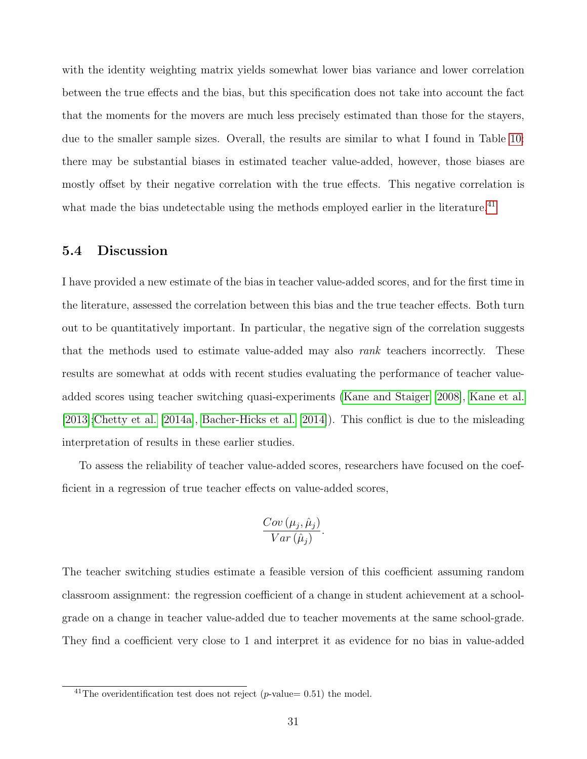with the identity weighting matrix yields somewhat lower bias variance and lower correlation between the true effects and the bias, but this specification does not take into account the fact that the moments for the movers are much less precisely estimated than those for the stayers, due to the smaller sample sizes. Overall, the results are similar to what I found in Table 10: there may be substantial biases in estimated teacher value-added, however, those biases are mostly offset by their negative correlation with the true effects. This negative correlation is what made the bias undetectable using the methods employed earlier in the literature.[41]

## 5.4 Discussion

I have provided a new estimate of the bias in teacher value-added scores, and for the first time in the literature, assessed the correlation between this bias and the true teacher effects. Both turn out to be quantitatively important. In particular, the negative sign of the correlation suggests that the methods used to estimate value-added may also *rank* teachers incorrectly. These results are somewhat at odds with recent studies evaluating the performance of teacher value-added scores using teacher switching quasi-experiments (Kane and Staiger [2008], Kane et al. [2013];Chetty et al. [2014a], Bacher-Hicks et al. [2014]). This conflict is due to the misleading interpretation of results in these earlier studies.

To assess the reliability of teacher value-added scores, researchers have focused on the coefficient in a regression of true teacher effects on value-added scores,

$$\frac{Cov\left(\mu_j, \hat{\mu}_j\right)}{Var\left(\hat{\mu}_j\right)}.$$

The teacher switching studies estimate a feasible version of this coefficient assuming random classroom assignment: the regression coefficient of a change in student achievement at a school-grade on a change in teacher value-added due to teacher movements at the same school-grade. They find a coefficient very close to 1 and interpret it as evidence for no bias in value-added

[41] The overidentification test does not reject ($p$-value= 0.51) the model.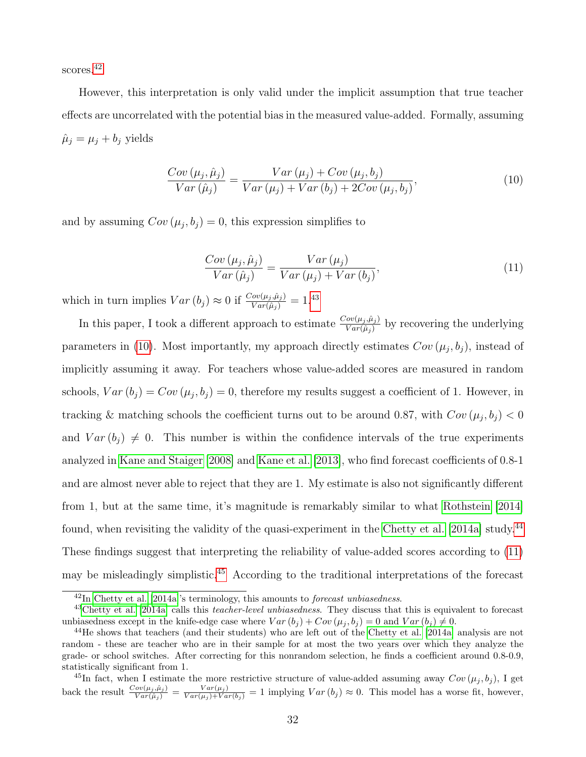scores.[42]

However, this interpretation is only valid under the implicit assumption that true teacher effects are uncorrelated with the potential bias in the measured value-added. Formally, assuming $\hat{\mu}_j = \mu_j + b_j$ yields

$$\frac{Cov\left(\mu_j, \hat{\mu}_j\right)}{Var\left(\hat{\mu}_j\right)} = \frac{Var\left(\mu_j\right) + Cov\left(\mu_j, b_j\right)}{Var\left(\mu_j\right) + Var\left(b_j\right) + 2Cov\left(\mu_j, b_j\right)}, \tag{10}$$

and by assuming $Cov\left(\mu_j, b_j\right) = 0$, this expression simplifies to

$$\frac{Cov\left(\mu_j, \hat{\mu}_j\right)}{Var\left(\hat{\mu}_j\right)} = \frac{Var\left(\mu_j\right)}{Var\left(\mu_j\right) + Var\left(b_j\right)}, \tag{11}$$

which in turn implies $Var\left(b_j\right) \approx 0$ if $\frac{Cov(\mu_j, \hat{\mu}_j)}{Var(\hat{\mu}_j)} = 1$.[43]

In this paper, I took a different approach to estimate $\frac{Cov(\mu_j, \hat{\mu}_j)}{Var(\hat{\mu}_j)}$ by recovering the underlying parameters in (10). Most importantly, my approach directly estimates $Cov\left(\mu_j, b_j\right)$, instead of implicitly assuming it away. For teachers whose value-added scores are measured in random schools, $Var\left(b_j\right) = Cov\left(\mu_j, b_j\right) = 0$, therefore my results suggest a coefficient of 1. However, in tracking & matching schools the coefficient turns out to be around 0.87, with $Cov\left(\mu_j, b_j\right) < 0$ and $Var\left(b_j\right) \neq 0$. This number is within the confidence intervals of the true experiments analyzed in Kane and Staiger [2008] and Kane et al. [2013], who find forecast coefficients of 0.8-1 and are almost never able to reject that they are 1. My estimate is also not significantly different from 1, but at the same time, it's magnitude is remarkably similar to what Rothstein [2014] found, when revisiting the validity of the quasi-experiment in the Chetty et al. [2014a] study.[44] These findings suggest that interpreting the reliability of value-added scores according to (11) may be misleadingly simplistic.[45] According to the traditional interpretations of the forecast

---

[42] In Chetty et al. [2014a]'s terminology, this amounts to *forecast unbiasedness*.

[43] Chetty et al. [2014a] calls this *teacher-level unbiasedness*. They discuss that this is equivalent to forecast unbiasedness except in the knife-edge case where $Var\left(b_j\right) + Cov\left(\mu_j, b_j\right) = 0$ and $Var\left(b_j\right) \neq 0$.

[44] He shows that teachers (and their students) who are left out of the Chetty et al. [2014a] analysis are not random - these are teacher who are in their sample for at most the two years over which they analyze the grade- or school switches. After correcting for this nonrandom selection, he finds a coefficient around 0.8-0.9, statistically significant from 1.

[45] In fact, when I estimate the more restrictive structure of value-added assuming away $Cov\left(\mu_j, b_j\right)$, I get back the result $\frac{Cov(\mu_j, \hat{\mu}_j)}{Var(\hat{\mu}_j)} = \frac{Var(\mu_j)}{Var(\mu_j) + Var(b_j)} = 1$ implying $Var\left(b_j\right) \approx 0$. This model has a worse fit, however,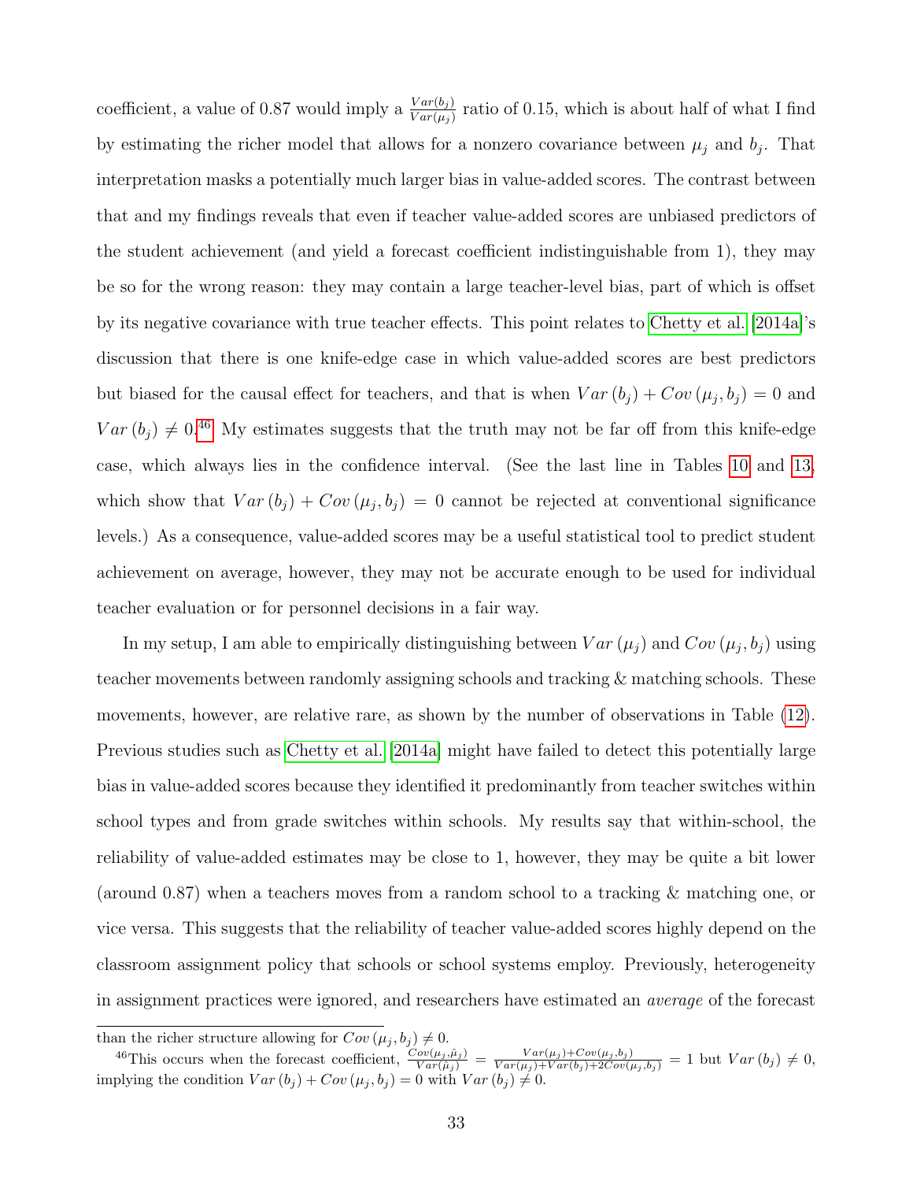coefficient, a value of 0.87 would imply a $\frac{Var(b_j)}{Var(\mu_j)}$ ratio of 0.15, which is about half of what I find by estimating the richer model that allows for a nonzero covariance between $\mu_j$ and $b_j$. That interpretation masks a potentially much larger bias in value-added scores. The contrast between that and my findings reveals that even if teacher value-added scores are unbiased predictors of the student achievement (and yield a forecast coefficient indistinguishable from 1), they may be so for the wrong reason: they may contain a large teacher-level bias, part of which is offset by its negative covariance with true teacher effects. This point relates to Chetty et al. [2014a]'s discussion that there is one knife-edge case in which value-added scores are best predictors but biased for the causal effect for teachers, and that is when $Var(b_j) + Cov(\mu_j, b_j) = 0$ and $Var(b_j) \neq 0$.[46] My estimates suggests that the truth may not be far off from this knife-edge case, which always lies in the confidence interval. (See the last line in Tables 10 and 13, which show that $Var(b_j) + Cov(\mu_j, b_j) = 0$ cannot be rejected at conventional significance levels.) As a consequence, value-added scores may be a useful statistical tool to predict student achievement on average, however, they may not be accurate enough to be used for individual teacher evaluation or for personnel decisions in a fair way.

In my setup, I am able to empirically distinguishing between $Var(\mu_j)$ and $Cov(\mu_j, b_j)$ using teacher movements between randomly assigning schools and tracking & matching schools. These movements, however, are relative rare, as shown by the number of observations in Table (12). Previous studies such as Chetty et al. [2014a] might have failed to detect this potentially large bias in value-added scores because they identified it predominantly from teacher switches within school types and from grade switches within schools. My results say that within-school, the reliability of value-added estimates may be close to 1, however, they may be quite a bit lower (around 0.87) when a teachers moves from a random school to a tracking & matching one, or vice versa. This suggests that the reliability of teacher value-added scores highly depend on the classroom assignment policy that schools or school systems employ. Previously, heterogeneity in assignment practices were ignored, and researchers have estimated an *average* of the forecast

than the richer structure allowing for $Cov(\mu_j, b_j) \neq 0$.

[46] This occurs when the forecast coefficient, $\frac{Cov(\mu_j, \hat{\mu}_j)}{Var(\hat{\mu}_j)} = \frac{Var(\mu_j) + Cov(\mu_j, b_j)}{Var(\mu_j) + Var(b_j) + 2Cov(\mu_j, b_j)} = 1$ but $Var(b_j) \neq 0$, implying the condition $Var(b_j) + Cov(\mu_j, b_j) = 0$ with $Var(b_j) \neq 0$.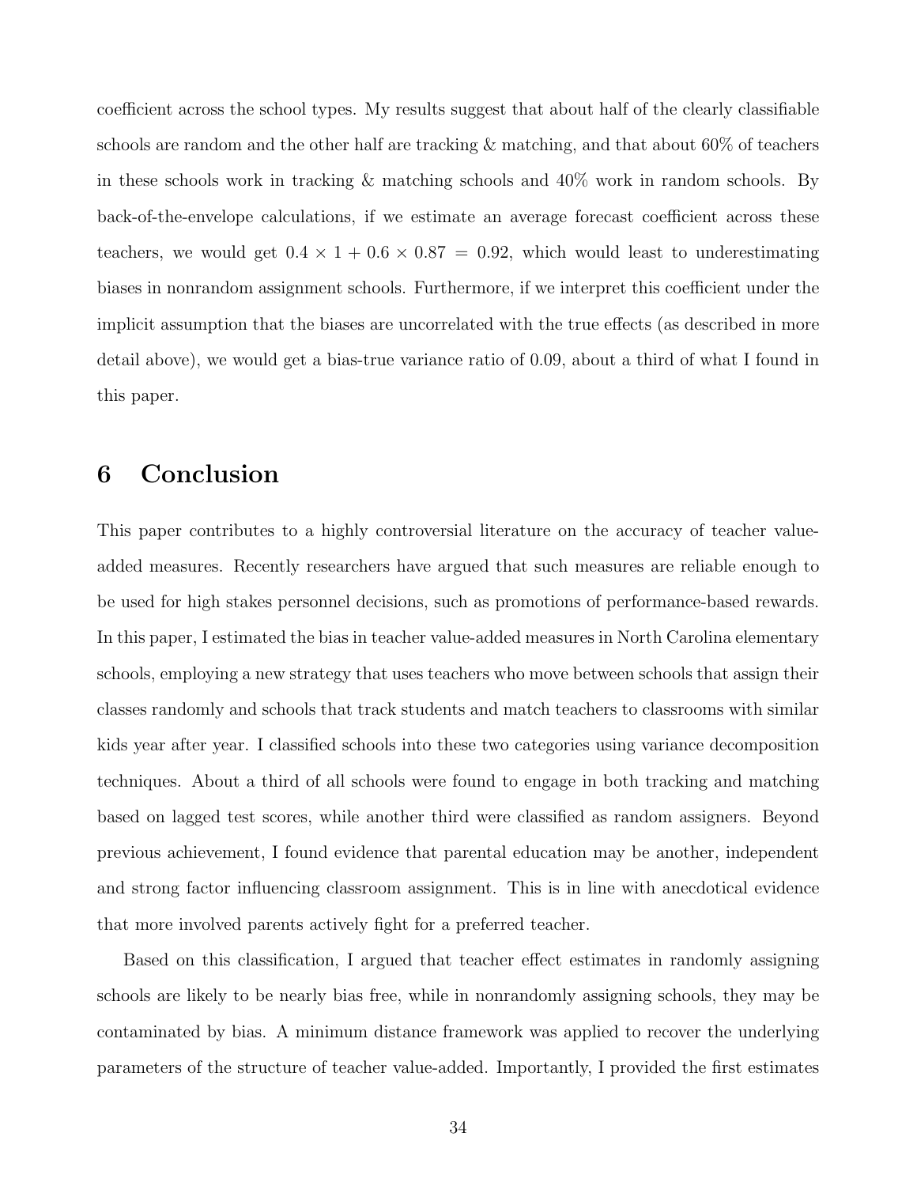coefficient across the school types. My results suggest that about half of the clearly classifiable schools are random and the other half are tracking & matching, and that about 60% of teachers in these schools work in tracking & matching schools and 40% work in random schools. By back-of-the-envelope calculations, if we estimate an average forecast coefficient across these teachers, we would get $0.4 \times 1 + 0.6 \times 0.87 = 0.92$, which would least to underestimating biases in nonrandom assignment schools. Furthermore, if we interpret this coefficient under the implicit assumption that the biases are uncorrelated with the true effects (as described in more detail above), we would get a bias-true variance ratio of 0.09, about a third of what I found in this paper.

# 6 Conclusion

This paper contributes to a highly controversial literature on the accuracy of teacher value-added measures. Recently researchers have argued that such measures are reliable enough to be used for high stakes personnel decisions, such as promotions of performance-based rewards. In this paper, I estimated the bias in teacher value-added measures in North Carolina elementary schools, employing a new strategy that uses teachers who move between schools that assign their classes randomly and schools that track students and match teachers to classrooms with similar kids year after year. I classified schools into these two categories using variance decomposition techniques. About a third of all schools were found to engage in both tracking and matching based on lagged test scores, while another third were classified as random assigners. Beyond previous achievement, I found evidence that parental education may be another, independent and strong factor influencing classroom assignment. This is in line with anecdotical evidence that more involved parents actively fight for a preferred teacher.

Based on this classification, I argued that teacher effect estimates in randomly assigning schools are likely to be nearly bias free, while in nonrandomly assigning schools, they may be contaminated by bias. A minimum distance framework was applied to recover the underlying parameters of the structure of teacher value-added. Importantly, I provided the first estimates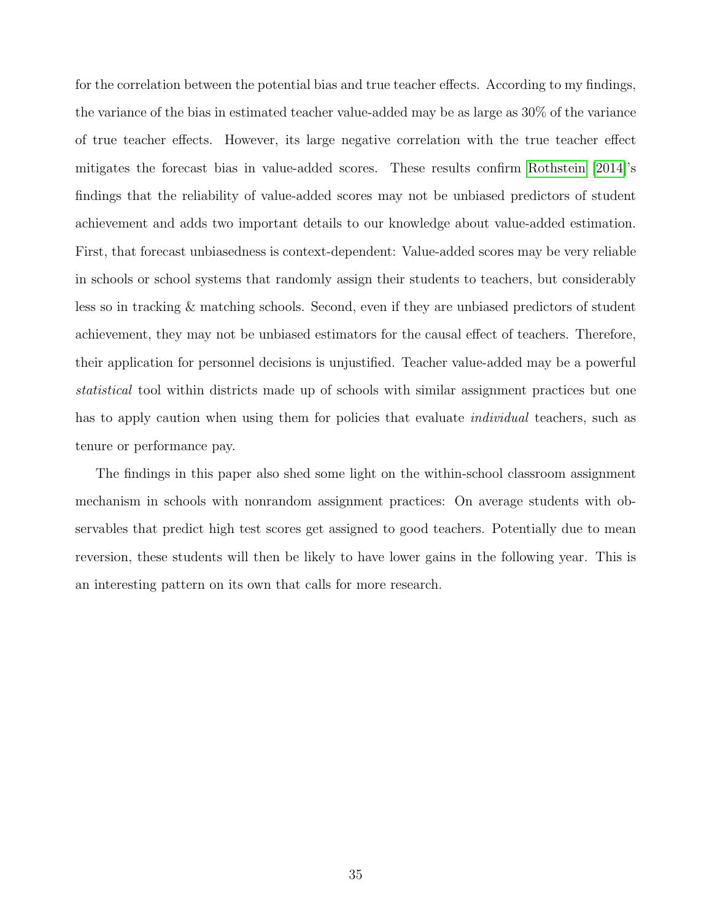for the correlation between the potential bias and true teacher effects. According to my findings, the variance of the bias in estimated teacher value-added may be as large as 30% of the variance of true teacher effects. However, its large negative correlation with the true teacher effect mitigates the forecast bias in value-added scores. These results confirm Rothstein [2014]'s findings that the reliability of value-added scores may not be unbiased predictors of student achievement and adds two important details to our knowledge about value-added estimation. First, that forecast unbiasedness is context-dependent: Value-added scores may be very reliable in schools or school systems that randomly assign their students to teachers, but considerably less so in tracking & matching schools. Second, even if they are unbiased predictors of student achievement, they may not be unbiased estimators for the causal effect of teachers. Therefore, their application for personnel decisions is unjustified. Teacher value-added may be a powerful *statistical* tool within districts made up of schools with similar assignment practices but one has to apply caution when using them for policies that evaluate *individual* teachers, such as tenure or performance pay.

The findings in this paper also shed some light on the within-school classroom assignment mechanism in schools with nonrandom assignment practices: On average students with observables that predict high test scores get assigned to good teachers. Potentially due to mean reversion, these students will then be likely to have lower gains in the following year. This is an interesting pattern on its own that calls for more research.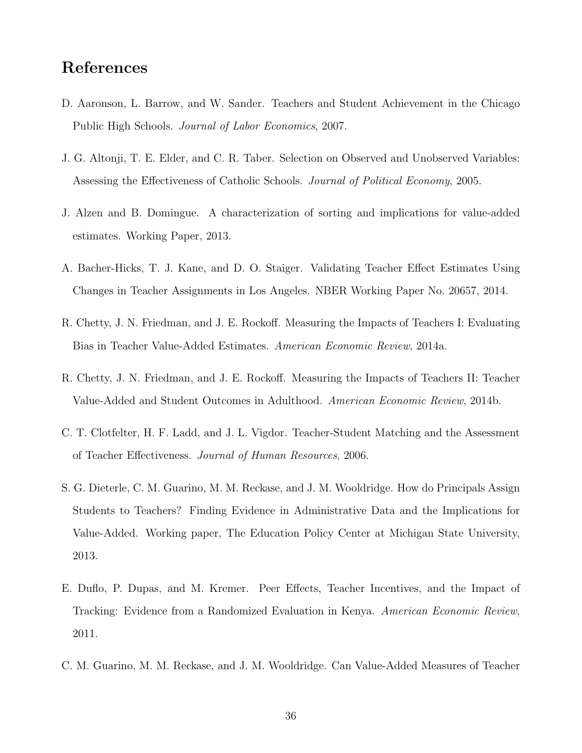# References

D. Aaronson, L. Barrow, and W. Sander. Teachers and Student Achievement in the Chicago Public High Schools. *Journal of Labor Economics*, 2007.

J. G. Altonji, T. E. Elder, and C. R. Taber. Selection on Observed and Unobserved Variables: Assessing the Effectiveness of Catholic Schools. *Journal of Political Economy*, 2005.

J. Alzen and B. Domingue. A characterization of sorting and implications for value-added estimates. Working Paper, 2013.

A. Bacher-Hicks, T. J. Kane, and D. O. Staiger. Validating Teacher Effect Estimates Using Changes in Teacher Assignments in Los Angeles. NBER Working Paper No. 20657, 2014.

R. Chetty, J. N. Friedman, and J. E. Rockoff. Measuring the Impacts of Teachers I: Evaluating Bias in Teacher Value-Added Estimates. *American Economic Review*, 2014a.

R. Chetty, J. N. Friedman, and J. E. Rockoff. Measuring the Impacts of Teachers II: Teacher Value-Added and Student Outcomes in Adulthood. *American Economic Review*, 2014b.

C. T. Clotfelter, H. F. Ladd, and J. L. Vigdor. Teacher-Student Matching and the Assessment of Teacher Effectiveness. *Journal of Human Resources*, 2006.

S. G. Dieterle, C. M. Guarino, M. M. Reckase, and J. M. Wooldridge. How do Principals Assign Students to Teachers? Finding Evidence in Administrative Data and the Implications for Value-Added. Working paper, The Education Policy Center at Michigan State University, 2013.

E. Duflo, P. Dupas, and M. Kremer. Peer Effects, Teacher Incentives, and the Impact of Tracking: Evidence from a Randomized Evaluation in Kenya. *American Economic Review*, 2011.

C. M. Guarino, M. M. Reckase, and J. M. Wooldridge. Can Value-Added Measures of Teacher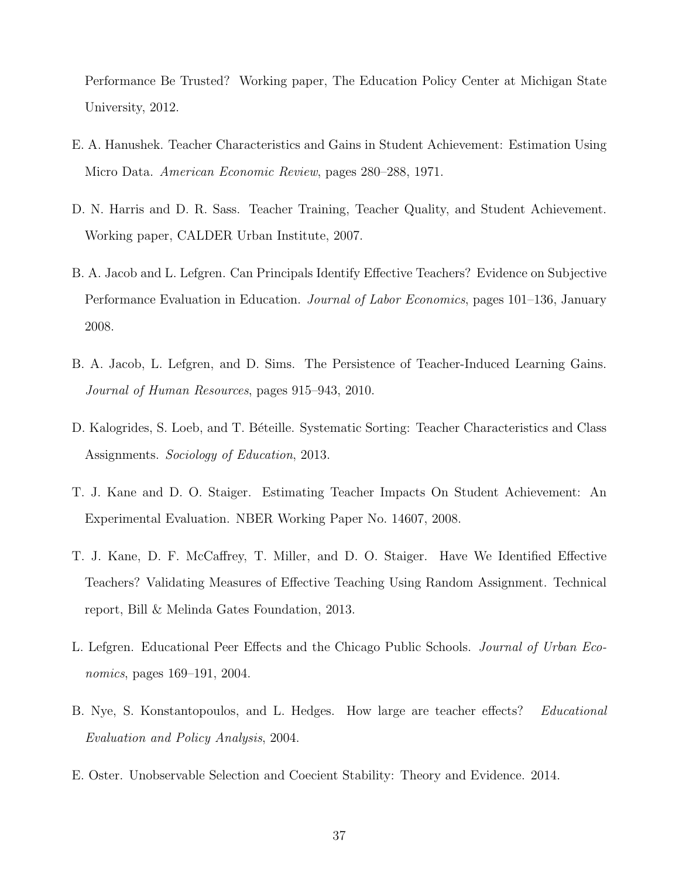Performance Be Trusted? Working paper, The Education Policy Center at Michigan State University, 2012.

E. A. Hanushek. Teacher Characteristics and Gains in Student Achievement: Estimation Using Micro Data. *American Economic Review*, pages 280–288, 1971.

D. N. Harris and D. R. Sass. Teacher Training, Teacher Quality, and Student Achievement. Working paper, CALDER Urban Institute, 2007.

B. A. Jacob and L. Lefgren. Can Principals Identify Effective Teachers? Evidence on Subjective Performance Evaluation in Education. *Journal of Labor Economics*, pages 101–136, January 2008.

B. A. Jacob, L. Lefgren, and D. Sims. The Persistence of Teacher-Induced Learning Gains. *Journal of Human Resources*, pages 915–943, 2010.

D. Kalogrides, S. Loeb, and T. Béteille. Systematic Sorting: Teacher Characteristics and Class Assignments. *Sociology of Education*, 2013.

T. J. Kane and D. O. Staiger. Estimating Teacher Impacts On Student Achievement: An Experimental Evaluation. NBER Working Paper No. 14607, 2008.

T. J. Kane, D. F. McCaffrey, T. Miller, and D. O. Staiger. Have We Identified Effective Teachers? Validating Measures of Effective Teaching Using Random Assignment. Technical report, Bill & Melinda Gates Foundation, 2013.

L. Lefgren. Educational Peer Effects and the Chicago Public Schools. *Journal of Urban Economics*, pages 169–191, 2004.

B. Nye, S. Konstantopoulos, and L. Hedges. How large are teacher effects? *Educational Evaluation and Policy Analysis*, 2004.

E. Oster. Unobservable Selection and Coecient Stability: Theory and Evidence. 2014.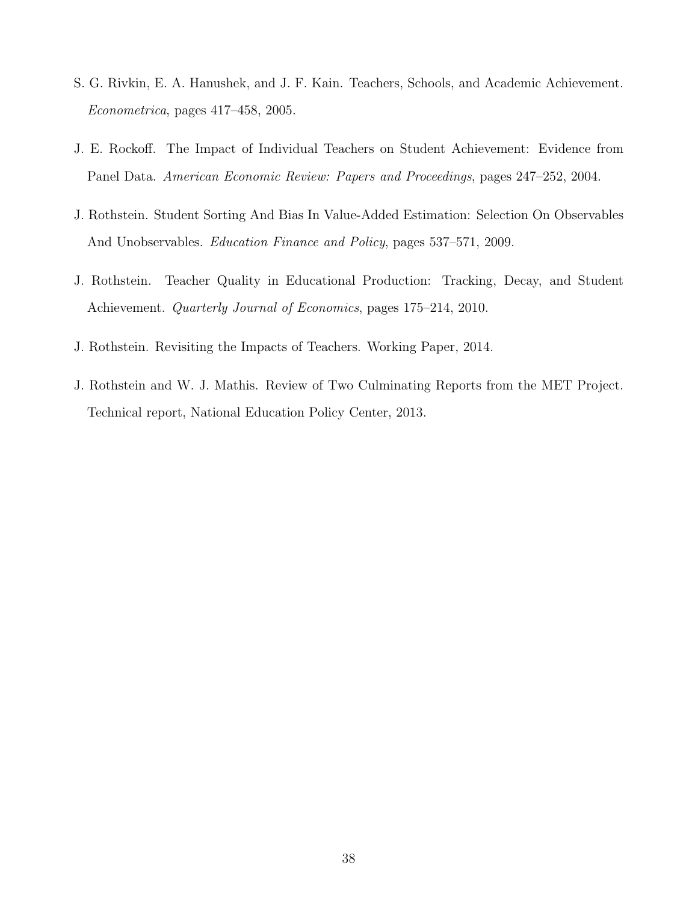S. G. Rivkin, E. A. Hanushek, and J. F. Kain. Teachers, Schools, and Academic Achievement. *Econometrica*, pages 417–458, 2005.

J. E. Rockoff. The Impact of Individual Teachers on Student Achievement: Evidence from Panel Data. *American Economic Review: Papers and Proceedings*, pages 247–252, 2004.

J. Rothstein. Student Sorting And Bias In Value-Added Estimation: Selection On Observables And Unobservables. *Education Finance and Policy*, pages 537–571, 2009.

J. Rothstein. Teacher Quality in Educational Production: Tracking, Decay, and Student Achievement. *Quarterly Journal of Economics*, pages 175–214, 2010.

J. Rothstein. Revisiting the Impacts of Teachers. Working Paper, 2014.

J. Rothstein and W. J. Mathis. Review of Two Culminating Reports from the MET Project. Technical report, National Education Policy Center, 2013.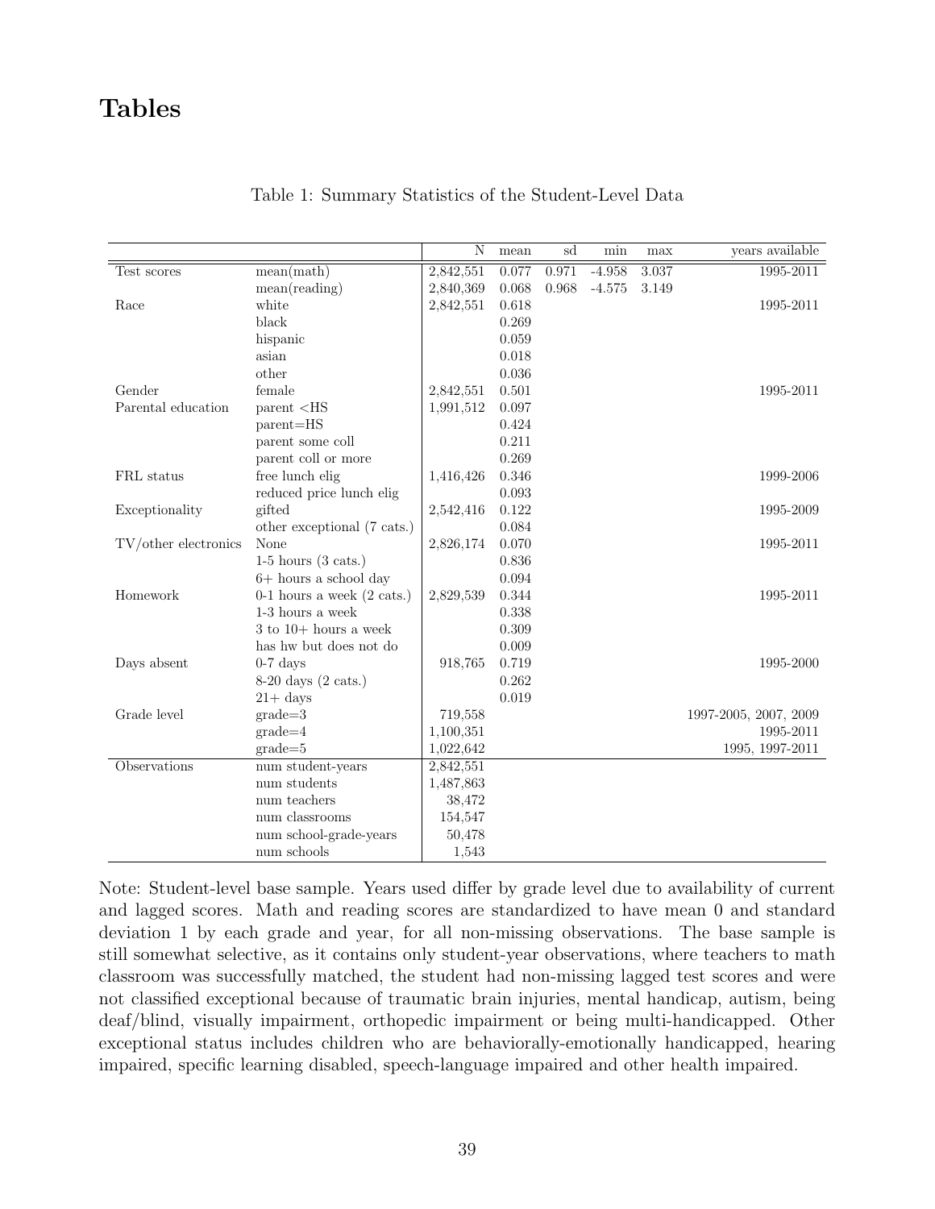# Tables

Table 1: Summary Statistics of the Student-Level Data

| | | N | mean | sd | min | max | years available |
|---|---|---|---|---|---|---|---|
| Test scores | mean(math) | 2,842,551 | 0.077 | 0.971 | -4.958 | 3.037 | 1995-2011 |
| | mean(reading) | 2,840,369 | 0.068 | 0.968 | -4.575 | 3.149 | |
| Race | white | 2,842,551 | 0.618 | | | | 1995-2011 |
| | black | | 0.269 | | | | |
| | hispanic | | 0.059 | | | | |
| | asian | | 0.018 | | | | |
| | other | | 0.036 | | | | |
| Gender | female | 2,842,551 | 0.501 | | | | 1995-2011 |
| Parental education | parent <HS | 1,991,512 | 0.097 | | | | |
| | parent=HS | | 0.424 | | | | |
| | parent some coll | | 0.211 | | | | |
| | parent coll or more | | 0.269 | | | | |
| FRL status | free lunch elig | 1,416,426 | 0.346 | | | | 1999-2006 |
| | reduced price lunch elig | | 0.093 | | | | |
| Exceptionality | gifted | 2,542,416 | 0.122 | | | | 1995-2009 |
| | other exceptional (7 cats.) | | 0.084 | | | | |
| TV/other electronics | None | 2,826,174 | 0.070 | | | | 1995-2011 |
| | 1-5 hours (3 cats.) | | 0.836 | | | | |
| | 6+ hours a school day | | 0.094 | | | | |
| Homework | 0-1 hours a week (2 cats.) | 2,829,539 | 0.344 | | | | 1995-2011 |
| | 1-3 hours a week | | 0.338 | | | | |
| | 3 to 10+ hours a week | | 0.309 | | | | |
| | has hw but does not do | | 0.009 | | | | |
| Days absent | 0-7 days | 918,765 | 0.719 | | | | 1995-2000 |
| | 8-20 days (2 cats.) | | 0.262 | | | | |
| | 21+ days | | 0.019 | | | | |
| Grade level | grade=3 | 719,558 | | | | | 1997-2005, 2007, 2009 |
| | grade=4 | 1,100,351 | | | | | 1995-2011 |
| | grade=5 | 1,022,642 | | | | | 1995, 1997-2011 |
| Observations | num student-years | 2,842,551 | | | | | |
| | num students | 1,487,863 | | | | | |
| | num teachers | 38,472 | | | | | |
| | num classrooms | 154,547 | | | | | |
| | num school-grade-years | 50,478 | | | | | |
| | num schools | 1,543 | | | | | |

Note: Student-level base sample. Years used differ by grade level due to availability of current and lagged scores. Math and reading scores are standardized to have mean 0 and standard deviation 1 by each grade and year, for all non-missing observations. The base sample is still somewhat selective, as it contains only student-year observations, where teachers to math classroom was successfully matched, the student had non-missing lagged test scores and were not classified exceptional because of traumatic brain injuries, mental handicap, autism, being deaf/blind, visually impairment, orthopedic impairment or being multi-handicapped. Other exceptional status includes children who are behaviorally-emotionally handicapped, hearing impaired, specific learning disabled, speech-language impaired and other health impaired.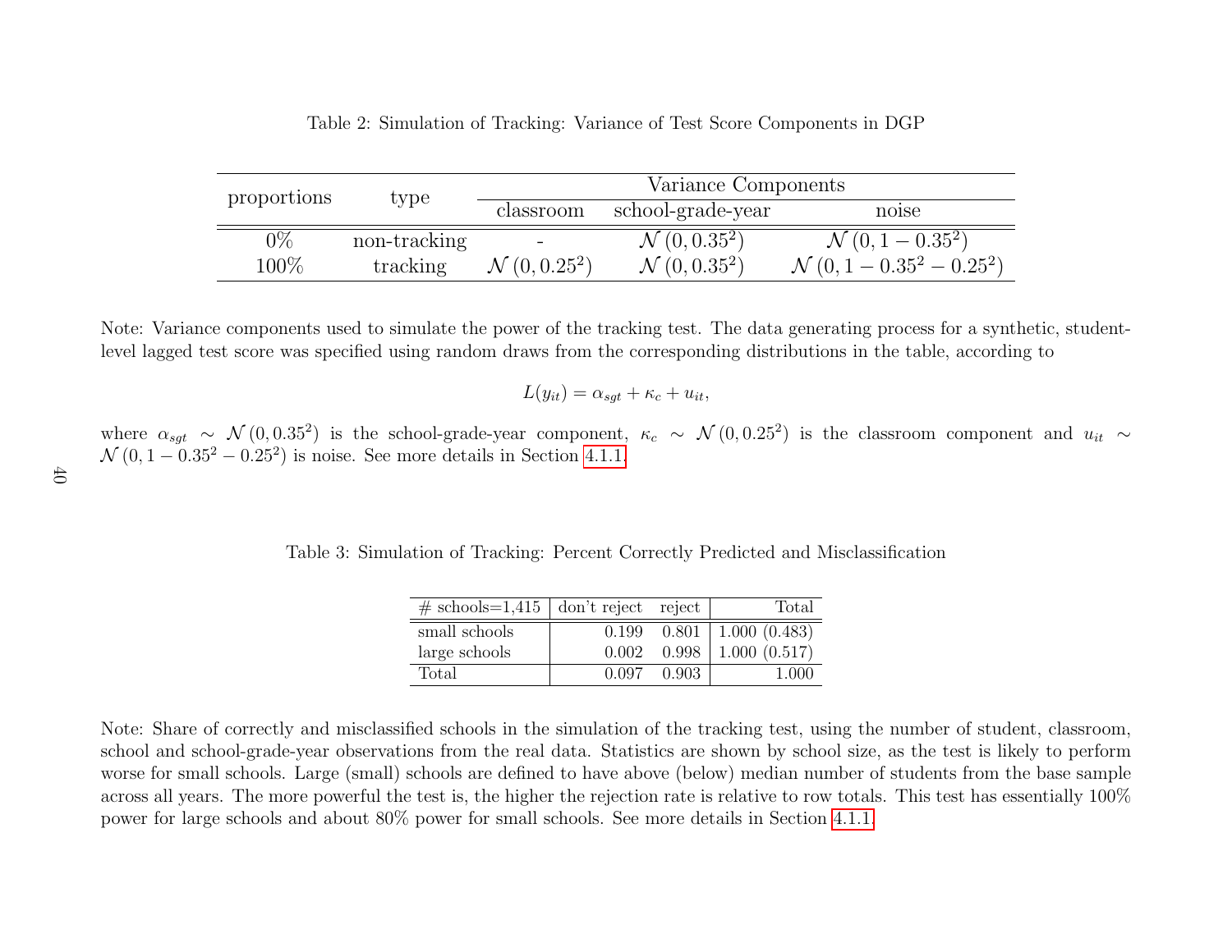Table 2: Simulation of Tracking: Variance of Test Score Components in DGP

| proportions | type | Variance Components | | |
|---|---|---|---|---|
| | | classroom | school-grade-year | noise |
| 0% | non-tracking | - | $\mathcal{N}(0, 0.35^2)$ | $\mathcal{N}(0, 1 - 0.35^2)$ |
| 100% | tracking | $\mathcal{N}(0, 0.25^2)$ | $\mathcal{N}(0, 0.35^2)$ | $\mathcal{N}(0, 1 - 0.35^2 - 0.25^2)$ |

Note: Variance components used to simulate the power of the tracking test. The data generating process for a synthetic, student-level lagged test score was specified using random draws from the corresponding distributions in the table, according to

$$L(y_{it}) = \alpha_{sgt} + \kappa_c + u_{it},$$

where $\alpha_{sgt} \sim \mathcal{N}(0, 0.35^2)$ is the school-grade-year component, $\kappa_c \sim \mathcal{N}(0, 0.25^2)$ is the classroom component and $u_{it} \sim \mathcal{N}(0, 1 - 0.35^2 - 0.25^2)$ is noise. See more details in Section 4.1.1.

Table 3: Simulation of Tracking: Percent Correctly Predicted and Misclassification

| # schools=1,415 | don't reject | reject | Total |
|---|---|---|---|
| small schools | 0.199 | 0.801 | 1.000 (0.483) |
| large schools | 0.002 | 0.998 | 1.000 (0.517) |
| Total | 0.097 | 0.903 | 1.000 |

Note: Share of correctly and misclassified schools in the simulation of the tracking test, using the number of student, classroom, school and school-grade-year observations from the real data. Statistics are shown by school size, as the test is likely to perform worse for small schools. Large (small) schools are defined to have above (below) median number of students from the base sample across all years. The more powerful the test is, the higher the rejection rate is relative to row totals. This test has essentially 100% power for large schools and about 80% power for small schools. See more details in Section 4.1.1.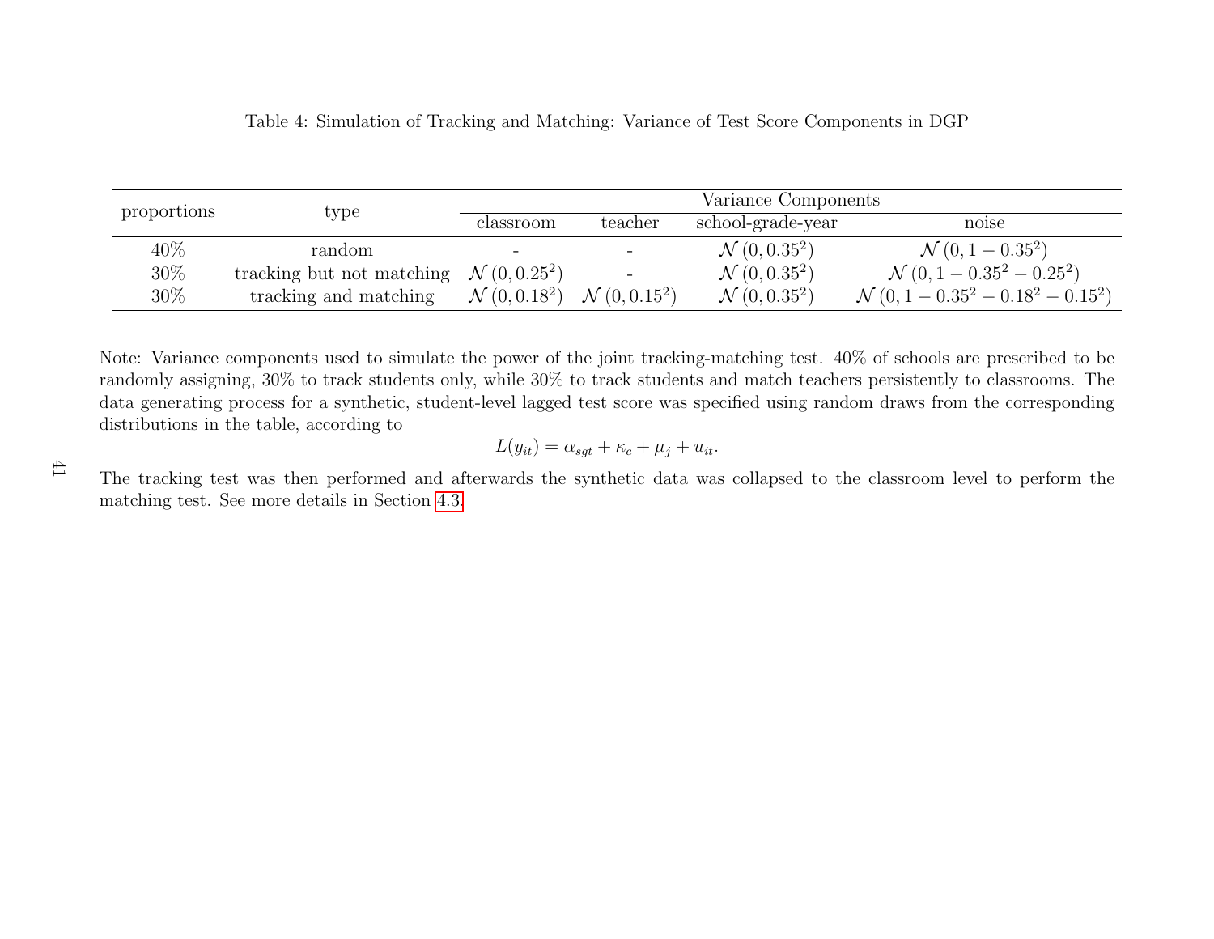Table 4: Simulation of Tracking and Matching: Variance of Test Score Components in DGP

| proportions | type | Variance Components | | | |
|---|---|---|---|---|---|
| | | classroom | teacher | school-grade-year | noise |
| 40% | random | - | - | $\mathcal{N}(0, 0.35^2)$ | $\mathcal{N}(0, 1 - 0.35^2)$ |
| 30% | tracking but not matching | $\mathcal{N}(0, 0.25^2)$ | - | $\mathcal{N}(0, 0.35^2)$ | $\mathcal{N}(0, 1 - 0.35^2 - 0.25^2)$ |
| 30% | tracking and matching | $\mathcal{N}(0, 0.18^2)$ | $\mathcal{N}(0, 0.15^2)$ | $\mathcal{N}(0, 0.35^2)$ | $\mathcal{N}(0, 1 - 0.35^2 - 0.18^2 - 0.15^2)$ |

Note: Variance components used to simulate the power of the joint tracking-matching test. 40% of schools are prescribed to be randomly assigning, 30% to track students only, while 30% to track students and match teachers persistently to classrooms. The data generating process for a synthetic, student-level lagged test score was specified using random draws from the corresponding distributions in the table, according to

$$L(y_{it}) = \alpha_{sgt} + \kappa_c + \mu_j + u_{it}.$$

The tracking test was then performed and afterwards the synthetic data was collapsed to the classroom level to perform the matching test. See more details in Section 4.3.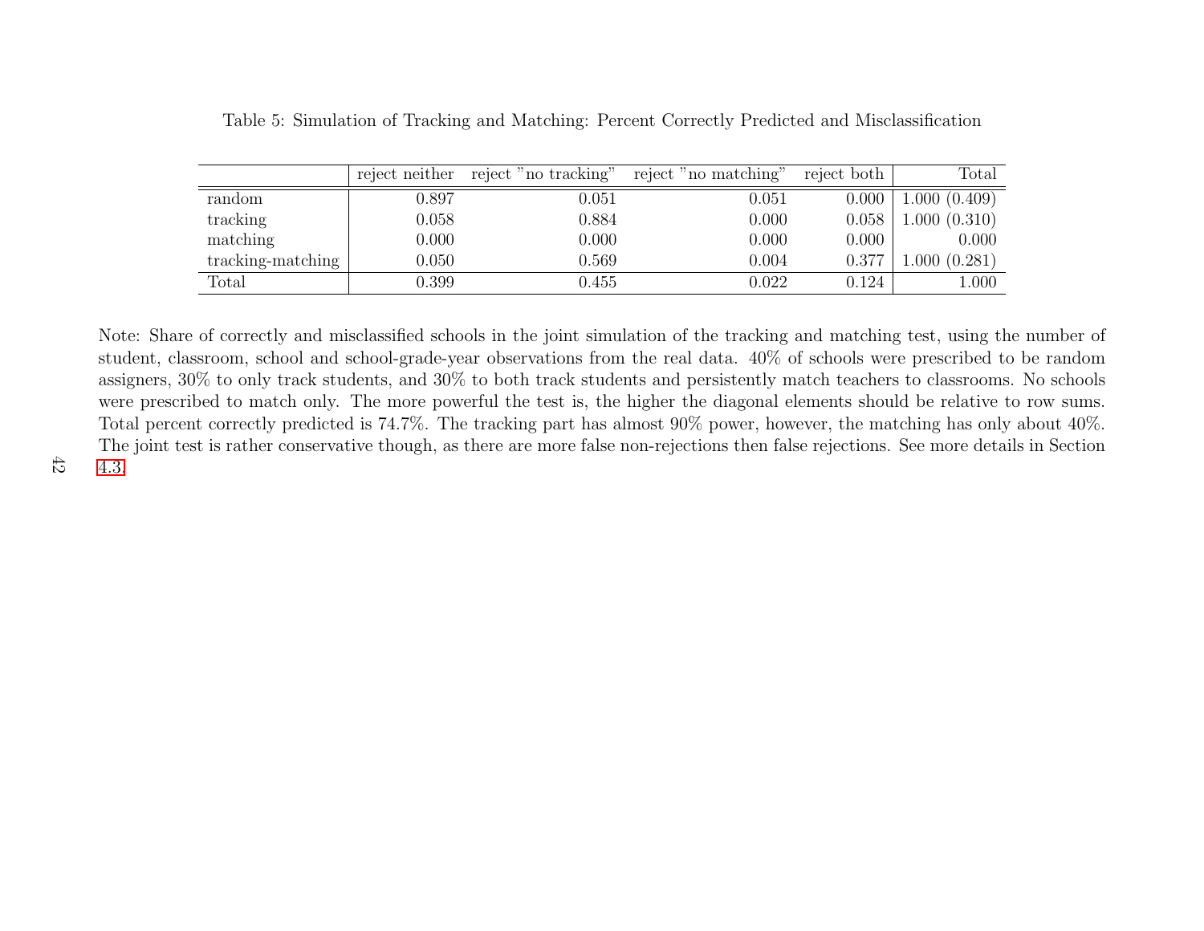Table 5: Simulation of Tracking and Matching: Percent Correctly Predicted and Misclassification

| | reject neither | reject "no tracking" | reject "no matching" | reject both | Total |
|---|---|---|---|---|---|
| random | 0.897 | 0.051 | 0.051 | 0.000 | 1.000 (0.409) |
| tracking | 0.058 | 0.884 | 0.000 | 0.058 | 1.000 (0.310) |
| matching | 0.000 | 0.000 | 0.000 | 0.000 | 0.000 |
| tracking-matching | 0.050 | 0.569 | 0.004 | 0.377 | 1.000 (0.281) |
| Total | 0.399 | 0.455 | 0.022 | 0.124 | 1.000 |

Note: Share of correctly and misclassified schools in the joint simulation of the tracking and matching test, using the number of student, classroom, school and school-grade-year observations from the real data. 40% of schools were prescribed to be random assigners, 30% to only track students, and 30% to both track students and persistently match teachers to classrooms. No schools were prescribed to match only. The more powerful the test is, the higher the diagonal elements should be relative to row sums. Total percent correctly predicted is 74.7%. The tracking part has almost 90% power, however, the matching has only about 40%. The joint test is rather conservative though, as there are more false non-rejections then false rejections. See more details in Section 4.3.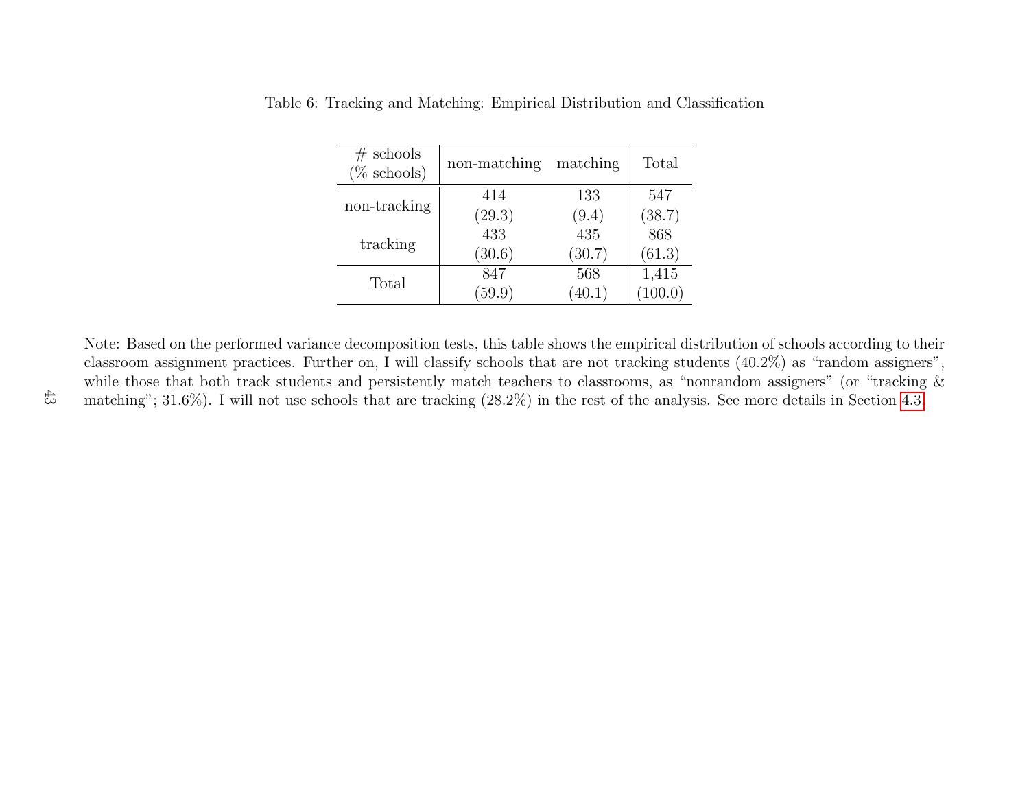Table 6: Tracking and Matching: Empirical Distribution and Classification

| # schools (% schools) | non-matching | matching | Total |
|---|---|---|---|
| non-tracking | 414 (29.3) | 133 (9.4) | 547 (38.7) |
| tracking | 433 (30.6) | 435 (30.7) | 868 (61.3) |
| Total | 847 (59.9) | 568 (40.1) | 1,415 (100.0) |

Note: Based on the performed variance decomposition tests, this table shows the empirical distribution of schools according to their classroom assignment practices. Further on, I will classify schools that are not tracking students (40.2%) as "random assigners", while those that both track students and persistently match teachers to classrooms, as "nonrandom assigners" (or "tracking & matching"; 31.6%). I will not use schools that are tracking (28.2%) in the rest of the analysis. See more details in Section 4.3.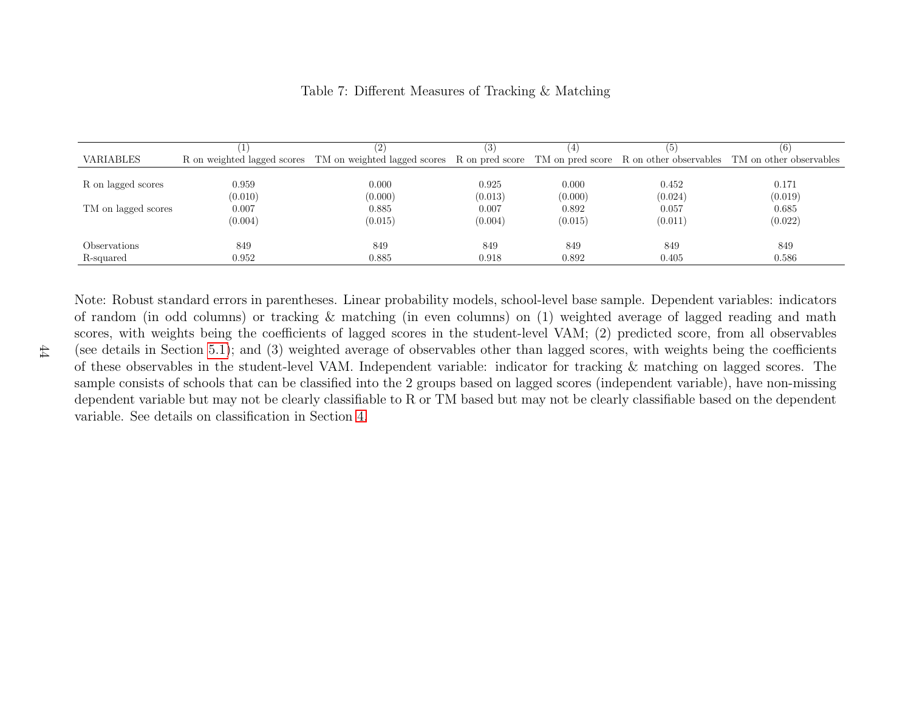Table 7: Different Measures of Tracking & Matching

| VARIABLES | (1)<br>R on weighted lagged scores | (2)<br>TM on weighted lagged scores | (3)<br>R on pred score | (4)<br>TM on pred score | (5)<br>R on other observables | (6)<br>TM on other observables |
|---|---|---|---|---|---|---|
| R on lagged scores | 0.959 | 0.000 | 0.925 | 0.000 | 0.452 | 0.171 |
| | (0.010) | (0.000) | (0.013) | (0.000) | (0.024) | (0.019) |
| TM on lagged scores | 0.007 | 0.885 | 0.007 | 0.892 | 0.057 | 0.685 |
| | (0.004) | (0.015) | (0.004) | (0.015) | (0.011) | (0.022) |
| Observations | 849 | 849 | 849 | 849 | 849 | 849 |
| R-squared | 0.952 | 0.885 | 0.918 | 0.892 | 0.405 | 0.586 |

Note: Robust standard errors in parentheses. Linear probability models, school-level base sample. Dependent variables: indicators of random (in odd columns) or tracking & matching (in even columns) on (1) weighted average of lagged reading and math scores, with weights being the coefficients of lagged scores in the student-level VAM; (2) predicted score, from all observables (see details in Section 5.1); and (3) weighted average of observables other than lagged scores, with weights being the coefficients of these observables in the student-level VAM. Independent variable: indicator for tracking & matching on lagged scores. The sample consists of schools that can be classified into the 2 groups based on lagged scores (independent variable), have non-missing dependent variable but may not be clearly classifiable to R or TM based but may not be clearly classifiable based on the dependent variable. See details on classification in Section 4.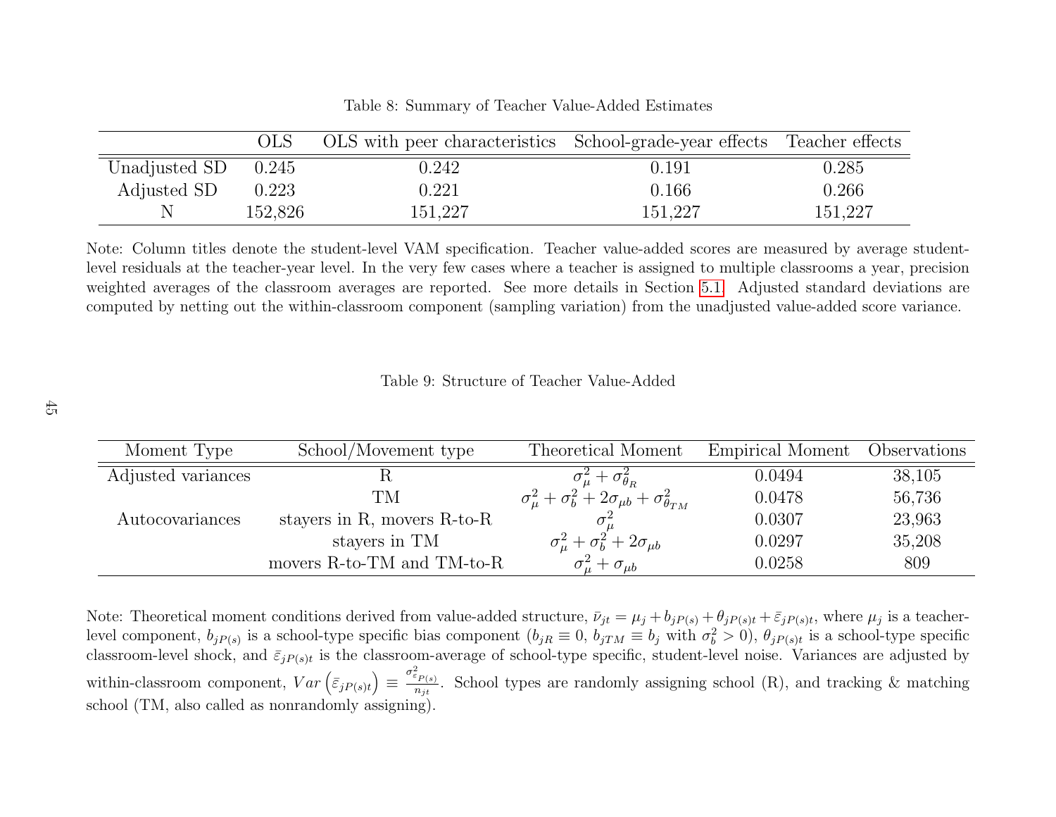Table 8: Summary of Teacher Value-Added Estimates

| | OLS | OLS with peer characteristics | School-grade-year effects | Teacher effects |
|---|---|---|---|---|
| Unadjusted SD | 0.245 | 0.242 | 0.191 | 0.285 |
| Adjusted SD | 0.223 | 0.221 | 0.166 | 0.266 |
| N | 152,826 | 151,227 | 151,227 | 151,227 |

Note: Column titles denote the student-level VAM specification. Teacher value-added scores are measured by average student-level residuals at the teacher-year level. In the very few cases where a teacher is assigned to multiple classrooms a year, precision weighted averages of the classroom averages are reported. See more details in Section 5.1. Adjusted standard deviations are computed by netting out the within-classroom component (sampling variation) from the unadjusted value-added score variance.

Table 9: Structure of Teacher Value-Added

| Moment Type | School/Movement type | Theoretical Moment | Empirical Moment | Observations |
|---|---|---|---|---|
| Adjusted variances | R | $\sigma_\mu^2 + \sigma_{\theta_R}^2$ | 0.0494 | 38,105 |
| | TM | $\sigma_\mu^2 + \sigma_b^2 + 2\sigma_{\mu b} + \sigma_{\theta_{TM}}^2$ | 0.0478 | 56,736 |
| Autocovariances | stayers in R, movers R-to-R | $\sigma_\mu^2$ | 0.0307 | 23,963 |
| | stayers in TM | $\sigma_\mu^2 + \sigma_b^2 + 2\sigma_{\mu b}$ | 0.0297 | 35,208 |
| | movers R-to-TM and TM-to-R | $\sigma_\mu^2 + \sigma_{\mu b}$ | 0.0258 | 809 |

Note: Theoretical moment conditions derived from value-added structure, $\bar{\nu}_{jt} = \mu_j + b_{jP(s)} + \theta_{jP(s)t} + \bar{\varepsilon}_{jP(s)t}$, where $\mu_j$ is a teacher-level component, $b_{jP(s)}$ is a school-type specific bias component ($b_{jR} \equiv 0$, $b_{jTM} \equiv b_j$ with $\sigma_b^2 > 0$), $\theta_{jP(s)t}$ is a school-type specific classroom-level shock, and $\bar{\varepsilon}_{jP(s)t}$ is the classroom-average of school-type specific, student-level noise. Variances are adjusted by within-classroom component, $Var\left(\bar{\varepsilon}_{jP(s)t}\right) \equiv \frac{\sigma_{\varepsilon_{P(s)}}^2}{n_{jt}}$. School types are randomly assigning school (R), and tracking & matching school (TM, also called as nonrandomly assigning).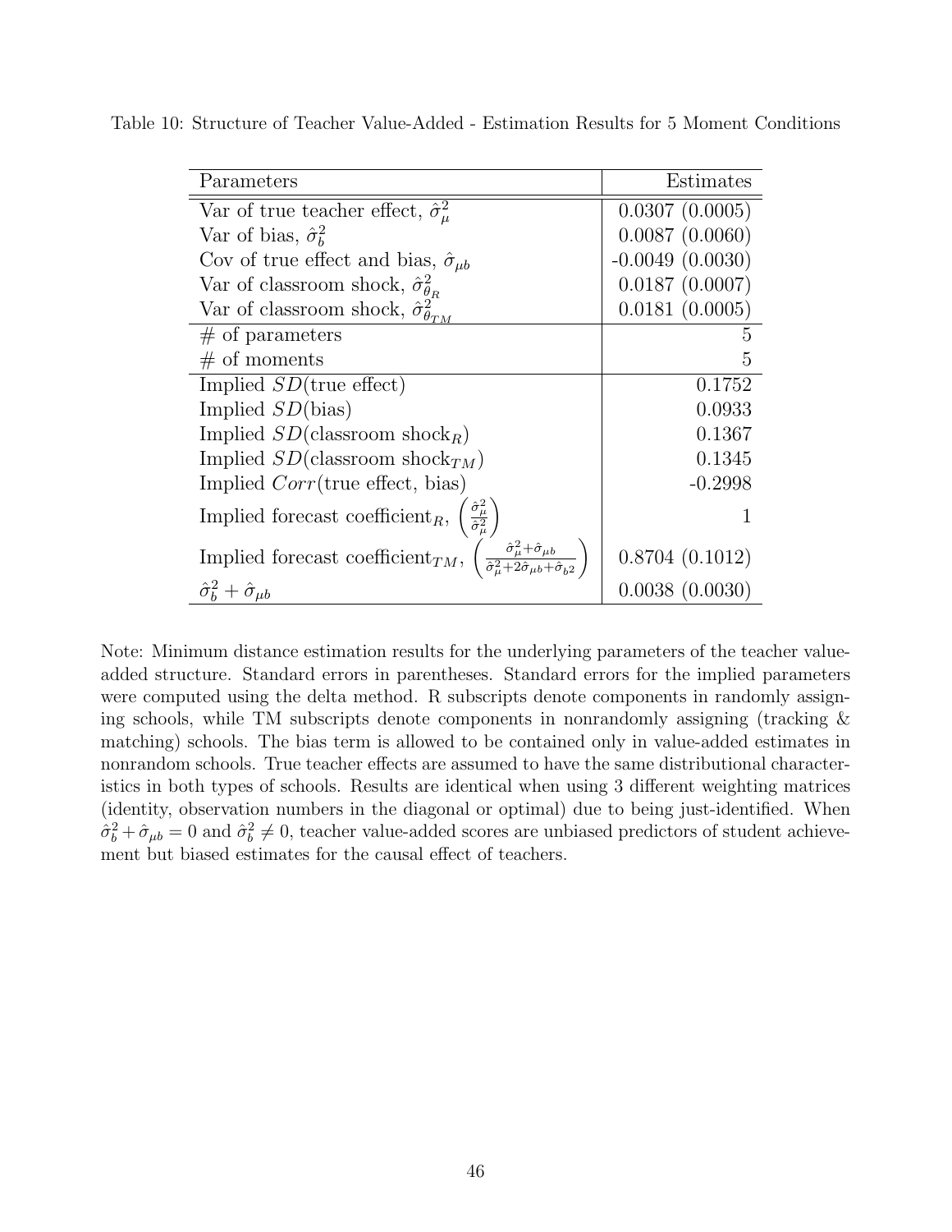Table 10: Structure of Teacher Value-Added - Estimation Results for 5 Moment Conditions

| Parameters | Estimates |
|---|---|
| Var of true teacher effect, $\hat{\sigma}^2_{\mu}$ | 0.0307 (0.0005) |
| Var of bias, $\hat{\sigma}^2_{b}$ | 0.0087 (0.0060) |
| Cov of true effect and bias, $\hat{\sigma}_{\mu b}$ | -0.0049 (0.0030) |
| Var of classroom shock, $\hat{\sigma}^2_{\theta_R}$ | 0.0187 (0.0007) |
| Var of classroom shock, $\hat{\sigma}^2_{\theta_{TM}}$ | 0.0181 (0.0005) |
| # of parameters | 5 |
| # of moments | 5 |
| Implied $SD$(true effect) | 0.1752 |
| Implied $SD$(bias) | 0.0933 |
| Implied $SD$(classroom shock$_R$) | 0.1367 |
| Implied $SD$(classroom shock$_{TM}$) | 0.1345 |
| Implied $Corr$(true effect, bias) | -0.2998 |
| Implied forecast coefficient$_R$, $\left(\frac{\hat{\sigma}^2_{\mu}}{\hat{\sigma}^2_{\mu}}\right)$ | 1 |
| Implied forecast coefficient$_{TM}$, $\left(\frac{\hat{\sigma}^2_{\mu}+\hat{\sigma}_{\mu b}}{\hat{\sigma}^2_{\mu}+2\hat{\sigma}_{\mu b}+\hat{\sigma}_{b^2}}\right)$ | 0.8704 (0.1012) |
| $\hat{\sigma}^2_b + \hat{\sigma}_{\mu b}$ | 0.0038 (0.0030) |

Note: Minimum distance estimation results for the underlying parameters of the teacher value-added structure. Standard errors in parentheses. Standard errors for the implied parameters were computed using the delta method. R subscripts denote components in randomly assigning schools, while TM subscripts denote components in nonrandomly assigning (tracking & matching) schools. The bias term is allowed to be contained only in value-added estimates in nonrandom schools. True teacher effects are assumed to have the same distributional characteristics in both types of schools. Results are identical when using 3 different weighting matrices (identity, observation numbers in the diagonal or optimal) due to being just-identified. When $\hat{\sigma}^2_b + \hat{\sigma}_{\mu b} = 0$ and $\hat{\sigma}^2_b \neq 0$, teacher value-added scores are unbiased predictors of student achievement but biased estimates for the causal effect of teachers.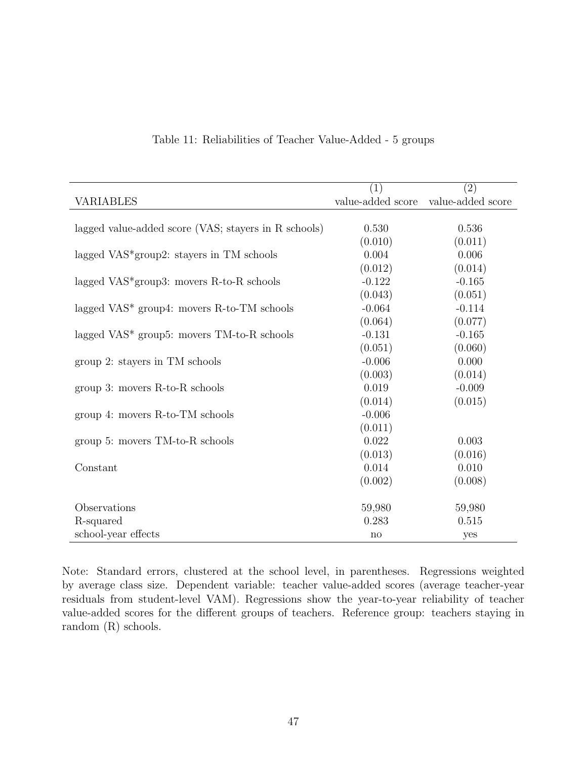Table 11: Reliabilities of Teacher Value-Added - 5 groups

| VARIABLES | (1) value-added score | (2) value-added score |
|---|---|---|
| lagged value-added score (VAS; stayers in R schools) | 0.530 | 0.536 |
| | (0.010) | (0.011) |
| lagged VAS*group2: stayers in TM schools | 0.004 | 0.006 |
| | (0.012) | (0.014) |
| lagged VAS*group3: movers R-to-R schools | -0.122 | -0.165 |
| | (0.043) | (0.051) |
| lagged VAS* group4: movers R-to-TM schools | -0.064 | -0.114 |
| | (0.064) | (0.077) |
| lagged VAS* group5: movers TM-to-R schools | -0.131 | -0.165 |
| | (0.051) | (0.060) |
| group 2: stayers in TM schools | -0.006 | 0.000 |
| | (0.003) | (0.014) |
| group 3: movers R-to-R schools | 0.019 | -0.009 |
| | (0.014) | (0.015) |
| group 4: movers R-to-TM schools | -0.006 | |
| | (0.011) | |
| group 5: movers TM-to-R schools | 0.022 | 0.003 |
| | (0.013) | (0.016) |
| Constant | 0.014 | 0.010 |
| | (0.002) | (0.008) |
| Observations | 59,980 | 59,980 |
| R-squared | 0.283 | 0.515 |
| school-year effects | no | yes |

Note: Standard errors, clustered at the school level, in parentheses. Regressions weighted by average class size. Dependent variable: teacher value-added scores (average teacher-year residuals from student-level VAM). Regressions show the year-to-year reliability of teacher value-added scores for the different groups of teachers. Reference group: teachers staying in random (R) schools.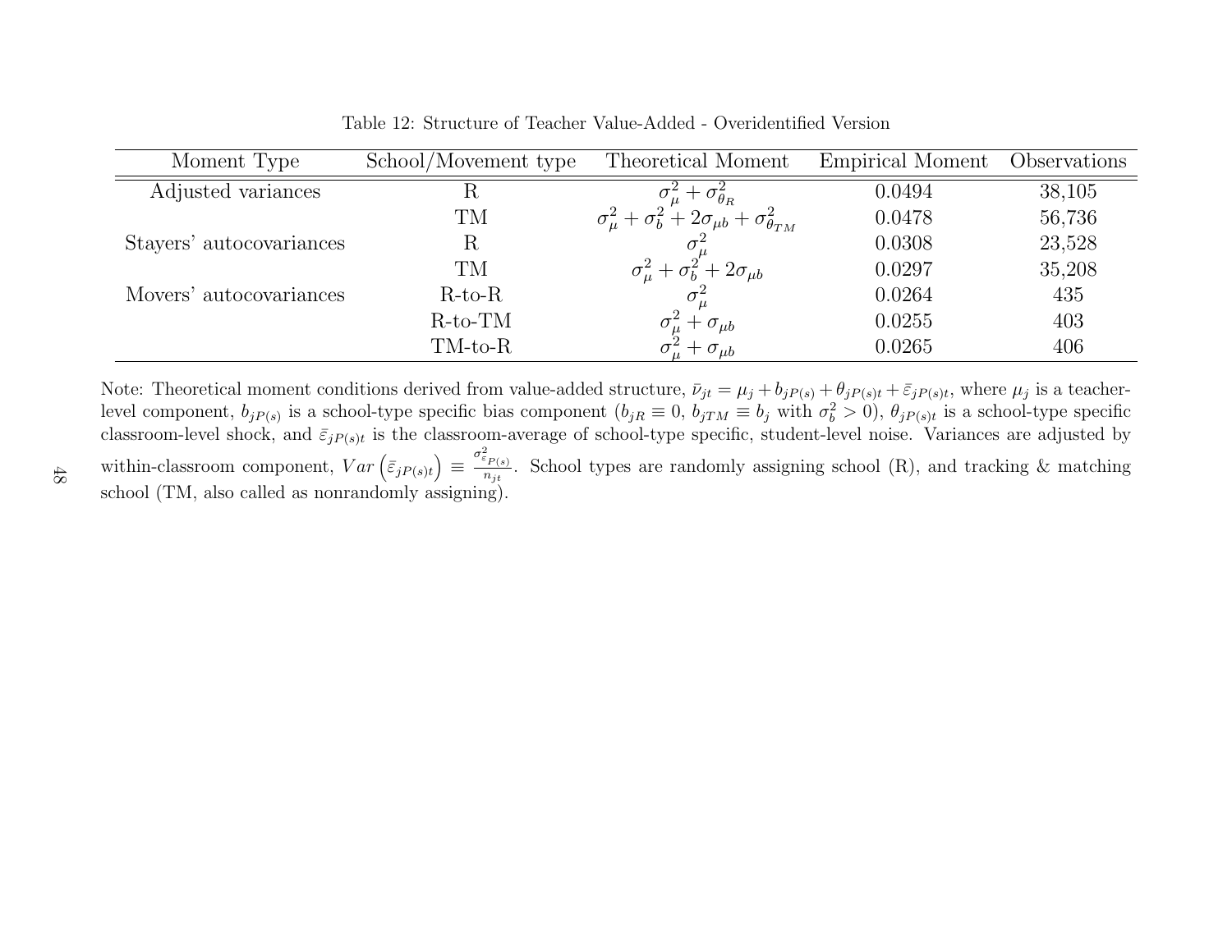Table 12: Structure of Teacher Value-Added - Overidentified Version

| Moment Type | School/Movement type | Theoretical Moment | Empirical Moment | Observations |
|---|---|---|---|---|
| Adjusted variances | R | $\sigma_{\mu}^2 + \sigma_{\theta_R}^2$ | 0.0494 | 38,105 |
| | TM | $\sigma_{\mu}^2 + \sigma_b^2 + 2\sigma_{\mu b} + \sigma_{\theta_{TM}}^2$ | 0.0478 | 56,736 |
| Stayers' autocovariances | R | $\sigma_{\mu}^2$ | 0.0308 | 23,528 |
| | TM | $\sigma_{\mu}^2 + \sigma_b^2 + 2\sigma_{\mu b}$ | 0.0297 | 35,208 |
| Movers' autocovariances | R-to-R | $\sigma_{\mu}^2$ | 0.0264 | 435 |
| | R-to-TM | $\sigma_{\mu}^2 + \sigma_{\mu b}$ | 0.0255 | 403 |
| | TM-to-R | $\sigma_{\mu}^2 + \sigma_{\mu b}$ | 0.0265 | 406 |

Note: Theoretical moment conditions derived from value-added structure, $\bar{\nu}_{jt} = \mu_j + b_{jP(s)} + \theta_{jP(s)t} + \bar{\varepsilon}_{jP(s)t}$, where $\mu_j$ is a teacher-level component, $b_{jP(s)}$ is a school-type specific bias component ($b_{jR} \equiv 0$, $b_{jTM} \equiv b_j$ with $\sigma_b^2 > 0$), $\theta_{jP(s)t}$ is a school-type specific classroom-level shock, and $\bar{\varepsilon}_{jP(s)t}$ is the classroom-average of school-type specific, student-level noise. Variances are adjusted by within-classroom component, $Var\left(\bar{\varepsilon}_{jP(s)t}\right) \equiv \frac{\sigma_{\varepsilon_{P(s)}}^2}{n_{jt}}$. School types are randomly assigning school (R), and tracking & matching school (TM, also called as nonrandomly assigning).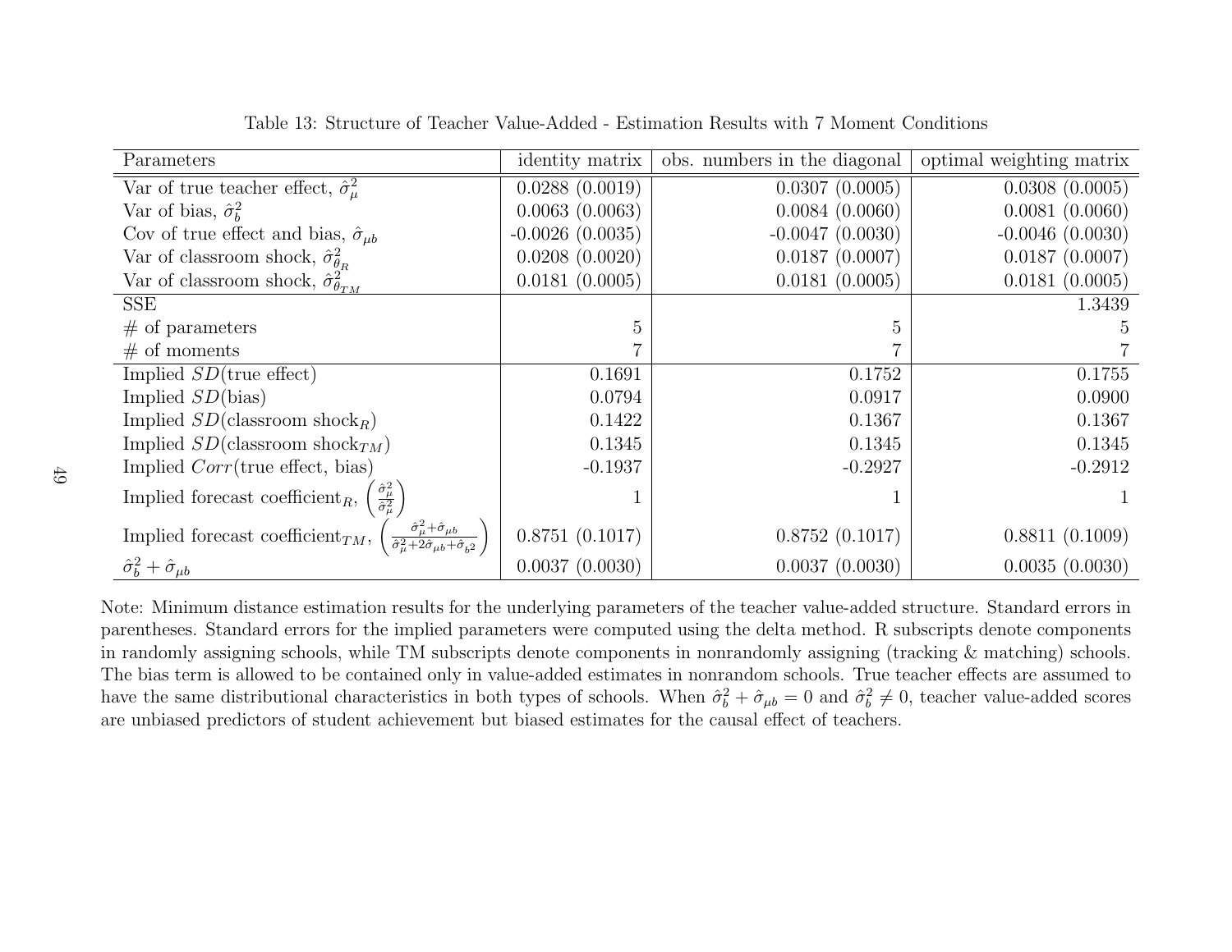Table 13: Structure of Teacher Value-Added - Estimation Results with 7 Moment Conditions

| Parameters | identity matrix | obs. numbers in the diagonal | optimal weighting matrix |
|---|---|---|---|
| Var of true teacher effect, $\hat{\sigma}^2_\mu$ | 0.0288 (0.0019) | 0.0307 (0.0005) | 0.0308 (0.0005) |
| Var of bias, $\hat{\sigma}^2_b$ | 0.0063 (0.0063) | 0.0084 (0.0060) | 0.0081 (0.0060) |
| Cov of true effect and bias, $\hat{\sigma}_{\mu b}$ | -0.0026 (0.0035) | -0.0047 (0.0030) | -0.0046 (0.0030) |
| Var of classroom shock, $\hat{\sigma}^2_{\theta_R}$ | 0.0208 (0.0020) | 0.0187 (0.0007) | 0.0187 (0.0007) |
| Var of classroom shock, $\hat{\sigma}^2_{\theta_{TM}}$ | 0.0181 (0.0005) | 0.0181 (0.0005) | 0.0181 (0.0005) |
| SSE | | | 1.3439 |
| # of parameters | 5 | 5 | 5 |
| # of moments | 7 | 7 | 7 |
| Implied $SD$(true effect) | 0.1691 | 0.1752 | 0.1755 |
| Implied $SD$(bias) | 0.0794 | 0.0917 | 0.0900 |
| Implied $SD$(classroom shock$_R$) | 0.1422 | 0.1367 | 0.1367 |
| Implied $SD$(classroom shock$_{TM}$) | 0.1345 | 0.1345 | 0.1345 |
| Implied $Corr$(true effect, bias) | -0.1937 | -0.2927 | -0.2912 |
| Implied forecast coefficient$_R$, $\left(\frac{\hat{\sigma}^2_\mu}{\hat{\sigma}^2_\mu}\right)$ | 1 | 1 | 1 |
| Implied forecast coefficient$_{TM}$, $\left(\frac{\hat{\sigma}^2_\mu+\hat{\sigma}_{\mu b}}{\hat{\sigma}^2_\mu+2\hat{\sigma}_{\mu b}+\hat{\sigma}_{b^2}}\right)$ | 0.8751 (0.1017) | 0.8752 (0.1017) | 0.8811 (0.1009) |
| $\hat{\sigma}^2_b + \hat{\sigma}_{\mu b}$ | 0.0037 (0.0030) | 0.0037 (0.0030) | 0.0035 (0.0030) |

Note: Minimum distance estimation results for the underlying parameters of the teacher value-added structure. Standard errors in parentheses. Standard errors for the implied parameters were computed using the delta method. R subscripts denote components in randomly assigning schools, while TM subscripts denote components in nonrandomly assigning (tracking & matching) schools. The bias term is allowed to be contained only in value-added estimates in nonrandom schools. True teacher effects are assumed to have the same distributional characteristics in both types of schools. When $\hat{\sigma}^2_b + \hat{\sigma}_{\mu b} = 0$ and $\hat{\sigma}^2_b \neq 0$, teacher value-added scores are unbiased predictors of student achievement but biased estimates for the causal effect of teachers.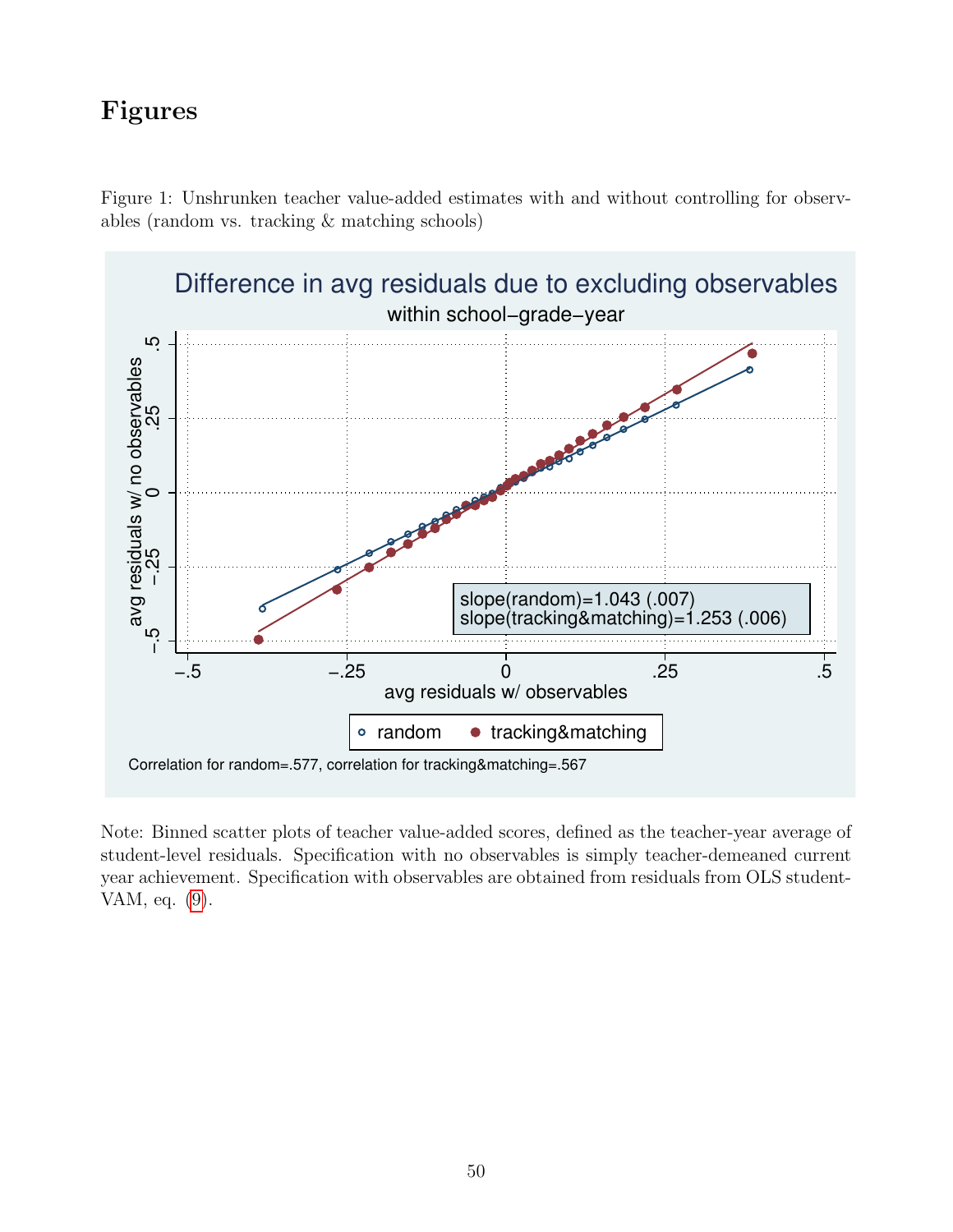# Figures

Figure 1: Unshrunken teacher value-added estimates with and without controlling for observables (random vs. tracking & matching schools)

Note: Binned scatter plots of teacher value-added scores, defined as the teacher-year average of student-level residuals. Specification with no observables is simply teacher-demeaned current year achievement. Specification with observables are obtained from residuals from OLS student-VAM, eq. (9).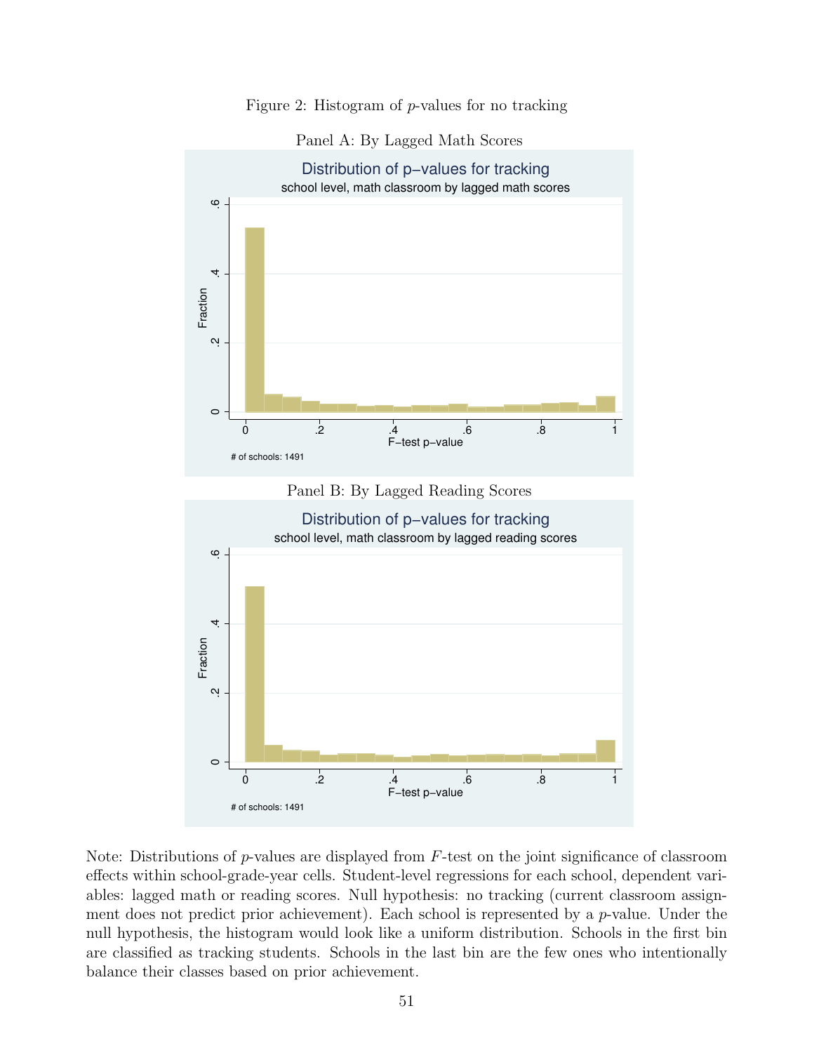Figure 2: Histogram of $p$-values for no tracking

Panel A: By Lagged Math Scores

Panel B: By Lagged Reading Scores

Note: Distributions of $p$-values are displayed from $F$-test on the joint significance of classroom effects within school-grade-year cells. Student-level regressions for each school, dependent variables: lagged math or reading scores. Null hypothesis: no tracking (current classroom assignment does not predict prior achievement). Each school is represented by a $p$-value. Under the null hypothesis, the histogram would look like a uniform distribution. Schools in the first bin are classified as tracking students. Schools in the last bin are the few ones who intentionally balance their classes based on prior achievement.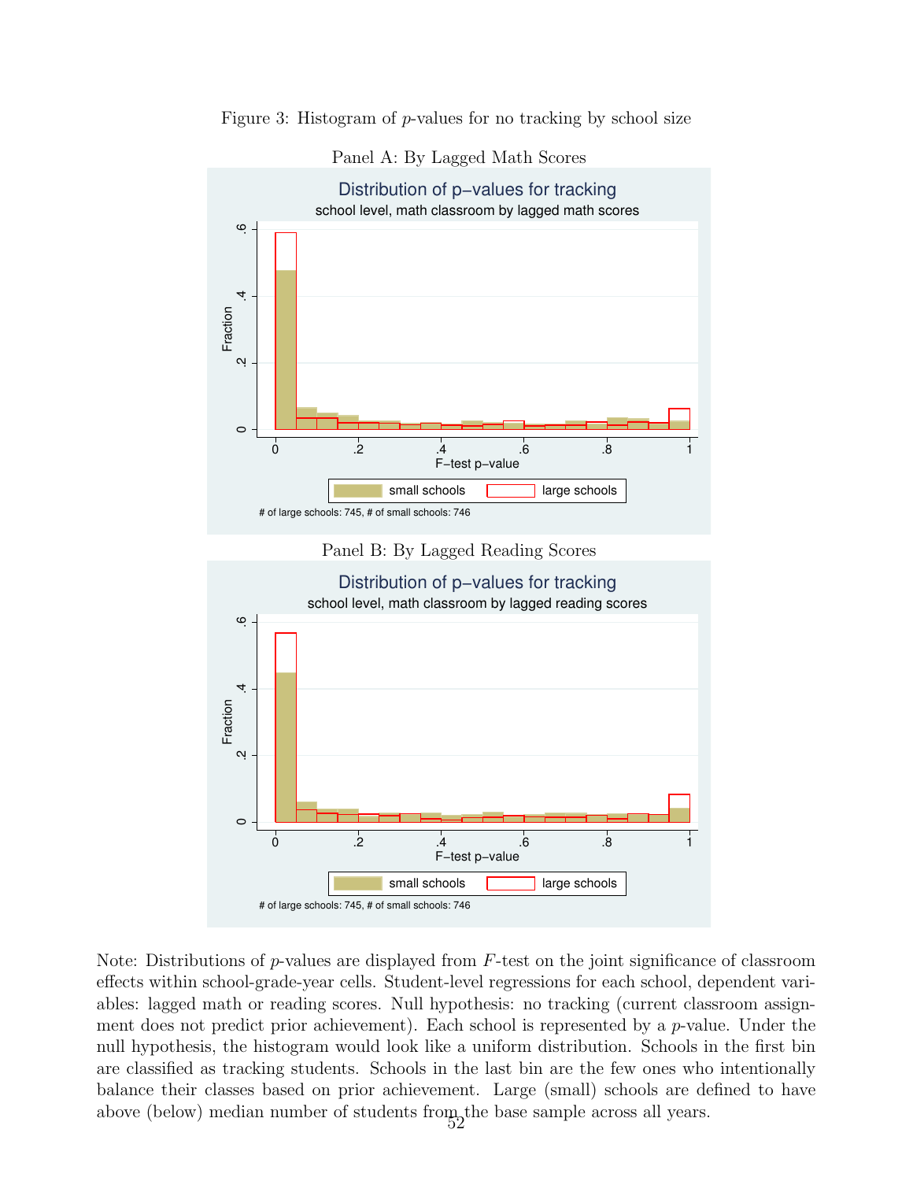Figure 3: Histogram of $p$-values for no tracking by school size

Panel A: By Lagged Math Scores

Distribution of p−values for tracking

school level, math classroom by lagged math scores

\# of large schools: 745, # of small schools: 746

Panel B: By Lagged Reading Scores

Distribution of p−values for tracking

school level, math classroom by lagged reading scores

\# of large schools: 745, # of small schools: 746

Note: Distributions of $p$-values are displayed from $F$-test on the joint significance of classroom effects within school-grade-year cells. Student-level regressions for each school, dependent variables: lagged math or reading scores. Null hypothesis: no tracking (current classroom assignment does not predict prior achievement). Each school is represented by a $p$-value. Under the null hypothesis, the histogram would look like a uniform distribution. Schools in the first bin are classified as tracking students. Schools in the last bin are the few ones who intentionally balance their classes based on prior achievement. Large (small) schools are defined to have above (below) median number of students from the base sample across all years.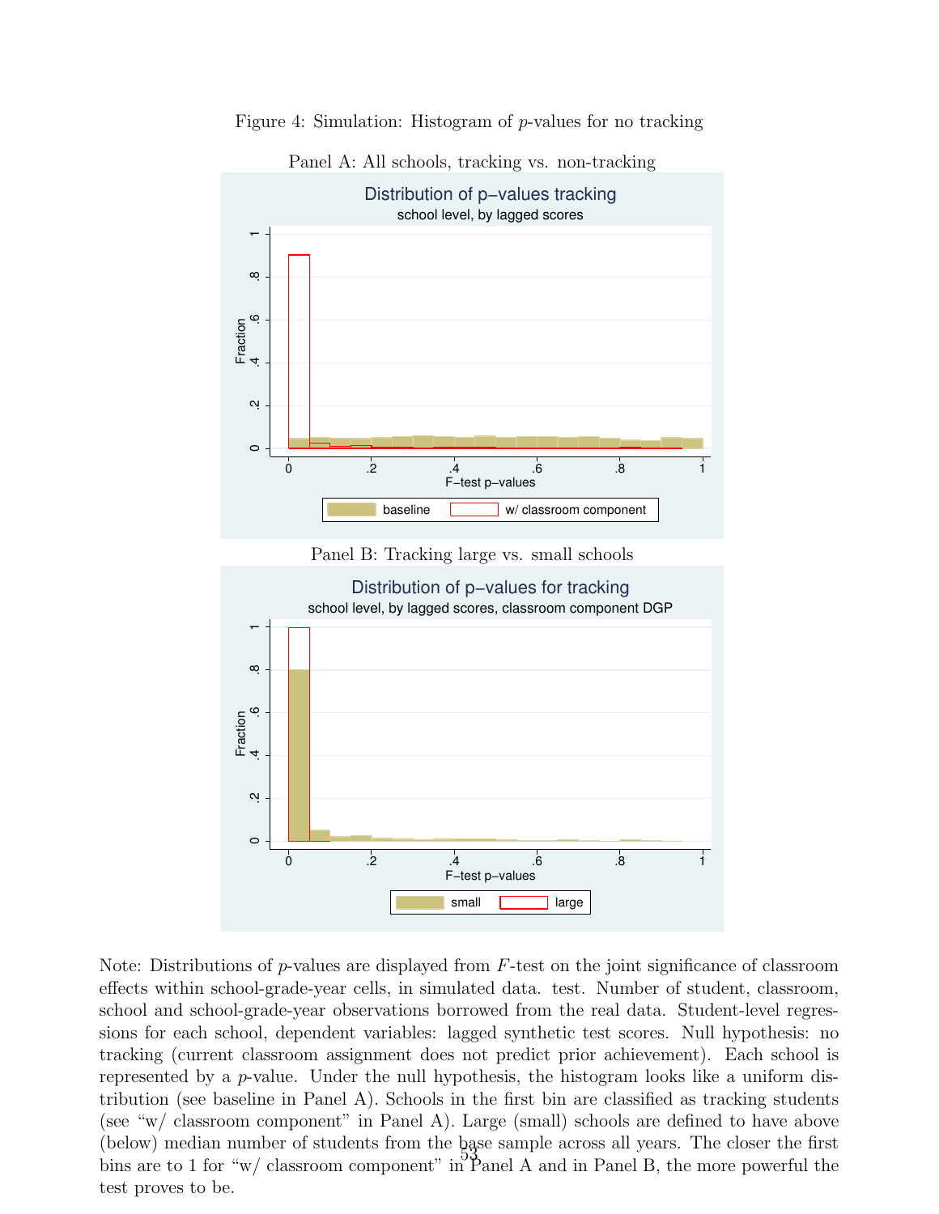Figure 4: Simulation: Histogram of $p$-values for no tracking

Panel A: All schools, tracking vs. non-tracking

Panel B: Tracking large vs. small schools

Note: Distributions of $p$-values are displayed from $F$-test on the joint significance of classroom effects within school-grade-year cells, in simulated data. test. Number of student, classroom, school and school-grade-year observations borrowed from the real data. Student-level regressions for each school, dependent variables: lagged synthetic test scores. Null hypothesis: no tracking (current classroom assignment does not predict prior achievement). Each school is represented by a $p$-value. Under the null hypothesis, the histogram looks like a uniform distribution (see baseline in Panel A). Schools in the first bin are classified as tracking students (see "w/ classroom component" in Panel A). Large (small) schools are defined to have above (below) median number of students from the base sample across all years. The closer the first bins are to 1 for "w/ classroom component" in Panel A and in Panel B, the more powerful the test proves to be.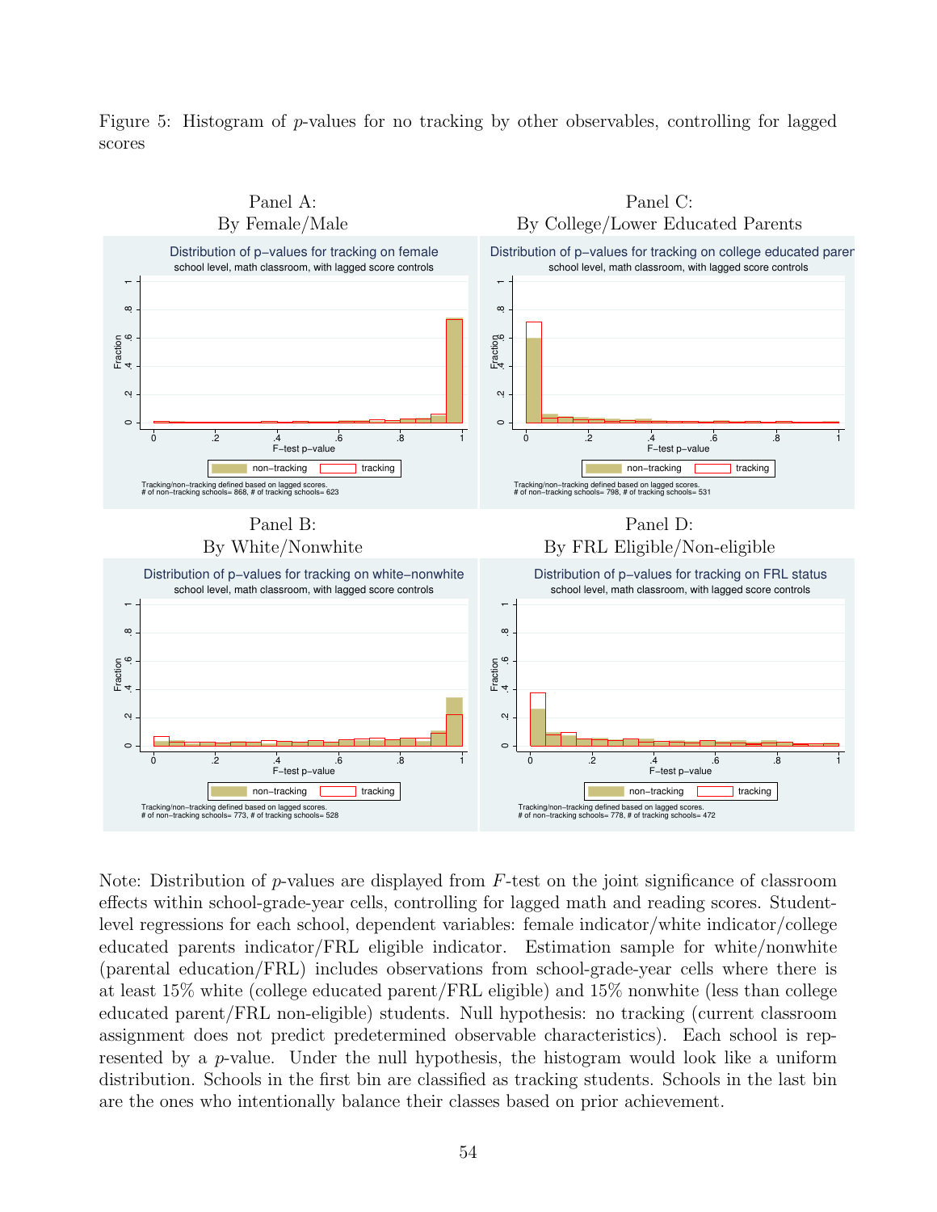Figure 5: Histogram of $p$-values for no tracking by other observables, controlling for lagged scores

Panel A: By Female/Male

Distribution of p−values for tracking on female
school level, math classroom, with lagged score controls

Tracking/non−tracking defined based on lagged scores.
# of non−tracking schools= 868, # of tracking schools= 623

Panel B: By White/Nonwhite

Distribution of p−values for tracking on white−nonwhite
school level, math classroom, with lagged score controls

Tracking/non−tracking defined based on lagged scores.
# of non−tracking schools= 773, # of tracking schools= 528

Panel C: By College/Lower Educated Parents

Distribution of p−values for tracking on college educated parer
school level, math classroom, with lagged score controls

Tracking/non−tracking defined based on lagged scores.
# of non−tracking schools= 798, # of tracking schools= 531

Panel D: By FRL Eligible/Non-eligible

Distribution of p−values for tracking on FRL status
school level, math classroom, with lagged score controls

Tracking/non−tracking defined based on lagged scores.
# of non−tracking schools= 778, # of tracking schools= 472

Note: Distribution of $p$-values are displayed from $F$-test on the joint significance of classroom effects within school-grade-year cells, controlling for lagged math and reading scores. Student-level regressions for each school, dependent variables: female indicator/white indicator/college educated parents indicator/FRL eligible indicator. Estimation sample for white/nonwhite (parental education/FRL) includes observations from school-grade-year cells where there is at least 15% white (college educated parent/FRL eligible) and 15% nonwhite (less than college educated parent/FRL non-eligible) students. Null hypothesis: no tracking (current classroom assignment does not predict predetermined observable characteristics). Each school is represented by a $p$-value. Under the null hypothesis, the histogram would look like a uniform distribution. Schools in the first bin are classified as tracking students. Schools in the last bin are the ones who intentionally balance their classes based on prior achievement.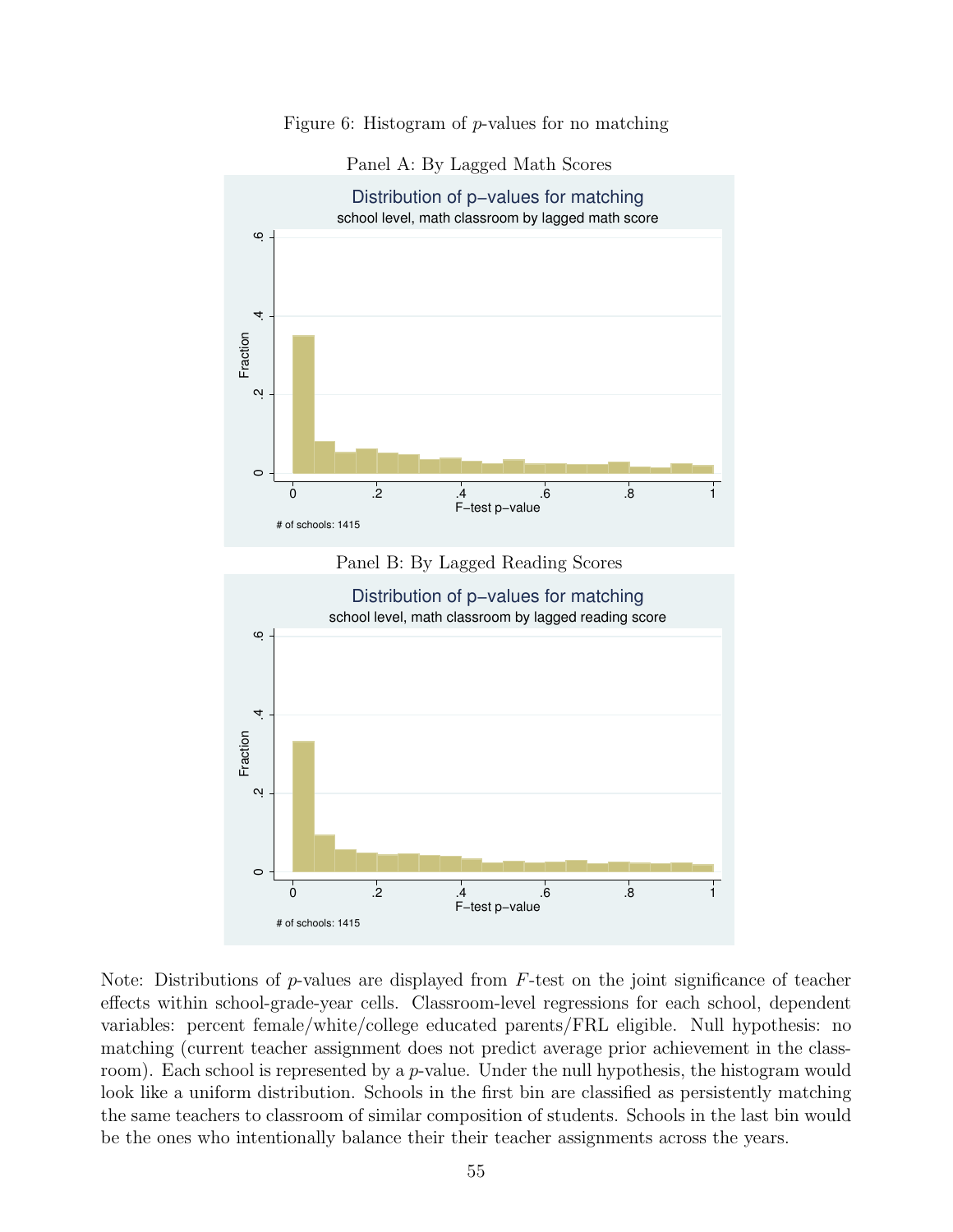Figure 6: Histogram of $p$-values for no matching

Panel A: By Lagged Math Scores

Panel B: By Lagged Reading Scores

Note: Distributions of $p$-values are displayed from $F$-test on the joint significance of teacher effects within school-grade-year cells. Classroom-level regressions for each school, dependent variables: percent female/white/college educated parents/FRL eligible. Null hypothesis: no matching (current teacher assignment does not predict average prior achievement in the classroom). Each school is represented by a $p$-value. Under the null hypothesis, the histogram would look like a uniform distribution. Schools in the first bin are classified as persistently matching the same teachers to classroom of similar composition of students. Schools in the last bin would be the ones who intentionally balance their their teacher assignments across the years.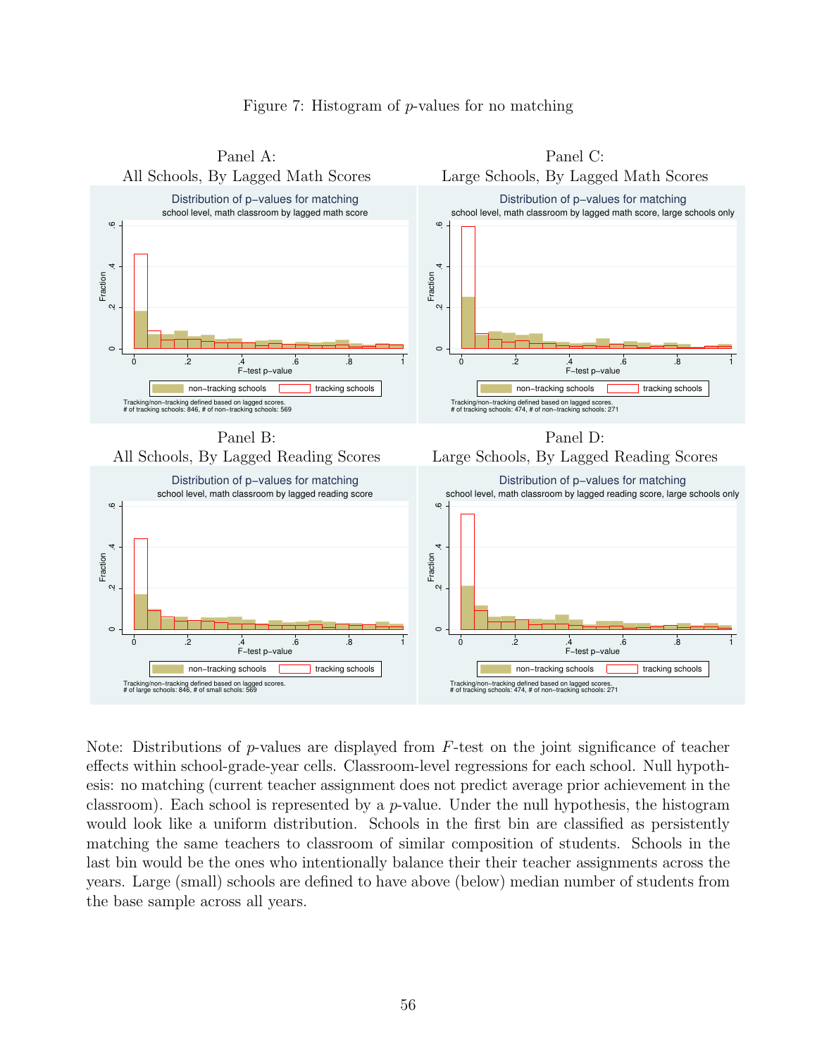Figure 7: Histogram of $p$-values for no matching

Panel A:
All Schools, By Lagged Math Scores

Panel C:
Large Schools, By Lagged Math Scores

Panel B:
All Schools, By Lagged Reading Scores

Panel D:
Large Schools, By Lagged Reading Scores

Note: Distributions of $p$-values are displayed from $F$-test on the joint significance of teacher effects within school-grade-year cells. Classroom-level regressions for each school. Null hypothesis: no matching (current teacher assignment does not predict average prior achievement in the classroom). Each school is represented by a $p$-value. Under the null hypothesis, the histogram would look like a uniform distribution. Schools in the first bin are classified as persistently matching the same teachers to classroom of similar composition of students. Schools in the last bin would be the ones who intentionally balance their their teacher assignments across the years. Large (small) schools are defined to have above (below) median number of students from the base sample across all years.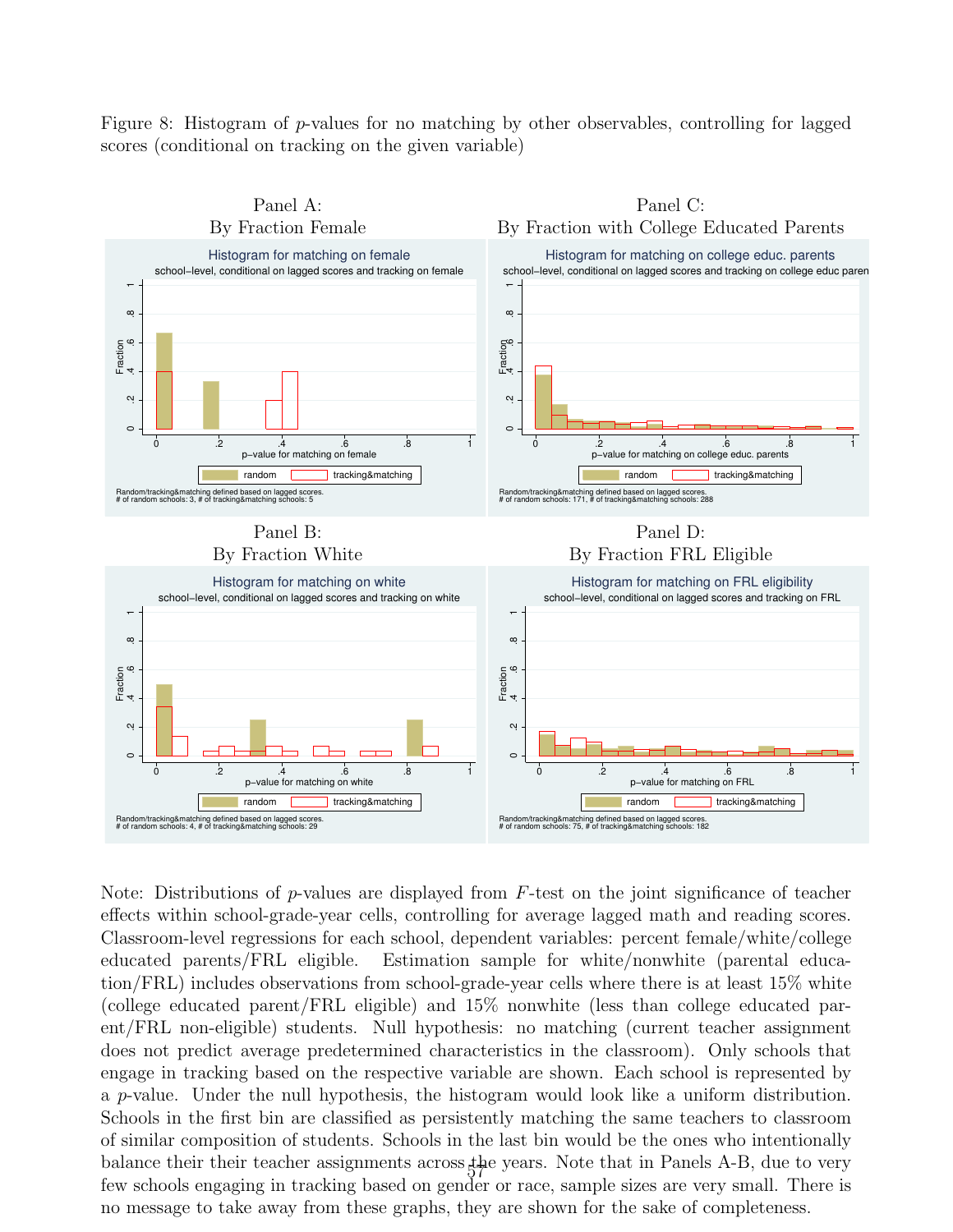Figure 8: Histogram of $p$-values for no matching by other observables, controlling for lagged scores (conditional on tracking on the given variable)

Panel A:
By Fraction Female

Panel C:
By Fraction with College Educated Parents

Panel B:
By Fraction White

Panel D:
By Fraction FRL Eligible

Note: Distributions of $p$-values are displayed from $F$-test on the joint significance of teacher effects within school-grade-year cells, controlling for average lagged math and reading scores. Classroom-level regressions for each school, dependent variables: percent female/white/college educated parents/FRL eligible. Estimation sample for white/nonwhite (parental education/FRL) includes observations from school-grade-year cells where there is at least 15% white (college educated parent/FRL eligible) and 15% nonwhite (less than college educated parent/FRL non-eligible) students. Null hypothesis: no matching (current teacher assignment does not predict average predetermined characteristics in the classroom). Only schools that engage in tracking based on the respective variable are shown. Each school is represented by a $p$-value. Under the null hypothesis, the histogram would look like a uniform distribution. Schools in the first bin are classified as persistently matching the same teachers to classroom of similar composition of students. Schools in the last bin would be the ones who intentionally balance their their teacher assignments across the years. Note that in Panels A-B, due to very few schools engaging in tracking based on gender or race, sample sizes are very small. There is no message to take away from these graphs, they are shown for the sake of completeness.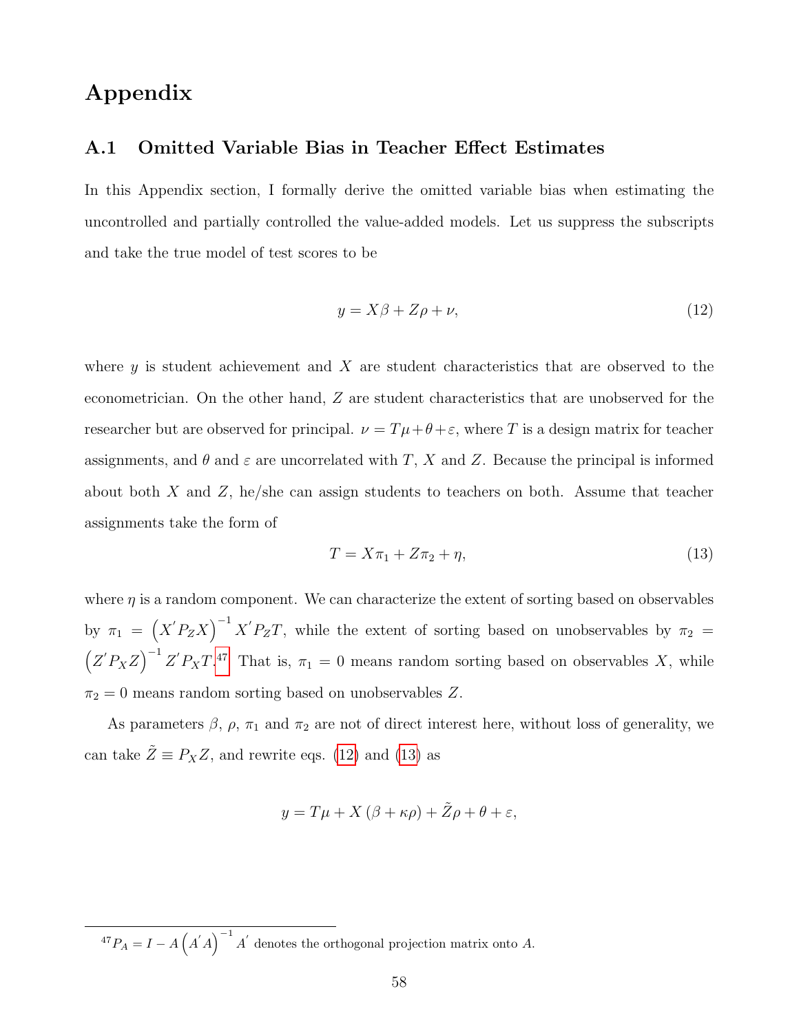# Appendix

## A.1 Omitted Variable Bias in Teacher Effect Estimates

In this Appendix section, I formally derive the omitted variable bias when estimating the uncontrolled and partially controlled the value-added models. Let us suppress the subscripts and take the true model of test scores to be

$$y = X\beta + Z\rho + \nu, \tag{12}$$

where $y$ is student achievement and $X$ are student characteristics that are observed to the econometrician. On the other hand, $Z$ are student characteristics that are unobserved for the researcher but are observed for principal. $\nu = T\mu + \theta + \varepsilon$, where $T$ is a design matrix for teacher assignments, and $\theta$ and $\varepsilon$ are uncorrelated with $T$, $X$ and $Z$. Because the principal is informed about both $X$ and $Z$, he/she can assign students to teachers on both. Assume that teacher assignments take the form of

$$T = X\pi_1 + Z\pi_2 + \eta, \tag{13}$$

where $\eta$ is a random component. We can characterize the extent of sorting based on observables by $\pi_1 = \left(X' P_Z X\right)^{-1} X' P_Z T$, while the extent of sorting based on unobservables by $\pi_2 = \left(Z' P_X Z\right)^{-1} Z' P_X T$.[47] That is, $\pi_1 = 0$ means random sorting based on observables $X$, while $\pi_2 = 0$ means random sorting based on unobservables $Z$.

As parameters $\beta$, $\rho$, $\pi_1$ and $\pi_2$ are not of direct interest here, without loss of generality, we can take $\tilde{Z} \equiv P_X Z$, and rewrite eqs. (12) and (13) as

$$y = T\mu + X\left(\beta + \kappa\rho\right) + \tilde{Z}\rho + \theta + \varepsilon,$$

[47] $P_A = I - A\left(A' A\right)^{-1} A'$ denotes the orthogonal projection matrix onto $A$.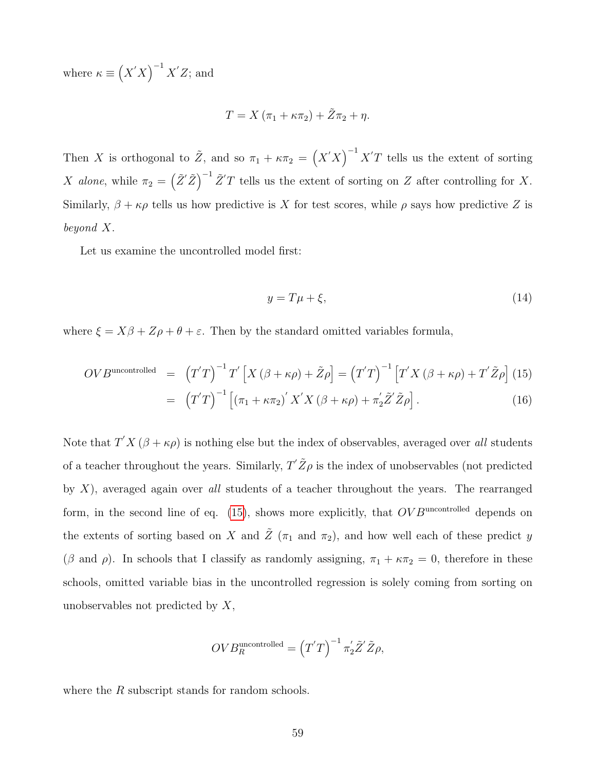where $\kappa \equiv \left(X'X\right)^{-1} X'Z$; and

$$T = X\left(\pi_1 + \kappa\pi_2\right) + \tilde{Z}\pi_2 + \eta.$$

Then $X$ is orthogonal to $\tilde{Z}$, and so $\pi_1 + \kappa\pi_2 = \left(X'X\right)^{-1} X'T$ tells us the extent of sorting $X$ *alone*, while $\pi_2 = \left(\tilde{Z}'\tilde{Z}\right)^{-1} \tilde{Z}'T$ tells us the extent of sorting on $Z$ after controlling for $X$. Similarly, $\beta + \kappa\rho$ tells us how predictive is $X$ for test scores, while $\rho$ says how predictive $Z$ is *beyond* $X$.

Let us examine the uncontrolled model first:

$$y = T\mu + \xi, \tag{14}$$

where $\xi = X\beta + Z\rho + \theta + \varepsilon$. Then by the standard omitted variables formula,

$$\begin{aligned} OVB^{\text{uncontrolled}} &= \left(T'T\right)^{-1} T'\left[X\left(\beta + \kappa\rho\right) + \tilde{Z}\rho\right] = \left(T'T\right)^{-1}\left[T'X\left(\beta + \kappa\rho\right) + T'\tilde{Z}\rho\right] \quad (15) \\ &= \left(T'T\right)^{-1}\left[\left(\pi_1 + \kappa\pi_2\right)' X'X\left(\beta + \kappa\rho\right) + \pi_2'\tilde{Z}'\tilde{Z}\rho\right]. \quad (16) \end{aligned}$$

Note that $T'X\left(\beta + \kappa\rho\right)$ is nothing else but the index of observables, averaged over *all* students of a teacher throughout the years. Similarly, $T'\tilde{Z}\rho$ is the index of unobservables (not predicted by $X$), averaged again over *all* students of a teacher throughout the years. The rearranged form, in the second line of eq. (15), shows more explicitly, that $OVB^{\text{uncontrolled}}$ depends on the extents of sorting based on $X$ and $\tilde{Z}$ ($\pi_1$ and $\pi_2$), and how well each of these predict $y$ ($\beta$ and $\rho$). In schools that I classify as randomly assigning, $\pi_1 + \kappa\pi_2 = 0$, therefore in these schools, omitted variable bias in the uncontrolled regression is solely coming from sorting on unobservables not predicted by $X$,

$$OVB_R^{\text{uncontrolled}} = \left(T'T\right)^{-1} \pi_2'\tilde{Z}'\tilde{Z}\rho,$$

where the $R$ subscript stands for random schools.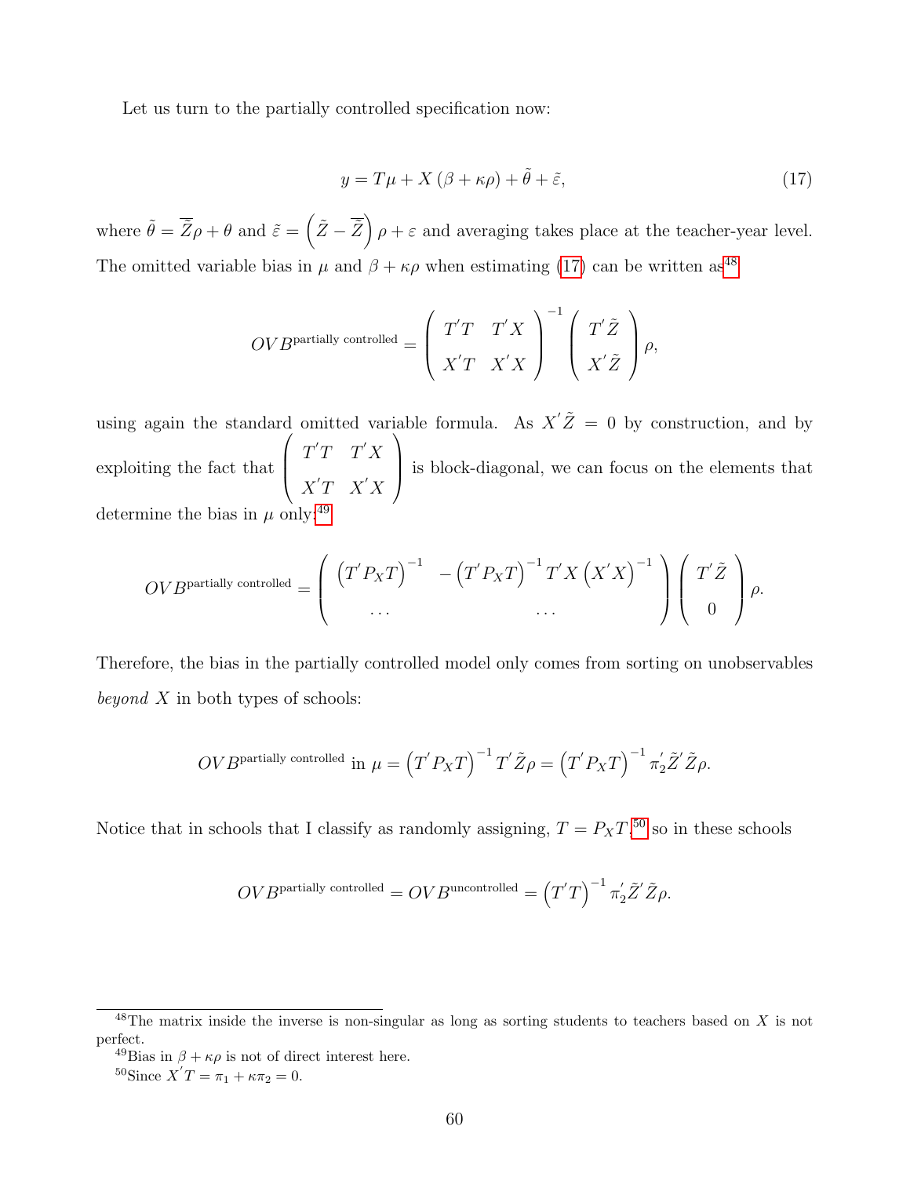Let us turn to the partially controlled specification now:

$$y = T\mu + X\left(\beta + \kappa\rho\right) + \tilde{\theta} + \tilde{\varepsilon}, \tag{17}$$

where $\tilde{\theta} = \overline{\tilde{Z}}\rho + \theta$ and $\tilde{\varepsilon} = \left(\tilde{Z} - \overline{\tilde{Z}}\right)\rho + \varepsilon$ and averaging takes place at the teacher-year level. The omitted variable bias in $\mu$ and $\beta + \kappa\rho$ when estimating (17) can be written as[48]

$$OVB^{\text{partially controlled}} = \begin{pmatrix} T^{'}T & T^{'}X \\ X^{'}T & X^{'}X \end{pmatrix}^{-1} \begin{pmatrix} T^{'}\tilde{Z} \\ X^{'}\tilde{Z} \end{pmatrix}\rho,$$

using again the standard omitted variable formula. As $X^{'}\tilde{Z} = 0$ by construction, and by exploiting the fact that $\begin{pmatrix} T^{'}T & T^{'}X \\ X^{'}T & X^{'}X \end{pmatrix}$ is block-diagonal, we can focus on the elements that determine the bias in $\mu$ only:[49]

$$OVB^{\text{partially controlled}} = \begin{pmatrix} \left(T^{'}P_XT\right)^{-1} & -\left(T^{'}P_XT\right)^{-1}T^{'}X\left(X^{'}X\right)^{-1} \\ \ldots & \ldots \end{pmatrix} \begin{pmatrix} T^{'}\tilde{Z} \\ 0 \end{pmatrix}\rho.$$

Therefore, the bias in the partially controlled model only comes from sorting on unobservables *beyond* $X$ in both types of schools:

$$OVB^{\text{partially controlled}} \text{ in } \mu = \left(T^{'}P_XT\right)^{-1}T^{'}\tilde{Z}\rho = \left(T^{'}P_XT\right)^{-1}\pi_2^{'}\tilde{Z}^{'}\tilde{Z}\rho.$$

Notice that in schools that I classify as randomly assigning, $T = P_XT$,[50] so in these schools

$$OVB^{\text{partially controlled}} = OVB^{\text{uncontrolled}} = \left(T^{'}T\right)^{-1}\pi_2^{'}\tilde{Z}^{'}\tilde{Z}\rho.$$

---

[48] The matrix inside the inverse is non-singular as long as sorting students to teachers based on $X$ is not perfect.

[49] Bias in $\beta + \kappa\rho$ is not of direct interest here.

[50] Since $X^{'}T = \pi_1 + \kappa\pi_2 = 0$.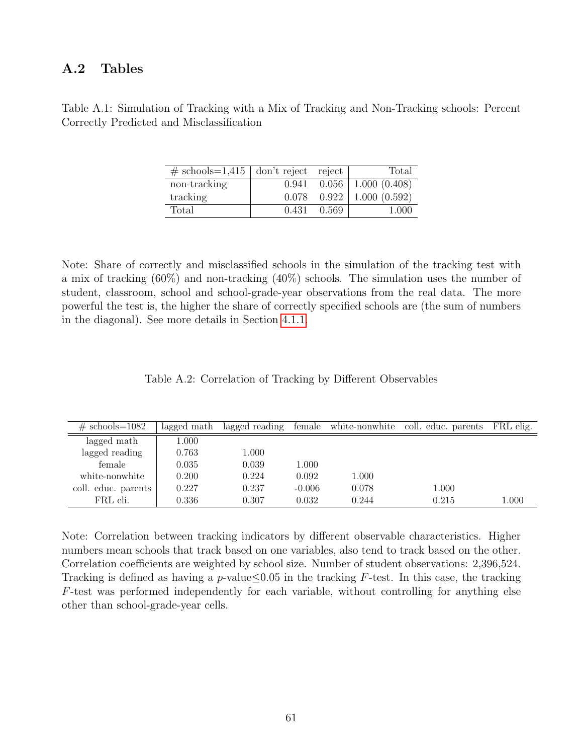## A.2 Tables

Table A.1: Simulation of Tracking with a Mix of Tracking and Non-Tracking schools: Percent Correctly Predicted and Misclassification

| # schools=1,415 | don't reject | reject | Total |
|---|---|---|---|
| non-tracking | 0.941 | 0.056 | 1.000 (0.408) |
| tracking | 0.078 | 0.922 | 1.000 (0.592) |
| Total | 0.431 | 0.569 | 1.000 |

Note: Share of correctly and misclassified schools in the simulation of the tracking test with a mix of tracking (60%) and non-tracking (40%) schools. The simulation uses the number of student, classroom, school and school-grade-year observations from the real data. The more powerful the test is, the higher the share of correctly specified schools are (the sum of numbers in the diagonal). See more details in Section 4.1.1.

Table A.2: Correlation of Tracking by Different Observables

| # schools=1082 | lagged math | lagged reading | female | white-nonwhite | coll. educ. parents | FRL elig. |
|---|---|---|---|---|---|---|
| lagged math | 1.000 | | | | | |
| lagged reading | 0.763 | 1.000 | | | | |
| female | 0.035 | 0.039 | 1.000 | | | |
| white-nonwhite | 0.200 | 0.224 | 0.092 | 1.000 | | |
| coll. educ. parents | 0.227 | 0.237 | -0.006 | 0.078 | 1.000 | |
| FRL eli. | 0.336 | 0.307 | 0.032 | 0.244 | 0.215 | 1.000 |

Note: Correlation between tracking indicators by different observable characteristics. Higher numbers mean schools that track based on one variables, also tend to track based on the other. Correlation coefficients are weighted by school size. Number of student observations: 2,396,524. Tracking is defined as having a $p$-value$\leq$0.05 in the tracking $F$-test. In this case, the tracking $F$-test was performed independently for each variable, without controlling for anything else other than school-grade-year cells.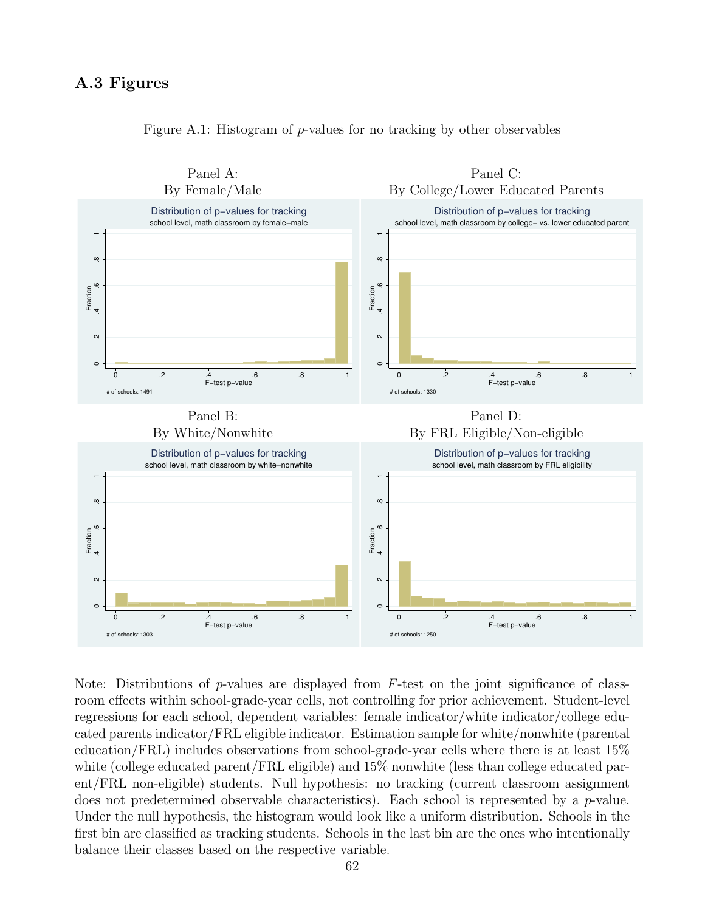### A.3 Figures

Figure A.1: Histogram of $p$-values for no tracking by other observables

Panel A:
By Female/Male

Panel C:
By College/Lower Educated Parents

Panel B:
By White/Nonwhite

Panel D:
By FRL Eligible/Non-eligible

Note: Distributions of $p$-values are displayed from $F$-test on the joint significance of classroom effects within school-grade-year cells, not controlling for prior achievement. Student-level regressions for each school, dependent variables: female indicator/white indicator/college educated parents indicator/FRL eligible indicator. Estimation sample for white/nonwhite (parental education/FRL) includes observations from school-grade-year cells where there is at least 15% white (college educated parent/FRL eligible) and 15% nonwhite (less than college educated parent/FRL non-eligible) students. Null hypothesis: no tracking (current classroom assignment does not predetermined observable characteristics). Each school is represented by a $p$-value. Under the null hypothesis, the histogram would look like a uniform distribution. Schools in the first bin are classified as tracking students. Schools in the last bin are the ones who intentionally balance their classes based on the respective variable.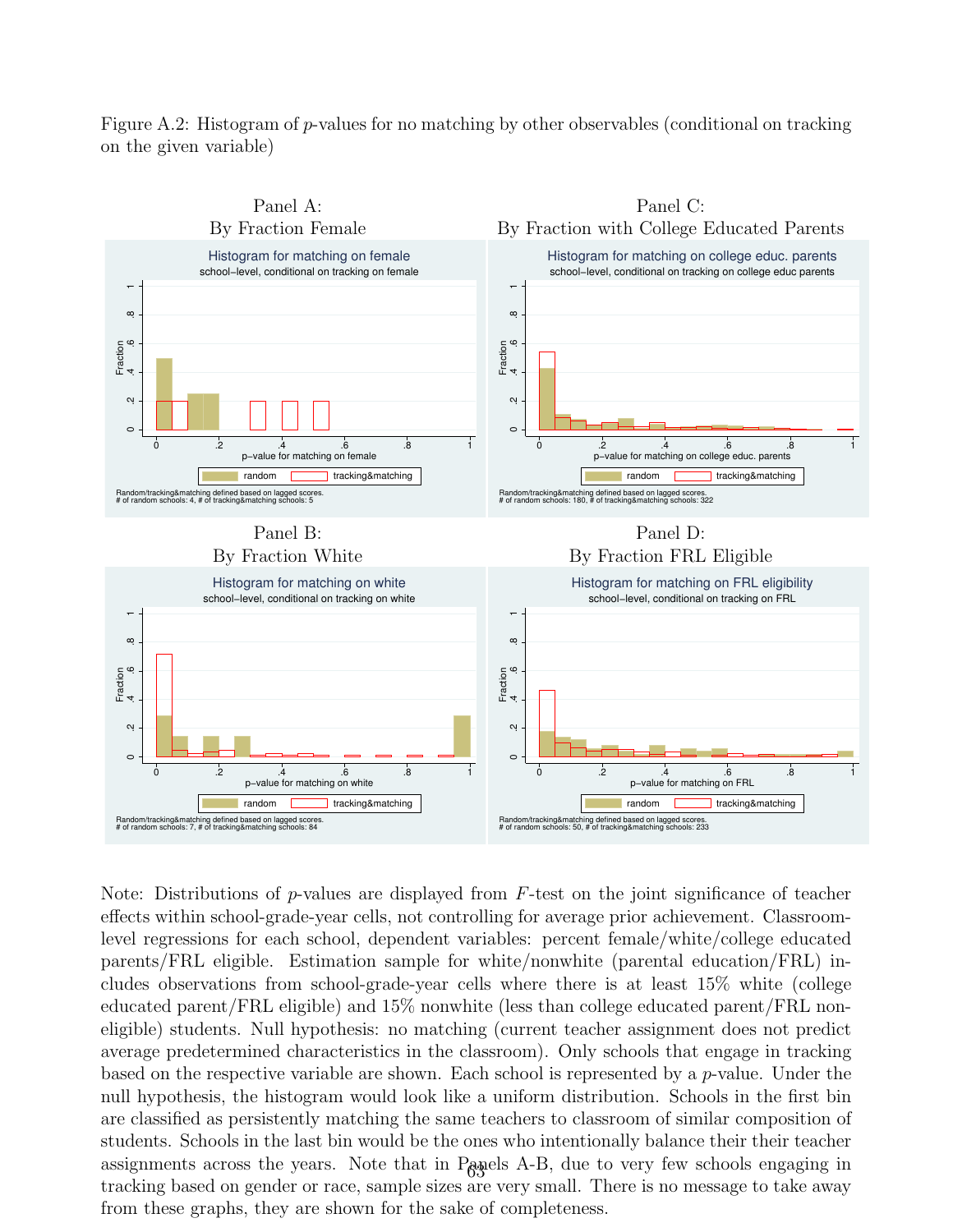Figure A.2: Histogram of $p$-values for no matching by other observables (conditional on tracking on the given variable)

Panel A:
By Fraction Female

Panel C:
By Fraction with College Educated Parents

Panel B:
By Fraction White

Panel D:
By Fraction FRL Eligible

Note: Distributions of $p$-values are displayed from $F$-test on the joint significance of teacher effects within school-grade-year cells, not controlling for average prior achievement. Classroom-level regressions for each school, dependent variables: percent female/white/college educated parents/FRL eligible. Estimation sample for white/nonwhite (parental education/FRL) includes observations from school-grade-year cells where there is at least 15% white (college educated parent/FRL eligible) and 15% nonwhite (less than college educated parent/FRL non-eligible) students. Null hypothesis: no matching (current teacher assignment does not predict average predetermined characteristics in the classroom). Only schools that engage in tracking based on the respective variable are shown. Each school is represented by a $p$-value. Under the null hypothesis, the histogram would look like a uniform distribution. Schools in the first bin are classified as persistently matching the same teachers to classroom of similar composition of students. Schools in the last bin would be the ones who intentionally balance their their teacher assignments across the years. Note that in Panels A-B, due to very few schools engaging in tracking based on gender or race, sample sizes are very small. There is no message to take away from these graphs, they are shown for the sake of completeness.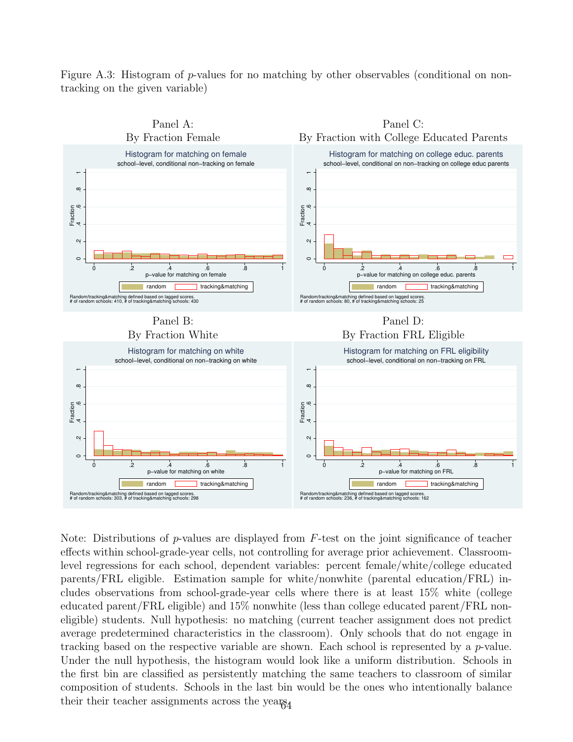Figure A.3: Histogram of $p$-values for no matching by other observables (conditional on non-tracking on the given variable)

Panel A:
By Fraction Female

Histogram for matching on female
school-level, conditional non-tracking on female

Random/tracking&matching defined based on lagged scores.
# of random schools: 410, # of tracking&matching schools: 430

Panel C:
By Fraction with College Educated Parents

Histogram for matching on college educ. parents
school-level, conditional on non-tracking on college educ parents

Random/tracking&matching defined based on lagged scores.
# of random schools: 80, # of tracking&matching schools: 25

Panel B:
By Fraction White

Histogram for matching on white
school-level, conditional on non-tracking on white

Random/tracking&matching defined based on lagged scores.
# of random schools: 303, # of tracking&matching schools: 298

Panel D:
By Fraction FRL Eligible

Histogram for matching on FRL eligibility
school-level, conditional on non-tracking on FRL

Random/tracking&matching defined based on lagged scores.
# of random schools: 236, # of tracking&matching schools: 162

Note: Distributions of $p$-values are displayed from $F$-test on the joint significance of teacher effects within school-grade-year cells, not controlling for average prior achievement. Classroom-level regressions for each school, dependent variables: percent female/white/college educated parents/FRL eligible. Estimation sample for white/nonwhite (parental education/FRL) includes observations from school-grade-year cells where there is at least 15% white (college educated parent/FRL eligible) and 15% nonwhite (less than college educated parent/FRL non-eligible) students. Null hypothesis: no matching (current teacher assignment does not predict average predetermined characteristics in the classroom). Only schools that do not engage in tracking based on the respective variable are shown. Each school is represented by a $p$-value. Under the null hypothesis, the histogram would look like a uniform distribution. Schools in the first bin are classified as persistently matching the same teachers to classroom of similar composition of students. Schools in the last bin would be the ones who intentionally balance their their teacher assignments across the years.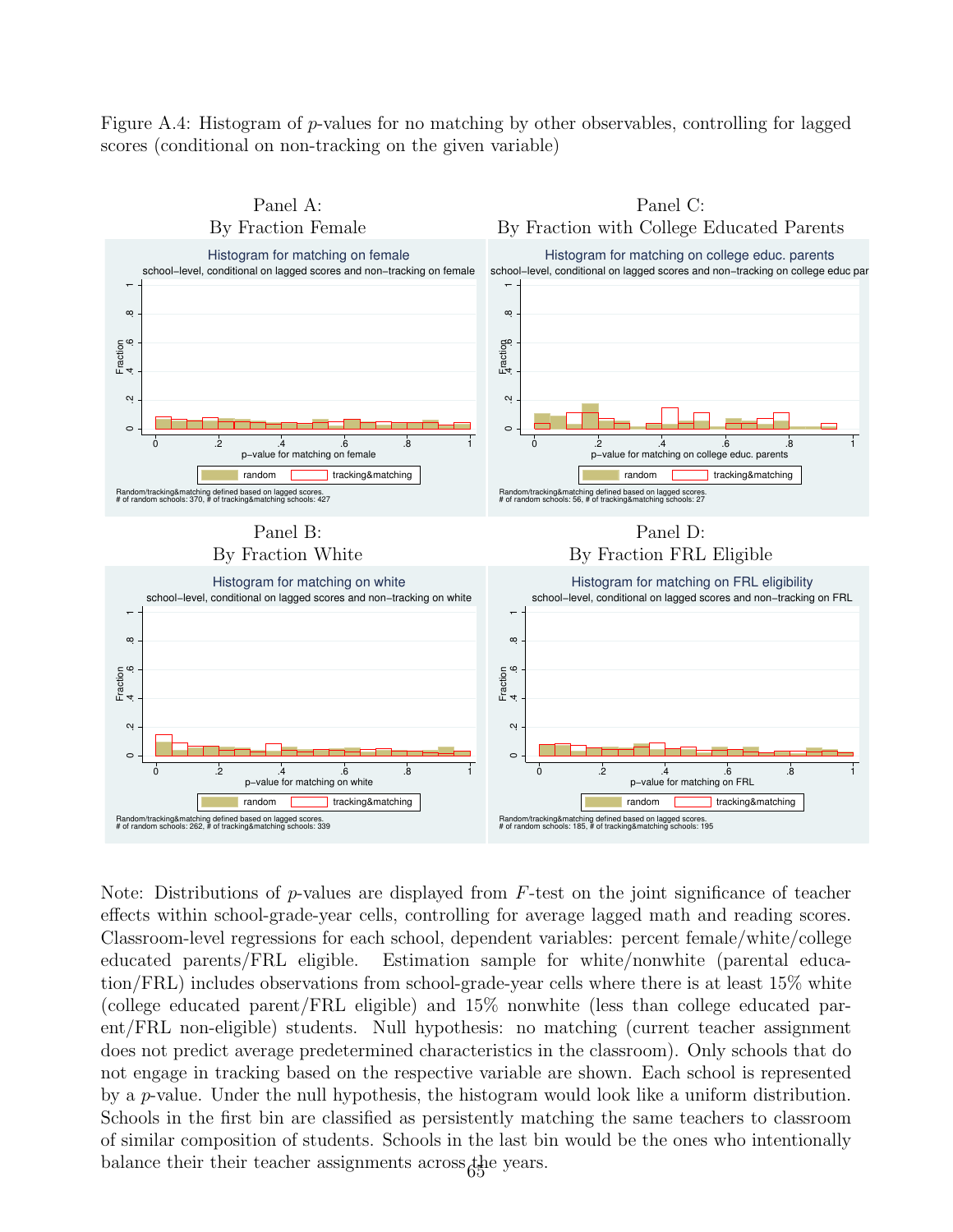Figure A.4: Histogram of $p$-values for no matching by other observables, controlling for lagged scores (conditional on non-tracking on the given variable)

Panel A:
By Fraction Female

Histogram for matching on female
school−level, conditional on lagged scores and non−tracking on female

Fraction
0 .2 .4 .6 .8 1
p−value for matching on female
random tracking&matching
Random/tracking&matching defined based on lagged scores.
# of random schools: 370, # of tracking&matching schools: 427

Panel C:
By Fraction with College Educated Parents

Histogram for matching on college educ. parents
school−level, conditional on lagged scores and non−tracking on college educ par

Fraction
0 .2 .4 .6 .8 1
p−value for matching on college educ. parents
random tracking&matching
Random/tracking&matching defined based on lagged scores.
# of random schools: 56, # of tracking&matching schools: 27

Panel B:
By Fraction White

Histogram for matching on white
school−level, conditional on lagged scores and non−tracking on white

Fraction
0 .2 .4 .6 .8 1
p−value for matching on white
random tracking&matching
Random/tracking&matching defined based on lagged scores.
# of random schools: 262, # of tracking&matching schools: 339

Panel D:
By Fraction FRL Eligible

Histogram for matching on FRL eligibility
school−level, conditional on lagged scores and non−tracking on FRL

Fraction
0 .2 .4 .6 .8 1
p−value for matching on FRL
random tracking&matching
Random/tracking&matching defined based on lagged scores.
# of random schools: 185, # of tracking&matching schools: 195

Note: Distributions of $p$-values are displayed from $F$-test on the joint significance of teacher effects within school-grade-year cells, controlling for average lagged math and reading scores. Classroom-level regressions for each school, dependent variables: percent female/white/college educated parents/FRL eligible. Estimation sample for white/nonwhite (parental education/FRL) includes observations from school-grade-year cells where there is at least 15% white (college educated parent/FRL eligible) and 15% nonwhite (less than college educated parent/FRL non-eligible) students. Null hypothesis: no matching (current teacher assignment does not predict average predetermined characteristics in the classroom). Only schools that do not engage in tracking based on the respective variable are shown. Each school is represented by a $p$-value. Under the null hypothesis, the histogram would look like a uniform distribution. Schools in the first bin are classified as persistently matching the same teachers to classroom of similar composition of students. Schools in the last bin would be the ones who intentionally balance their their teacher assignments across the years.